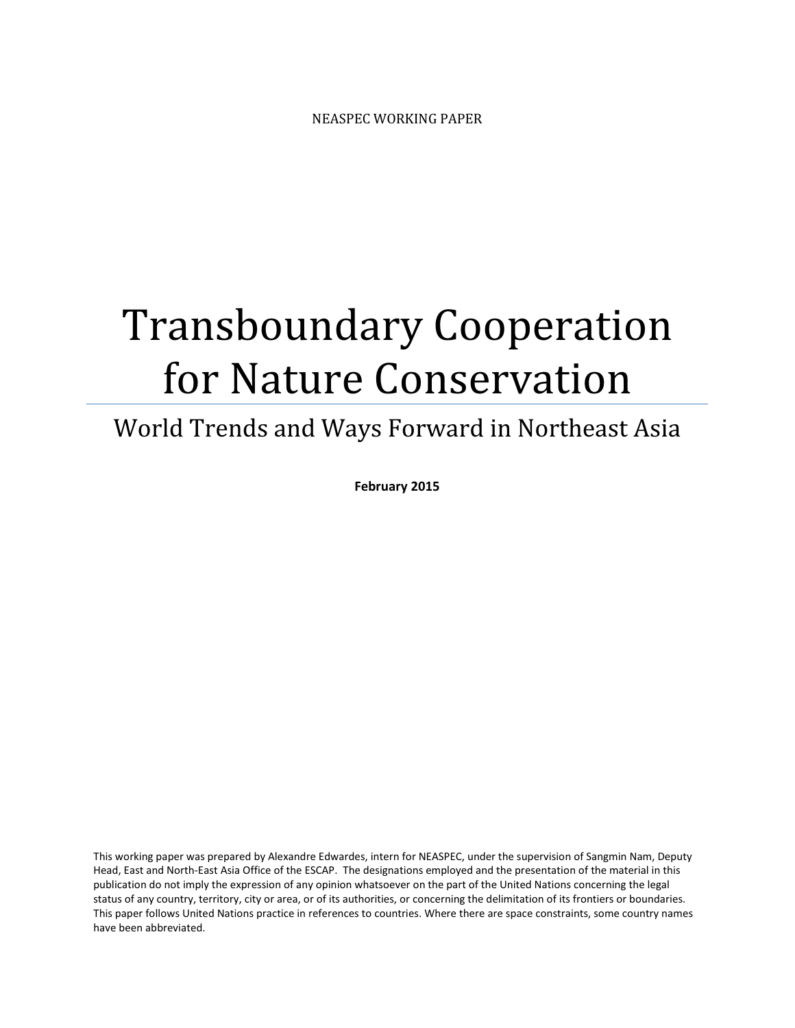NEASPEC WORKING PAPER

# Transboundary Cooperation for Nature Conservation

## World Trends and Ways Forward in Northeast Asia

**February 2015**

This working paper was prepared by Alexandre Edwardes, intern for NEASPEC, under the supervision of Sangmin Nam, Deputy Head, East and North-East Asia Office of the ESCAP. The designations employed and the presentation of the material in this publication do not imply the expression of any opinion whatsoever on the part of the United Nations concerning the legal status of any country, territory, city or area, or of its authorities, or concerning the delimitation of its frontiers or boundaries. This paper follows United Nations practice in references to countries. Where there are space constraints, some country names have been abbreviated.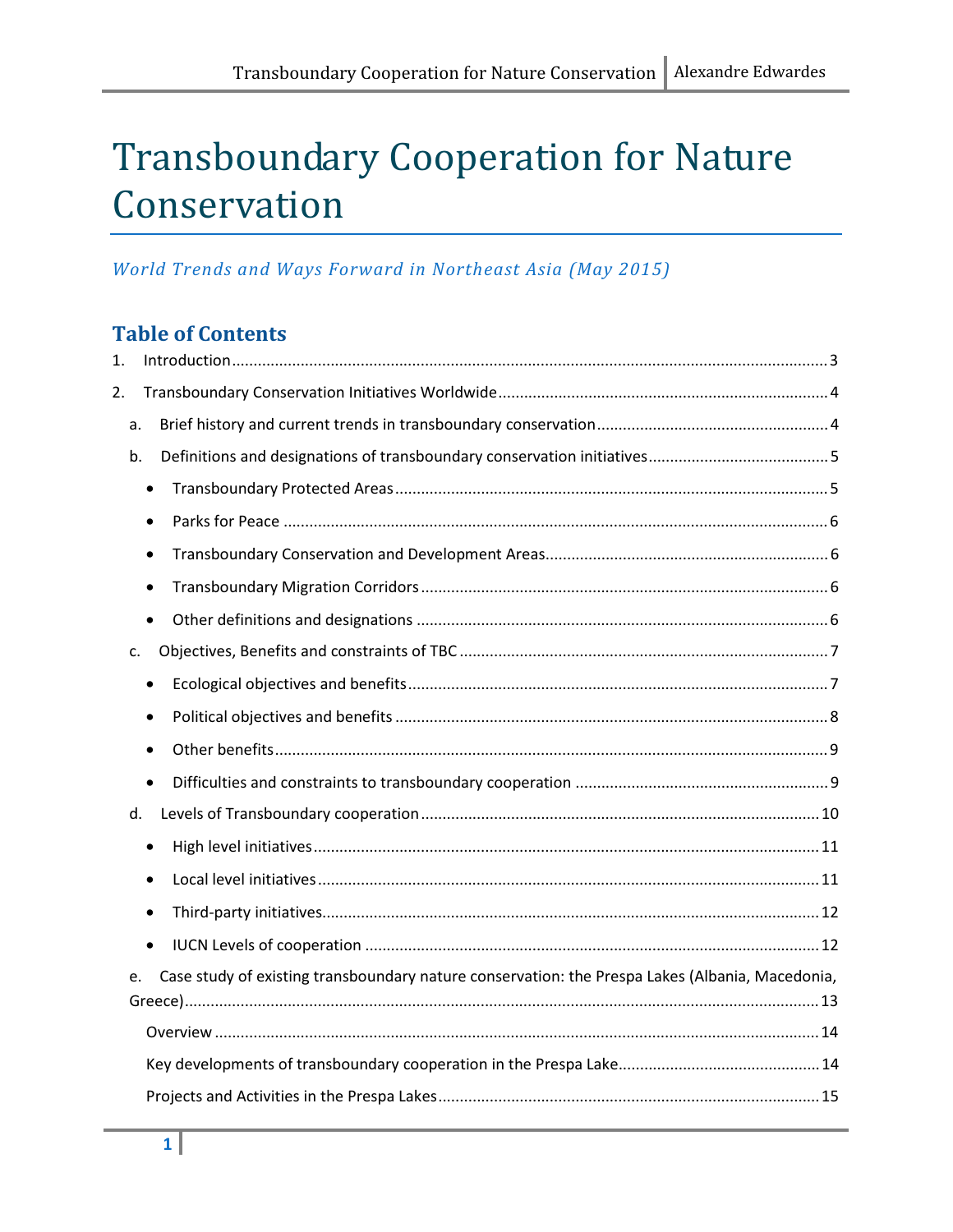# Transboundary Cooperation for Nature Conservation

*World Trends and Ways Forward in Northeast Asia (May 2015)*

## Table of Contents

1. Introduction ... 3
2. Transboundary Conservation Initiatives Worldwide ... 4
   - a. Brief history and current trends in transboundary conservation ... 4
   - b. Definitions and designations of transboundary conservation initiatives ... 5
     - Transboundary Protected Areas ... 5
     - Parks for Peace ... 6
     - Transboundary Conservation and Development Areas ... 6
     - Transboundary Migration Corridors ... 6
     - Other definitions and designations ... 6
   - c. Objectives, Benefits and constraints of TBC ... 7
     - Ecological objectives and benefits ... 7
     - Political objectives and benefits ... 8
     - Other benefits ... 9
     - Difficulties and constraints to transboundary cooperation ... 9
   - d. Levels of Transboundary cooperation ... 10
     - High level initiatives ... 11
     - Local level initiatives ... 11
     - Third-party initiatives ... 12
     - IUCN Levels of cooperation ... 12
   - e. Case study of existing transboundary nature conservation: the Prespa Lakes (Albania, Macedonia, Greece) ... 13
     - Overview ... 14
     - Key developments of transboundary cooperation in the Prespa Lake ... 14
     - Projects and Activities in the Prespa Lakes ... 15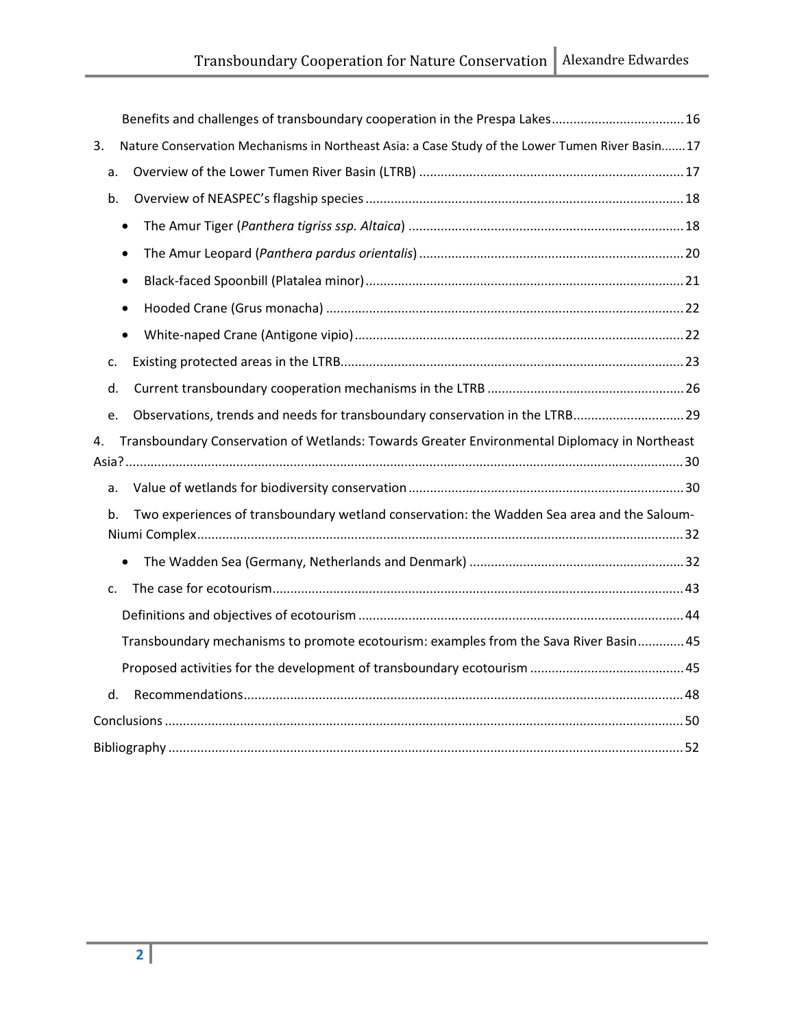Benefits and challenges of transboundary cooperation in the Prespa Lakes ..................................... 16

3. Nature Conservation Mechanisms in Northeast Asia: a Case Study of the Lower Tumen River Basin....... 17

   a. Overview of the Lower Tumen River Basin (LTRB) ......................................................................... 17

   b. Overview of NEASPEC's flagship species ........................................................................................ 18

      - The Amur Tiger (*Panthera tigriss ssp. Altaica*) ............................................................................ 18
      - The Amur Leopard (*Panthera pardus orientalis*) ......................................................................... 20
      - Black-faced Spoonbill (Platalea minor) ........................................................................................ 21
      - Hooded Crane (Grus monacha) ................................................................................................... 22
      - White-naped Crane (Antigone vipio) ........................................................................................... 22

   c. Existing protected areas in the LTRB............................................................................................... 23

   d. Current transboundary cooperation mechanisms in the LTRB ....................................................... 26

   e. Observations, trends and needs for transboundary conservation in the LTRB............................... 29

4. Transboundary Conservation of Wetlands: Towards Greater Environmental Diplomacy in Northeast Asia? ........................................................................................................................................... 30

   a. Value of wetlands for biodiversity conservation ............................................................................ 30

   b. Two experiences of transboundary wetland conservation: the Wadden Sea area and the Saloum-Niumi Complex ....................................................................................................................... 32

      - The Wadden Sea (Germany, Netherlands and Denmark) ............................................................ 32

   c. The case for ecotourism.................................................................................................................. 43

      Definitions and objectives of ecotourism .......................................................................................... 44

      Transboundary mechanisms to promote ecotourism: examples from the Sava River Basin............. 45

      Proposed activities for the development of transboundary ecotourism ........................................... 45

   d. Recommendations.......................................................................................................................... 48

Conclusions ............................................................................................................................................... 50

Bibliography .............................................................................................................................................. 52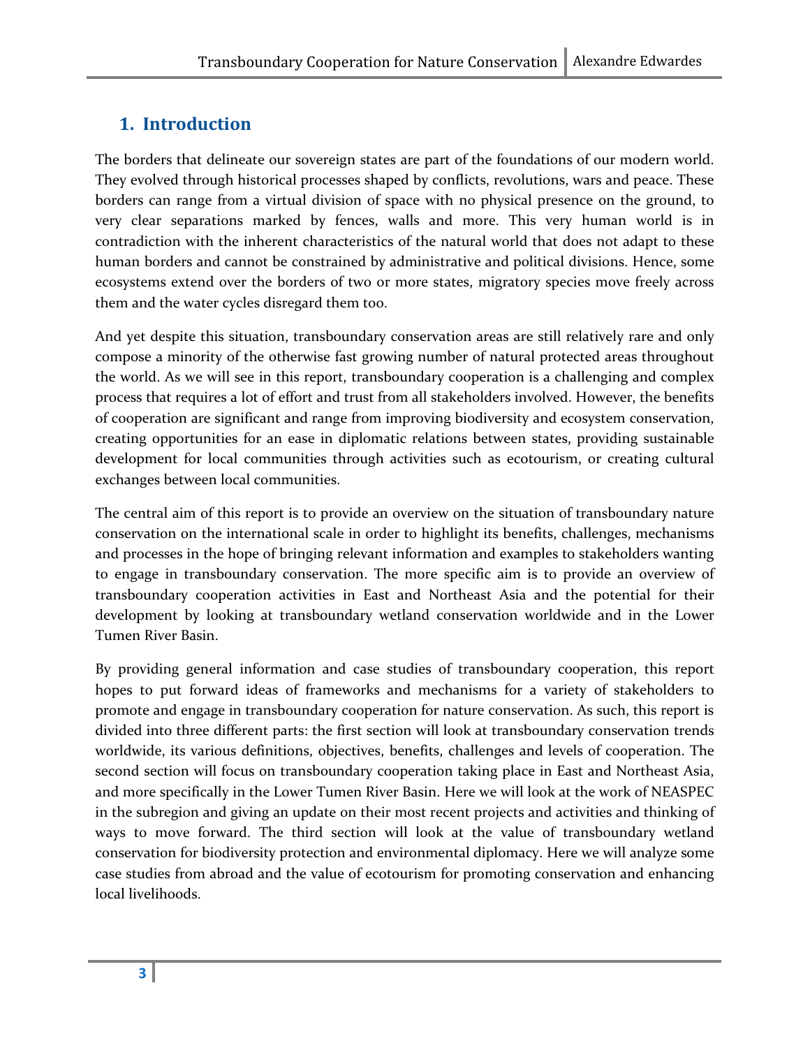# 1. Introduction

The borders that delineate our sovereign states are part of the foundations of our modern world. They evolved through historical processes shaped by conflicts, revolutions, wars and peace. These borders can range from a virtual division of space with no physical presence on the ground, to very clear separations marked by fences, walls and more. This very human world is in contradiction with the inherent characteristics of the natural world that does not adapt to these human borders and cannot be constrained by administrative and political divisions. Hence, some ecosystems extend over the borders of two or more states, migratory species move freely across them and the water cycles disregard them too.

And yet despite this situation, transboundary conservation areas are still relatively rare and only compose a minority of the otherwise fast growing number of natural protected areas throughout the world. As we will see in this report, transboundary cooperation is a challenging and complex process that requires a lot of effort and trust from all stakeholders involved. However, the benefits of cooperation are significant and range from improving biodiversity and ecosystem conservation, creating opportunities for an ease in diplomatic relations between states, providing sustainable development for local communities through activities such as ecotourism, or creating cultural exchanges between local communities.

The central aim of this report is to provide an overview on the situation of transboundary nature conservation on the international scale in order to highlight its benefits, challenges, mechanisms and processes in the hope of bringing relevant information and examples to stakeholders wanting to engage in transboundary conservation. The more specific aim is to provide an overview of transboundary cooperation activities in East and Northeast Asia and the potential for their development by looking at transboundary wetland conservation worldwide and in the Lower Tumen River Basin.

By providing general information and case studies of transboundary cooperation, this report hopes to put forward ideas of frameworks and mechanisms for a variety of stakeholders to promote and engage in transboundary cooperation for nature conservation. As such, this report is divided into three different parts: the first section will look at transboundary conservation trends worldwide, its various definitions, objectives, benefits, challenges and levels of cooperation. The second section will focus on transboundary cooperation taking place in East and Northeast Asia, and more specifically in the Lower Tumen River Basin. Here we will look at the work of NEASPEC in the subregion and giving an update on their most recent projects and activities and thinking of ways to move forward. The third section will look at the value of transboundary wetland conservation for biodiversity protection and environmental diplomacy. Here we will analyze some case studies from abroad and the value of ecotourism for promoting conservation and enhancing local livelihoods.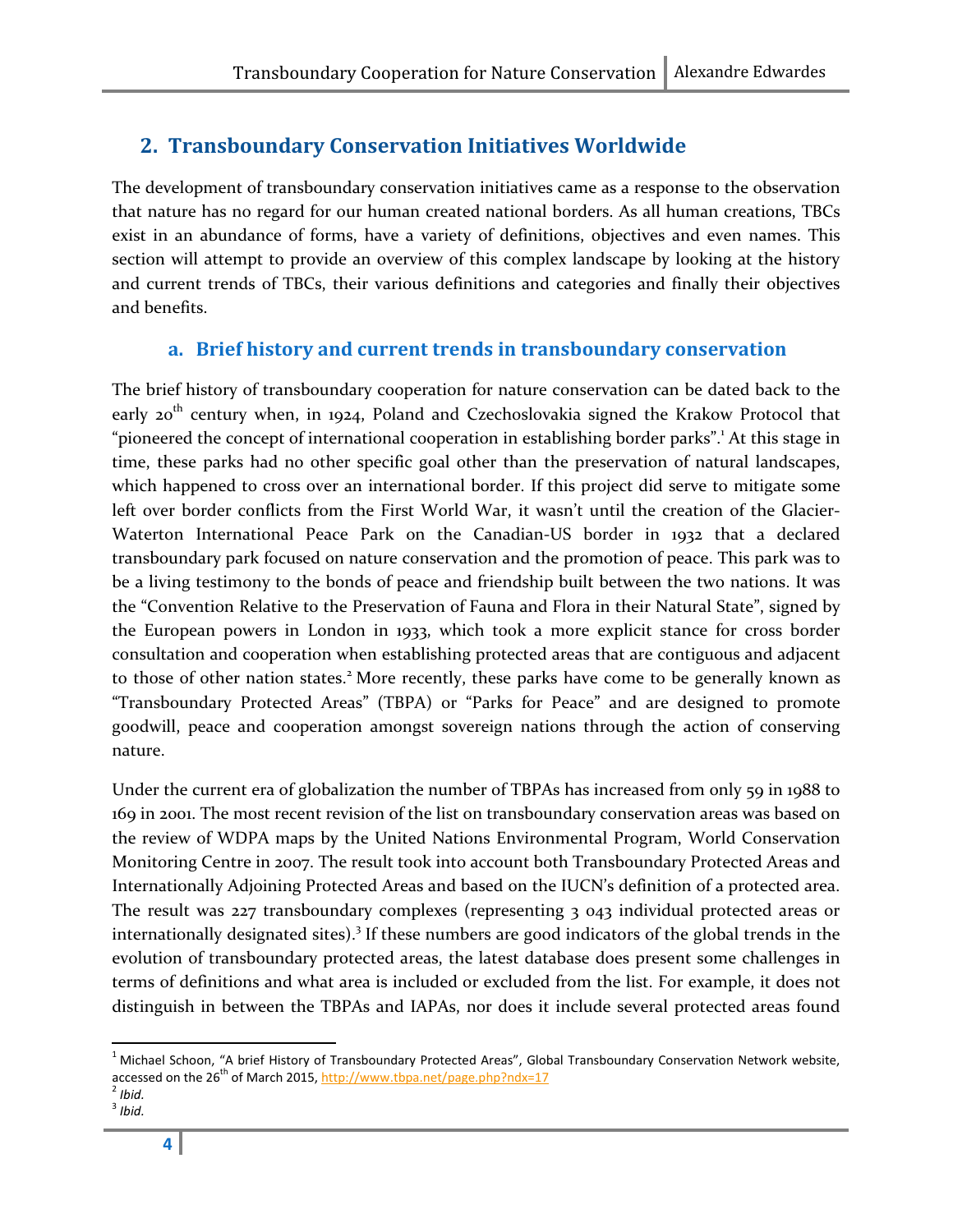## 2. Transboundary Conservation Initiatives Worldwide

The development of transboundary conservation initiatives came as a response to the observation that nature has no regard for our human created national borders. As all human creations, TBCs exist in an abundance of forms, have a variety of definitions, objectives and even names. This section will attempt to provide an overview of this complex landscape by looking at the history and current trends of TBCs, their various definitions and categories and finally their objectives and benefits.

### a. Brief history and current trends in transboundary conservation

The brief history of transboundary cooperation for nature conservation can be dated back to the early 20th century when, in 1924, Poland and Czechoslovakia signed the Krakow Protocol that "pioneered the concept of international cooperation in establishing border parks".[1] At this stage in time, these parks had no other specific goal other than the preservation of natural landscapes, which happened to cross over an international border. If this project did serve to mitigate some left over border conflicts from the First World War, it wasn't until the creation of the Glacier-Waterton International Peace Park on the Canadian-US border in 1932 that a declared transboundary park focused on nature conservation and the promotion of peace. This park was to be a living testimony to the bonds of peace and friendship built between the two nations. It was the "Convention Relative to the Preservation of Fauna and Flora in their Natural State", signed by the European powers in London in 1933, which took a more explicit stance for cross border consultation and cooperation when establishing protected areas that are contiguous and adjacent to those of other nation states.[2] More recently, these parks have come to be generally known as "Transboundary Protected Areas" (TBPA) or "Parks for Peace" and are designed to promote goodwill, peace and cooperation amongst sovereign nations through the action of conserving nature.

Under the current era of globalization the number of TBPAs has increased from only 59 in 1988 to 169 in 2001. The most recent revision of the list on transboundary conservation areas was based on the review of WDPA maps by the United Nations Environmental Program, World Conservation Monitoring Centre in 2007. The result took into account both Transboundary Protected Areas and Internationally Adjoining Protected Areas and based on the IUCN's definition of a protected area. The result was 227 transboundary complexes (representing 3 043 individual protected areas or internationally designated sites).[3] If these numbers are good indicators of the global trends in the evolution of transboundary protected areas, the latest database does present some challenges in terms of definitions and what area is included or excluded from the list. For example, it does not distinguish in between the TBPAs and IAPAs, nor does it include several protected areas found

---

[1] Michael Schoon, "A brief History of Transboundary Protected Areas", Global Transboundary Conservation Network website, accessed on the 26th of March 2015, http://www.tbpa.net/page.php?ndx=17

[2] *Ibid.*

[3] *Ibid.*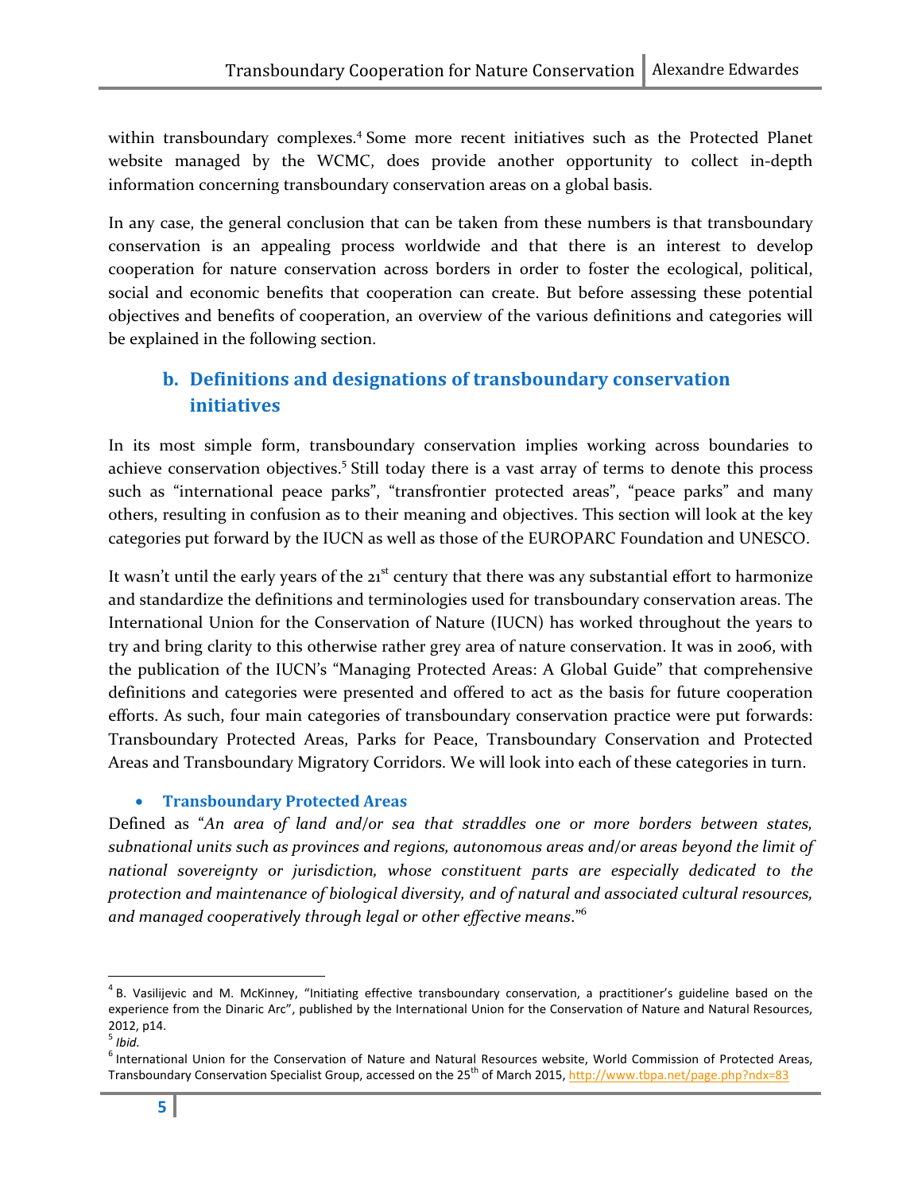within transboundary complexes.[4] Some more recent initiatives such as the Protected Planet website managed by the WCMC, does provide another opportunity to collect in-depth information concerning transboundary conservation areas on a global basis.

In any case, the general conclusion that can be taken from these numbers is that transboundary conservation is an appealing process worldwide and that there is an interest to develop cooperation for nature conservation across borders in order to foster the ecological, political, social and economic benefits that cooperation can create. But before assessing these potential objectives and benefits of cooperation, an overview of the various definitions and categories will be explained in the following section.

## b. Definitions and designations of transboundary conservation initiatives

In its most simple form, transboundary conservation implies working across boundaries to achieve conservation objectives.[5] Still today there is a vast array of terms to denote this process such as "international peace parks", "transfrontier protected areas", "peace parks" and many others, resulting in confusion as to their meaning and objectives. This section will look at the key categories put forward by the IUCN as well as those of the EUROPARC Foundation and UNESCO.

It wasn't until the early years of the 21st century that there was any substantial effort to harmonize and standardize the definitions and terminologies used for transboundary conservation areas. The International Union for the Conservation of Nature (IUCN) has worked throughout the years to try and bring clarity to this otherwise rather grey area of nature conservation. It was in 2006, with the publication of the IUCN's "Managing Protected Areas: A Global Guide" that comprehensive definitions and categories were presented and offered to act as the basis for future cooperation efforts. As such, four main categories of transboundary conservation practice were put forwards: Transboundary Protected Areas, Parks for Peace, Transboundary Conservation and Protected Areas and Transboundary Migratory Corridors. We will look into each of these categories in turn.

- **Transboundary Protected Areas**

Defined as "*An area of land and/or sea that straddles one or more borders between states, subnational units such as provinces and regions, autonomous areas and/or areas beyond the limit of national sovereignty or jurisdiction, whose constituent parts are especially dedicated to the protection and maintenance of biological diversity, and of natural and associated cultural resources, and managed cooperatively through legal or other effective means*."[6]

---

[4] B. Vasilijevic and M. McKinney, "Initiating effective transboundary conservation, a practitioner's guideline based on the experience from the Dinaric Arc", published by the International Union for the Conservation of Nature and Natural Resources, 2012, p14.

[5] *Ibid.*

[6] International Union for the Conservation of Nature and Natural Resources website, World Commission of Protected Areas, Transboundary Conservation Specialist Group, accessed on the 25th of March 2015, http://www.tbpa.net/page.php?ndx=83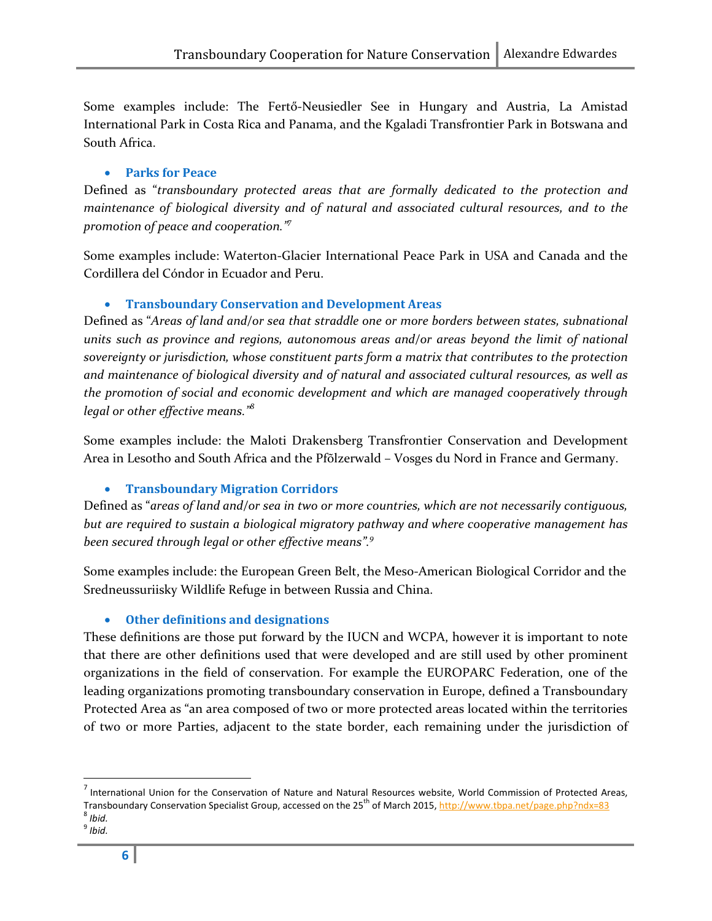Some examples include: The Fertő-Neusiedler See in Hungary and Austria, La Amistad International Park in Costa Rica and Panama, and the Kgaladi Transfrontier Park in Botswana and South Africa.

- **Parks for Peace**

Defined as "*transboundary protected areas that are formally dedicated to the protection and maintenance of biological diversity and of natural and associated cultural resources, and to the promotion of peace and cooperation.*"[7]

Some examples include: Waterton-Glacier International Peace Park in USA and Canada and the Cordillera del Cóndor in Ecuador and Peru.

- **Transboundary Conservation and Development Areas**

Defined as "*Areas of land and/or sea that straddle one or more borders between states, subnational units such as province and regions, autonomous areas and/or areas beyond the limit of national sovereignty or jurisdiction, whose constituent parts form a matrix that contributes to the protection and maintenance of biological diversity and of natural and associated cultural resources, as well as the promotion of social and economic development and which are managed cooperatively through legal or other effective means.*"[8]

Some examples include: the Maloti Drakensberg Transfrontier Conservation and Development Area in Lesotho and South Africa and the Pfõlzerwald – Vosges du Nord in France and Germany.

- **Transboundary Migration Corridors**

Defined as "*areas of land and/or sea in two or more countries, which are not necessarily contiguous, but are required to sustain a biological migratory pathway and where cooperative management has been secured through legal or other effective means*".[9]

Some examples include: the European Green Belt, the Meso-American Biological Corridor and the Sredneussuriisky Wildlife Refuge in between Russia and China.

- **Other definitions and designations**

These definitions are those put forward by the IUCN and WCPA, however it is important to note that there are other definitions used that were developed and are still used by other prominent organizations in the field of conservation. For example the EUROPARC Federation, one of the leading organizations promoting transboundary conservation in Europe, defined a Transboundary Protected Area as "an area composed of two or more protected areas located within the territories of two or more Parties, adjacent to the state border, each remaining under the jurisdiction of

---

[7] International Union for the Conservation of Nature and Natural Resources website, World Commission of Protected Areas, Transboundary Conservation Specialist Group, accessed on the 25th of March 2015, http://www.tbpa.net/page.php?ndx=83

[8] *Ibid.*

[9] *Ibid.*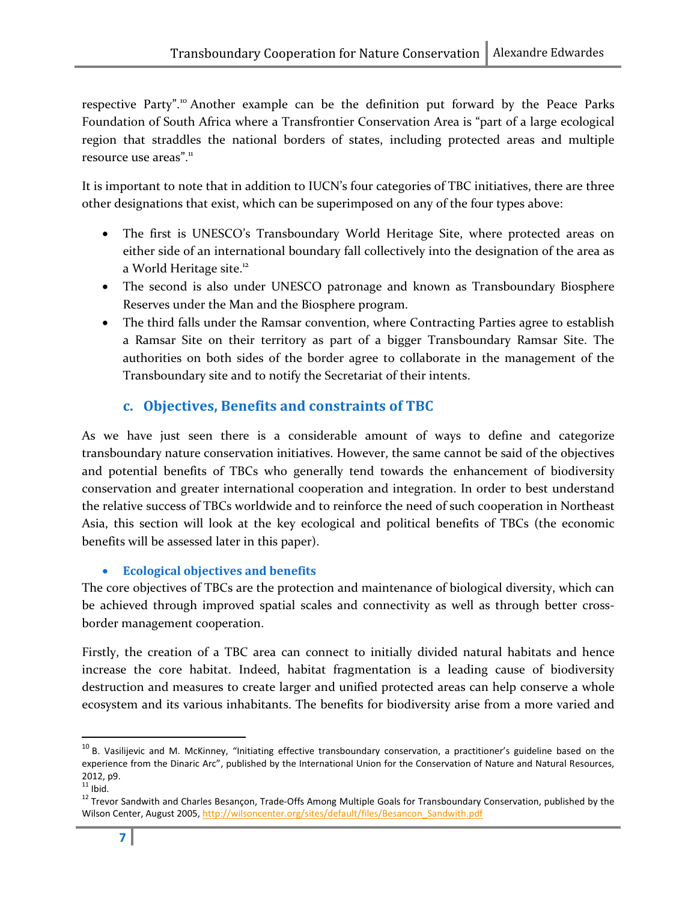respective Party".[10] Another example can be the definition put forward by the Peace Parks Foundation of South Africa where a Transfrontier Conservation Area is "part of a large ecological region that straddles the national borders of states, including protected areas and multiple resource use areas".[11]

It is important to note that in addition to IUCN's four categories of TBC initiatives, there are three other designations that exist, which can be superimposed on any of the four types above:

- The first is UNESCO's Transboundary World Heritage Site, where protected areas on either side of an international boundary fall collectively into the designation of the area as a World Heritage site.[12]
- The second is also under UNESCO patronage and known as Transboundary Biosphere Reserves under the Man and the Biosphere program.
- The third falls under the Ramsar convention, where Contracting Parties agree to establish a Ramsar Site on their territory as part of a bigger Transboundary Ramsar Site. The authorities on both sides of the border agree to collaborate in the management of the Transboundary site and to notify the Secretariat of their intents.

### c. Objectives, Benefits and constraints of TBC

As we have just seen there is a considerable amount of ways to define and categorize transboundary nature conservation initiatives. However, the same cannot be said of the objectives and potential benefits of TBCs who generally tend towards the enhancement of biodiversity conservation and greater international cooperation and integration. In order to best understand the relative success of TBCs worldwide and to reinforce the need of such cooperation in Northeast Asia, this section will look at the key ecological and political benefits of TBCs (the economic benefits will be assessed later in this paper).

- **Ecological objectives and benefits**

The core objectives of TBCs are the protection and maintenance of biological diversity, which can be achieved through improved spatial scales and connectivity as well as through better cross-border management cooperation.

Firstly, the creation of a TBC area can connect to initially divided natural habitats and hence increase the core habitat. Indeed, habitat fragmentation is a leading cause of biodiversity destruction and measures to create larger and unified protected areas can help conserve a whole ecosystem and its various inhabitants. The benefits for biodiversity arise from a more varied and

---

[10] B. Vasilijevic and M. McKinney, "Initiating effective transboundary conservation, a practitioner's guideline based on the experience from the Dinaric Arc", published by the International Union for the Conservation of Nature and Natural Resources, 2012, p9.

[11] Ibid.

[12] Trevor Sandwith and Charles Besançon, Trade-Offs Among Multiple Goals for Transboundary Conservation, published by the Wilson Center, August 2005, http://wilsoncenter.org/sites/default/files/Besancon_Sandwith.pdf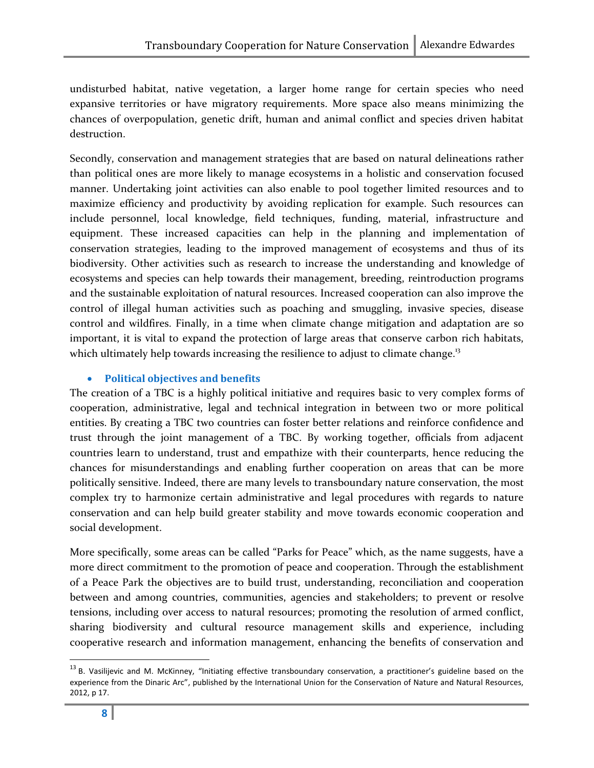undisturbed habitat, native vegetation, a larger home range for certain species who need expansive territories or have migratory requirements. More space also means minimizing the chances of overpopulation, genetic drift, human and animal conflict and species driven habitat destruction.

Secondly, conservation and management strategies that are based on natural delineations rather than political ones are more likely to manage ecosystems in a holistic and conservation focused manner. Undertaking joint activities can also enable to pool together limited resources and to maximize efficiency and productivity by avoiding replication for example. Such resources can include personnel, local knowledge, field techniques, funding, material, infrastructure and equipment. These increased capacities can help in the planning and implementation of conservation strategies, leading to the improved management of ecosystems and thus of its biodiversity. Other activities such as research to increase the understanding and knowledge of ecosystems and species can help towards their management, breeding, reintroduction programs and the sustainable exploitation of natural resources. Increased cooperation can also improve the control of illegal human activities such as poaching and smuggling, invasive species, disease control and wildfires. Finally, in a time when climate change mitigation and adaptation are so important, it is vital to expand the protection of large areas that conserve carbon rich habitats, which ultimately help towards increasing the resilience to adjust to climate change.[13]

- **Political objectives and benefits**

The creation of a TBC is a highly political initiative and requires basic to very complex forms of cooperation, administrative, legal and technical integration in between two or more political entities. By creating a TBC two countries can foster better relations and reinforce confidence and trust through the joint management of a TBC. By working together, officials from adjacent countries learn to understand, trust and empathize with their counterparts, hence reducing the chances for misunderstandings and enabling further cooperation on areas that can be more politically sensitive. Indeed, there are many levels to transboundary nature conservation, the most complex try to harmonize certain administrative and legal procedures with regards to nature conservation and can help build greater stability and move towards economic cooperation and social development.

More specifically, some areas can be called "Parks for Peace" which, as the name suggests, have a more direct commitment to the promotion of peace and cooperation. Through the establishment of a Peace Park the objectives are to build trust, understanding, reconciliation and cooperation between and among countries, communities, agencies and stakeholders; to prevent or resolve tensions, including over access to natural resources; promoting the resolution of armed conflict, sharing biodiversity and cultural resource management skills and experience, including cooperative research and information management, enhancing the benefits of conservation and

[13] B. Vasilijevic and M. McKinney, "Initiating effective transboundary conservation, a practitioner's guideline based on the experience from the Dinaric Arc", published by the International Union for the Conservation of Nature and Natural Resources, 2012, p 17.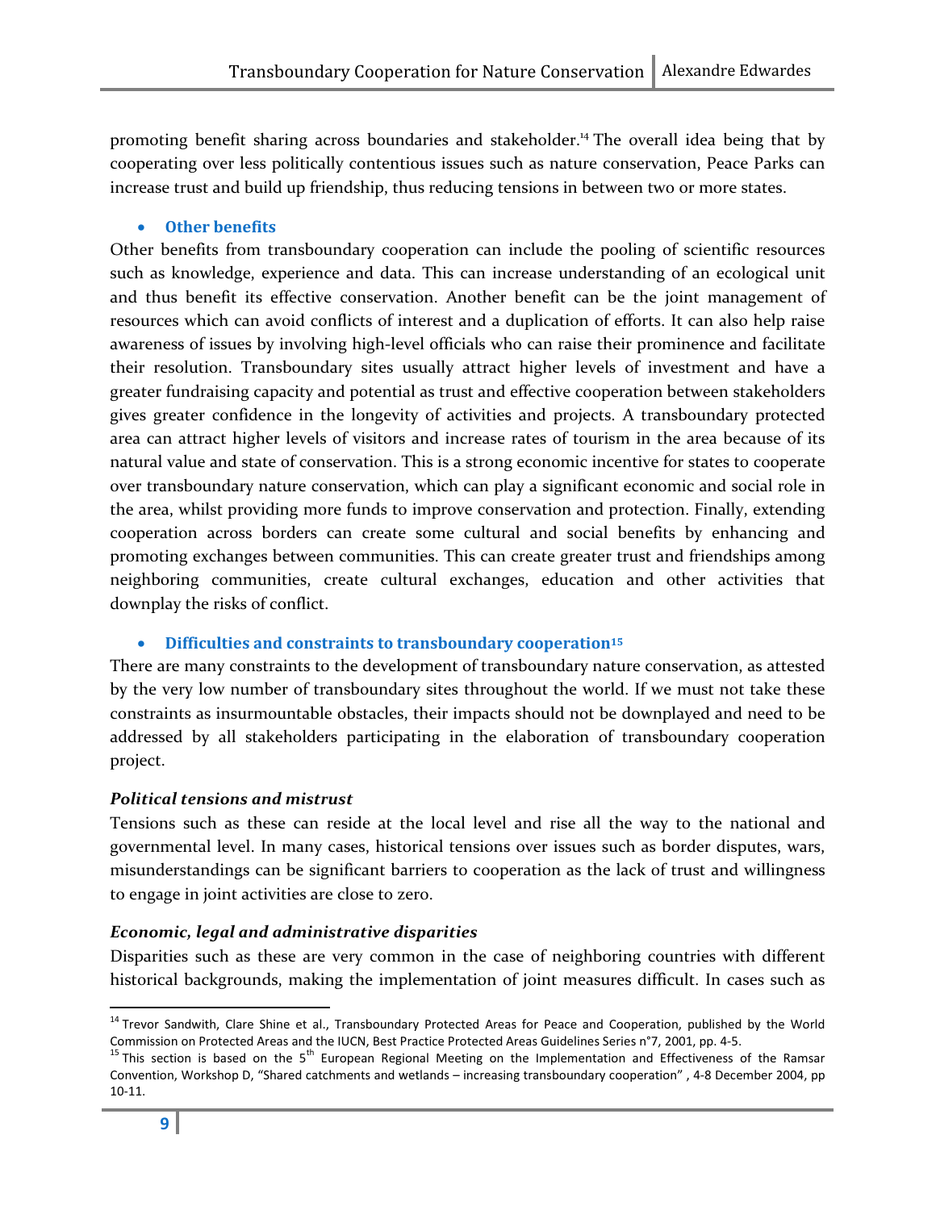promoting benefit sharing across boundaries and stakeholder.[14] The overall idea being that by cooperating over less politically contentious issues such as nature conservation, Peace Parks can increase trust and build up friendship, thus reducing tensions in between two or more states.

- **Other benefits**

Other benefits from transboundary cooperation can include the pooling of scientific resources such as knowledge, experience and data. This can increase understanding of an ecological unit and thus benefit its effective conservation. Another benefit can be the joint management of resources which can avoid conflicts of interest and a duplication of efforts. It can also help raise awareness of issues by involving high-level officials who can raise their prominence and facilitate their resolution. Transboundary sites usually attract higher levels of investment and have a greater fundraising capacity and potential as trust and effective cooperation between stakeholders gives greater confidence in the longevity of activities and projects. A transboundary protected area can attract higher levels of visitors and increase rates of tourism in the area because of its natural value and state of conservation. This is a strong economic incentive for states to cooperate over transboundary nature conservation, which can play a significant economic and social role in the area, whilst providing more funds to improve conservation and protection. Finally, extending cooperation across borders can create some cultural and social benefits by enhancing and promoting exchanges between communities. This can create greater trust and friendships among neighboring communities, create cultural exchanges, education and other activities that downplay the risks of conflict.

- **Difficulties and constraints to transboundary cooperation[15]**

There are many constraints to the development of transboundary nature conservation, as attested by the very low number of transboundary sites throughout the world. If we must not take these constraints as insurmountable obstacles, their impacts should not be downplayed and need to be addressed by all stakeholders participating in the elaboration of transboundary cooperation project.

***Political tensions and mistrust***

Tensions such as these can reside at the local level and rise all the way to the national and governmental level. In many cases, historical tensions over issues such as border disputes, wars, misunderstandings can be significant barriers to cooperation as the lack of trust and willingness to engage in joint activities are close to zero.

***Economic, legal and administrative disparities***

Disparities such as these are very common in the case of neighboring countries with different historical backgrounds, making the implementation of joint measures difficult. In cases such as

---

[14] Trevor Sandwith, Clare Shine et al., Transboundary Protected Areas for Peace and Cooperation, published by the World Commission on Protected Areas and the IUCN, Best Practice Protected Areas Guidelines Series n°7, 2001, pp. 4-5.

[15] This section is based on the 5th European Regional Meeting on the Implementation and Effectiveness of the Ramsar Convention, Workshop D, "Shared catchments and wetlands – increasing transboundary cooperation" , 4-8 December 2004, pp 10-11.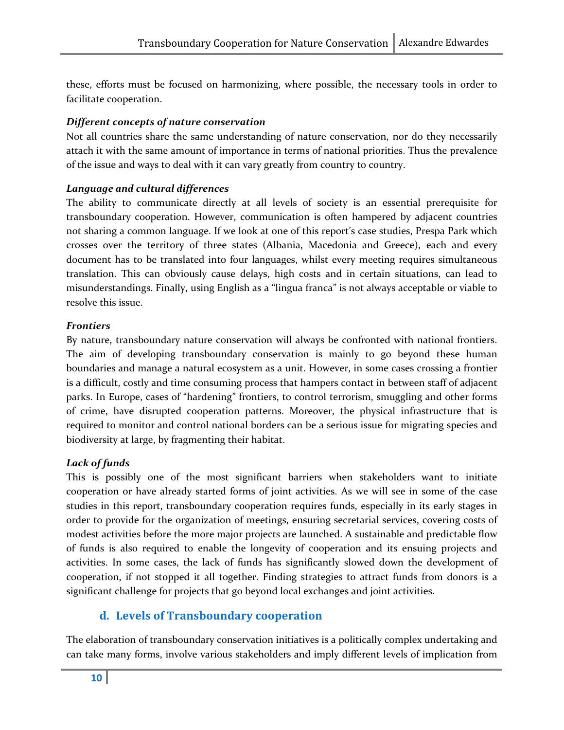these, efforts must be focused on harmonizing, where possible, the necessary tools in order to facilitate cooperation.

***Different concepts of nature conservation***

Not all countries share the same understanding of nature conservation, nor do they necessarily attach it with the same amount of importance in terms of national priorities. Thus the prevalence of the issue and ways to deal with it can vary greatly from country to country.

***Language and cultural differences***

The ability to communicate directly at all levels of society is an essential prerequisite for transboundary cooperation. However, communication is often hampered by adjacent countries not sharing a common language. If we look at one of this report's case studies, Prespa Park which crosses over the territory of three states (Albania, Macedonia and Greece), each and every document has to be translated into four languages, whilst every meeting requires simultaneous translation. This can obviously cause delays, high costs and in certain situations, can lead to misunderstandings. Finally, using English as a "lingua franca" is not always acceptable or viable to resolve this issue.

***Frontiers***

By nature, transboundary nature conservation will always be confronted with national frontiers. The aim of developing transboundary conservation is mainly to go beyond these human boundaries and manage a natural ecosystem as a unit. However, in some cases crossing a frontier is a difficult, costly and time consuming process that hampers contact in between staff of adjacent parks. In Europe, cases of "hardening" frontiers, to control terrorism, smuggling and other forms of crime, have disrupted cooperation patterns. Moreover, the physical infrastructure that is required to monitor and control national borders can be a serious issue for migrating species and biodiversity at large, by fragmenting their habitat.

***Lack of funds***

This is possibly one of the most significant barriers when stakeholders want to initiate cooperation or have already started forms of joint activities. As we will see in some of the case studies in this report, transboundary cooperation requires funds, especially in its early stages in order to provide for the organization of meetings, ensuring secretarial services, covering costs of modest activities before the more major projects are launched. A sustainable and predictable flow of funds is also required to enable the longevity of cooperation and its ensuing projects and activities. In some cases, the lack of funds has significantly slowed down the development of cooperation, if not stopped it all together. Finding strategies to attract funds from donors is a significant challenge for projects that go beyond local exchanges and joint activities.

### d. Levels of Transboundary cooperation

The elaboration of transboundary conservation initiatives is a politically complex undertaking and can take many forms, involve various stakeholders and imply different levels of implication from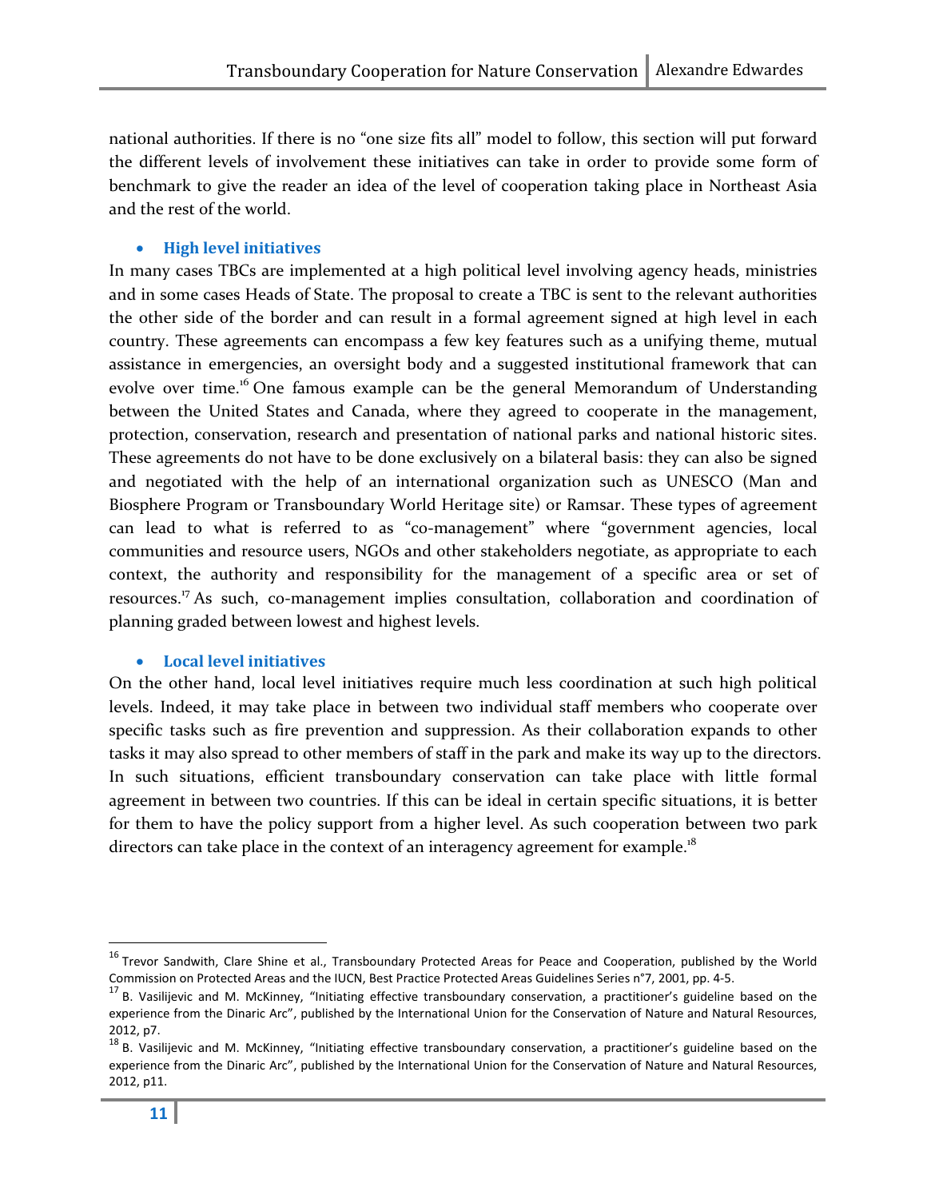national authorities. If there is no "one size fits all" model to follow, this section will put forward the different levels of involvement these initiatives can take in order to provide some form of benchmark to give the reader an idea of the level of cooperation taking place in Northeast Asia and the rest of the world.

- **High level initiatives**

In many cases TBCs are implemented at a high political level involving agency heads, ministries and in some cases Heads of State. The proposal to create a TBC is sent to the relevant authorities the other side of the border and can result in a formal agreement signed at high level in each country. These agreements can encompass a few key features such as a unifying theme, mutual assistance in emergencies, an oversight body and a suggested institutional framework that can evolve over time.[16] One famous example can be the general Memorandum of Understanding between the United States and Canada, where they agreed to cooperate in the management, protection, conservation, research and presentation of national parks and national historic sites. These agreements do not have to be done exclusively on a bilateral basis: they can also be signed and negotiated with the help of an international organization such as UNESCO (Man and Biosphere Program or Transboundary World Heritage site) or Ramsar. These types of agreement can lead to what is referred to as "co-management" where "government agencies, local communities and resource users, NGOs and other stakeholders negotiate, as appropriate to each context, the authority and responsibility for the management of a specific area or set of resources.[17] As such, co-management implies consultation, collaboration and coordination of planning graded between lowest and highest levels.

- **Local level initiatives**

On the other hand, local level initiatives require much less coordination at such high political levels. Indeed, it may take place in between two individual staff members who cooperate over specific tasks such as fire prevention and suppression. As their collaboration expands to other tasks it may also spread to other members of staff in the park and make its way up to the directors. In such situations, efficient transboundary conservation can take place with little formal agreement in between two countries. If this can be ideal in certain specific situations, it is better for them to have the policy support from a higher level. As such cooperation between two park directors can take place in the context of an interagency agreement for example.[18]

---

[16] Trevor Sandwith, Clare Shine et al., Transboundary Protected Areas for Peace and Cooperation, published by the World Commission on Protected Areas and the IUCN, Best Practice Protected Areas Guidelines Series n°7, 2001, pp. 4-5.

[17] B. Vasilijevic and M. McKinney, "Initiating effective transboundary conservation, a practitioner's guideline based on the experience from the Dinaric Arc", published by the International Union for the Conservation of Nature and Natural Resources, 2012, p7.

[18] B. Vasilijevic and M. McKinney, "Initiating effective transboundary conservation, a practitioner's guideline based on the experience from the Dinaric Arc", published by the International Union for the Conservation of Nature and Natural Resources, 2012, p11.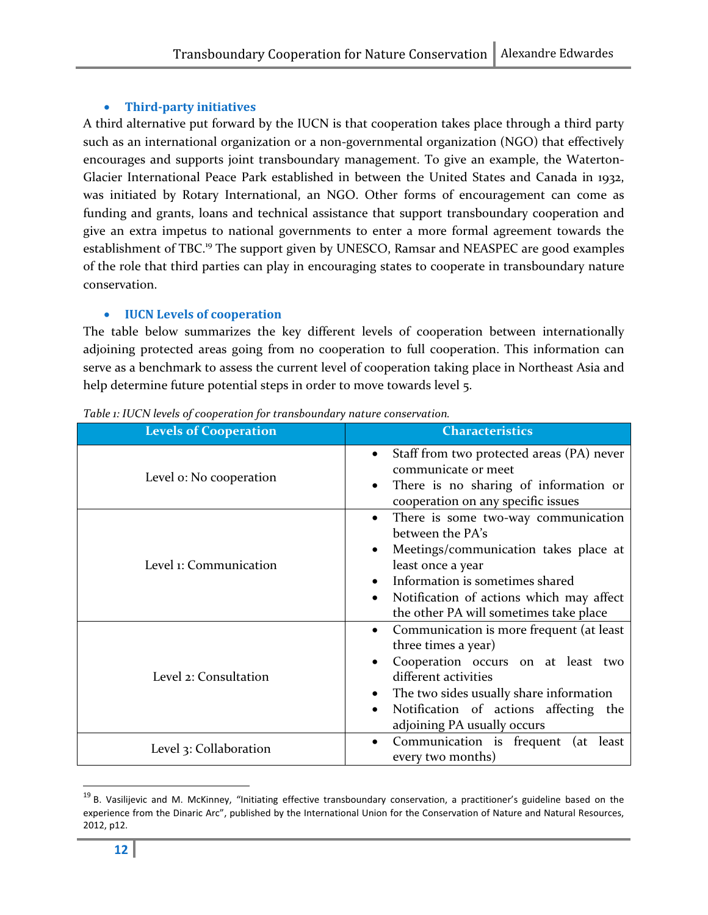- **Third-party initiatives**

A third alternative put forward by the IUCN is that cooperation takes place through a third party such as an international organization or a non-governmental organization (NGO) that effectively encourages and supports joint transboundary management. To give an example, the Waterton-Glacier International Peace Park established in between the United States and Canada in 1932, was initiated by Rotary International, an NGO. Other forms of encouragement can come as funding and grants, loans and technical assistance that support transboundary cooperation and give an extra impetus to national governments to enter a more formal agreement towards the establishment of TBC.[19] The support given by UNESCO, Ramsar and NEASPEC are good examples of the role that third parties can play in encouraging states to cooperate in transboundary nature conservation.

- **IUCN Levels of cooperation**

The table below summarizes the key different levels of cooperation between internationally adjoining protected areas going from no cooperation to full cooperation. This information can serve as a benchmark to assess the current level of cooperation taking place in Northeast Asia and help determine future potential steps in order to move towards level 5.

*Table 1: IUCN levels of cooperation for transboundary nature conservation.*

| Levels of Cooperation | Characteristics |
|---|---|
| Level 0: No cooperation | • Staff from two protected areas (PA) never communicate or meet<br>• There is no sharing of information or cooperation on any specific issues |
| Level 1: Communication | • There is some two-way communication between the PA's<br>• Meetings/communication takes place at least once a year<br>• Information is sometimes shared<br>• Notification of actions which may affect the other PA will sometimes take place |
| Level 2: Consultation | • Communication is more frequent (at least three times a year)<br>• Cooperation occurs on at least two different activities<br>• The two sides usually share information<br>• Notification of actions affecting the adjoining PA usually occurs |
| Level 3: Collaboration | • Communication is frequent (at least every two months) |

[19] B. Vasilijevic and M. McKinney, "Initiating effective transboundary conservation, a practitioner's guideline based on the experience from the Dinaric Arc", published by the International Union for the Conservation of Nature and Natural Resources, 2012, p12.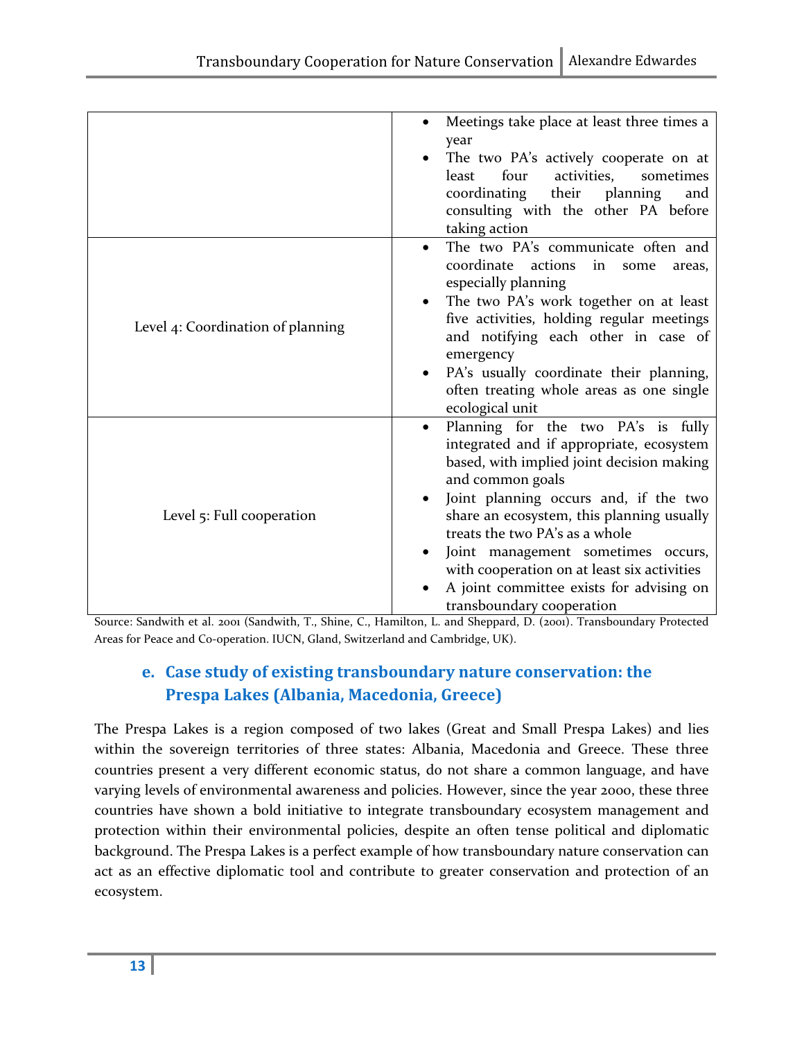| | |
|---|---|
| | • Meetings take place at least three times a year<br>• The two PA's actively cooperate on at least four activities, sometimes coordinating their planning and consulting with the other PA before taking action |
| Level 4: Coordination of planning | • The two PA's communicate often and coordinate actions in some areas, especially planning<br>• The two PA's work together on at least five activities, holding regular meetings and notifying each other in case of emergency<br>• PA's usually coordinate their planning, often treating whole areas as one single ecological unit |
| Level 5: Full cooperation | • Planning for the two PA's is fully integrated and if appropriate, ecosystem based, with implied joint decision making and common goals<br>• Joint planning occurs and, if the two share an ecosystem, this planning usually treats the two PA's as a whole<br>• Joint management sometimes occurs, with cooperation on at least six activities<br>• A joint committee exists for advising on transboundary cooperation |

Source: Sandwith et al. 2001 (Sandwith, T., Shine, C., Hamilton, L. and Sheppard, D. (2001). Transboundary Protected Areas for Peace and Co-operation. IUCN, Gland, Switzerland and Cambridge, UK).

### e. Case study of existing transboundary nature conservation: the Prespa Lakes (Albania, Macedonia, Greece)

The Prespa Lakes is a region composed of two lakes (Great and Small Prespa Lakes) and lies within the sovereign territories of three states: Albania, Macedonia and Greece. These three countries present a very different economic status, do not share a common language, and have varying levels of environmental awareness and policies. However, since the year 2000, these three countries have shown a bold initiative to integrate transboundary ecosystem management and protection within their environmental policies, despite an often tense political and diplomatic background. The Prespa Lakes is a perfect example of how transboundary nature conservation can act as an effective diplomatic tool and contribute to greater conservation and protection of an ecosystem.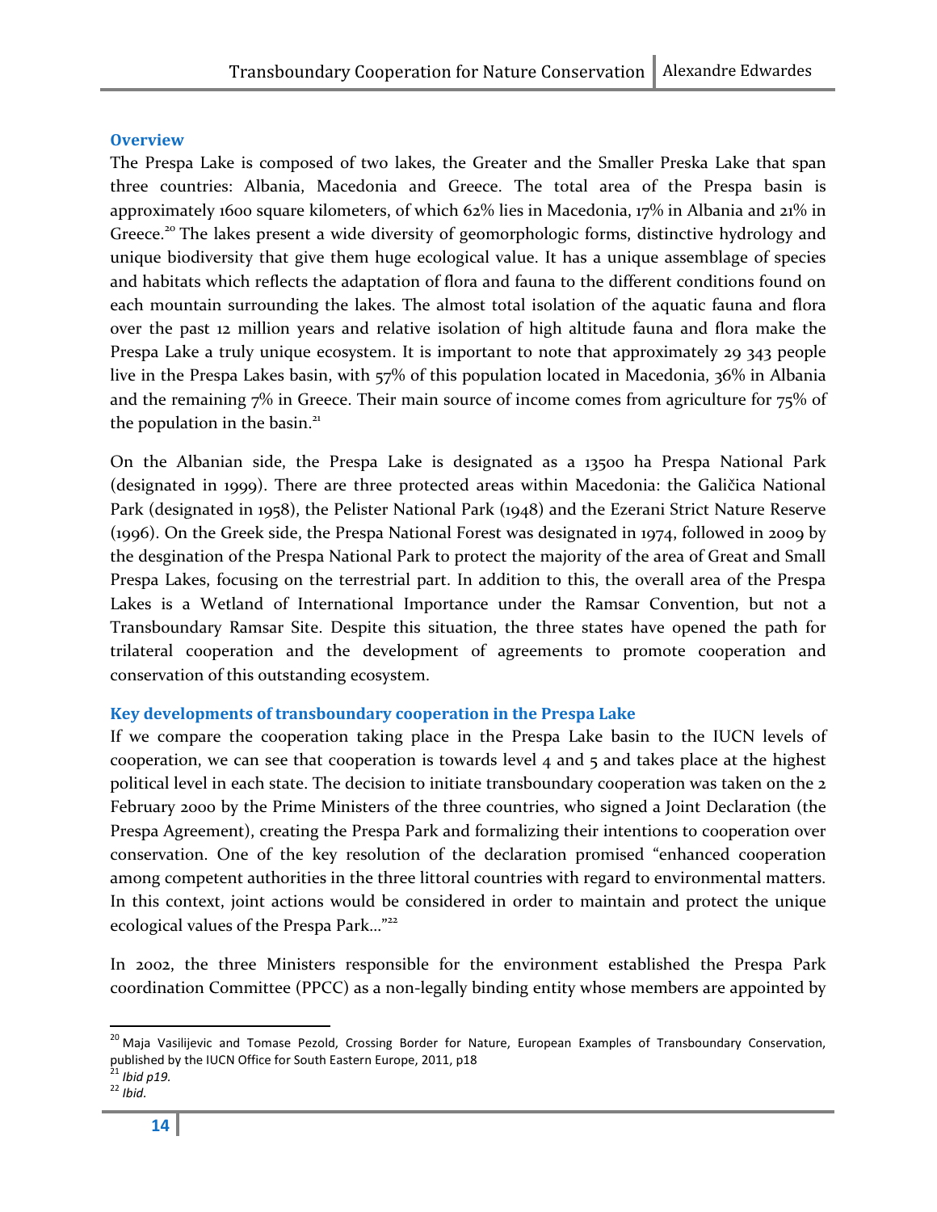### Overview

The Prespa Lake is composed of two lakes, the Greater and the Smaller Preska Lake that span three countries: Albania, Macedonia and Greece. The total area of the Prespa basin is approximately 1600 square kilometers, of which 62% lies in Macedonia, 17% in Albania and 21% in Greece.[20] The lakes present a wide diversity of geomorphologic forms, distinctive hydrology and unique biodiversity that give them huge ecological value. It has a unique assemblage of species and habitats which reflects the adaptation of flora and fauna to the different conditions found on each mountain surrounding the lakes. The almost total isolation of the aquatic fauna and flora over the past 12 million years and relative isolation of high altitude fauna and flora make the Prespa Lake a truly unique ecosystem. It is important to note that approximately 29 343 people live in the Prespa Lakes basin, with 57% of this population located in Macedonia, 36% in Albania and the remaining 7% in Greece. Their main source of income comes from agriculture for 75% of the population in the basin.[21]

On the Albanian side, the Prespa Lake is designated as a 13500 ha Prespa National Park (designated in 1999). There are three protected areas within Macedonia: the Galičica National Park (designated in 1958), the Pelister National Park (1948) and the Ezerani Strict Nature Reserve (1996). On the Greek side, the Prespa National Forest was designated in 1974, followed in 2009 by the desgination of the Prespa National Park to protect the majority of the area of Great and Small Prespa Lakes, focusing on the terrestrial part. In addition to this, the overall area of the Prespa Lakes is a Wetland of International Importance under the Ramsar Convention, but not a Transboundary Ramsar Site. Despite this situation, the three states have opened the path for trilateral cooperation and the development of agreements to promote cooperation and conservation of this outstanding ecosystem.

### Key developments of transboundary cooperation in the Prespa Lake

If we compare the cooperation taking place in the Prespa Lake basin to the IUCN levels of cooperation, we can see that cooperation is towards level 4 and 5 and takes place at the highest political level in each state. The decision to initiate transboundary cooperation was taken on the 2 February 2000 by the Prime Ministers of the three countries, who signed a Joint Declaration (the Prespa Agreement), creating the Prespa Park and formalizing their intentions to cooperation over conservation. One of the key resolution of the declaration promised "enhanced cooperation among competent authorities in the three littoral countries with regard to environmental matters. In this context, joint actions would be considered in order to maintain and protect the unique ecological values of the Prespa Park…"[22]

In 2002, the three Ministers responsible for the environment established the Prespa Park coordination Committee (PPCC) as a non-legally binding entity whose members are appointed by

---

[20] Maja Vasilijevic and Tomase Pezold, Crossing Border for Nature, European Examples of Transboundary Conservation, published by the IUCN Office for South Eastern Europe, 2011, p18

[21] *Ibid p19.*

[22] *Ibid.*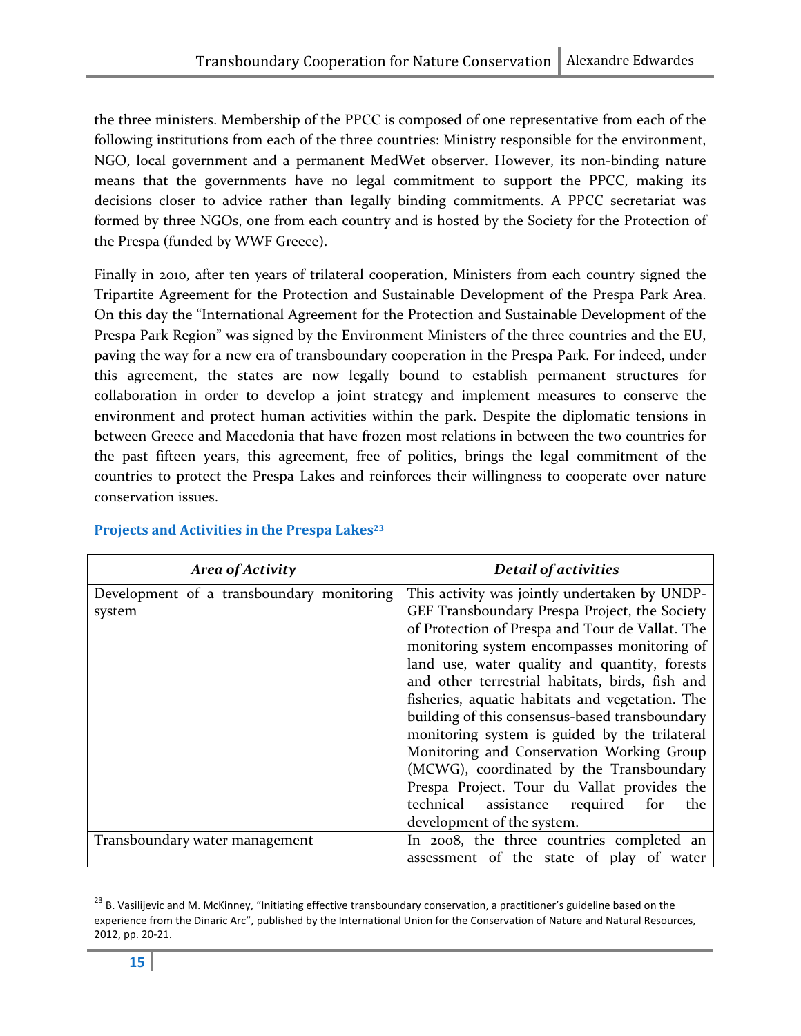the three ministers. Membership of the PPCC is composed of one representative from each of the following institutions from each of the three countries: Ministry responsible for the environment, NGO, local government and a permanent MedWet observer. However, its non-binding nature means that the governments have no legal commitment to support the PPCC, making its decisions closer to advice rather than legally binding commitments. A PPCC secretariat was formed by three NGOs, one from each country and is hosted by the Society for the Protection of the Prespa (funded by WWF Greece).

Finally in 2010, after ten years of trilateral cooperation, Ministers from each country signed the Tripartite Agreement for the Protection and Sustainable Development of the Prespa Park Area. On this day the "International Agreement for the Protection and Sustainable Development of the Prespa Park Region" was signed by the Environment Ministers of the three countries and the EU, paving the way for a new era of transboundary cooperation in the Prespa Park. For indeed, under this agreement, the states are now legally bound to establish permanent structures for collaboration in order to develop a joint strategy and implement measures to conserve the environment and protect human activities within the park. Despite the diplomatic tensions in between Greece and Macedonia that have frozen most relations in between the two countries for the past fifteen years, this agreement, free of politics, brings the legal commitment of the countries to protect the Prespa Lakes and reinforces their willingness to cooperate over nature conservation issues.

### Projects and Activities in the Prespa Lakes[23]

| *Area of Activity* | *Detail of activities* |
|---|---|
| Development of a transboundary monitoring system | This activity was jointly undertaken by UNDP-GEF Transboundary Prespa Project, the Society of Protection of Prespa and Tour de Vallat. The monitoring system encompasses monitoring of land use, water quality and quantity, forests and other terrestrial habitats, birds, fish and fisheries, aquatic habitats and vegetation. The building of this consensus-based transboundary monitoring system is guided by the trilateral Monitoring and Conservation Working Group (MCWG), coordinated by the Transboundary Prespa Project. Tour du Vallat provides the technical assistance required for the development of the system. |
| Transboundary water management | In 2008, the three countries completed an assessment of the state of play of water |

[23] B. Vasilijevic and M. McKinney, "Initiating effective transboundary conservation, a practitioner's guideline based on the experience from the Dinaric Arc", published by the International Union for the Conservation of Nature and Natural Resources, 2012, pp. 20-21.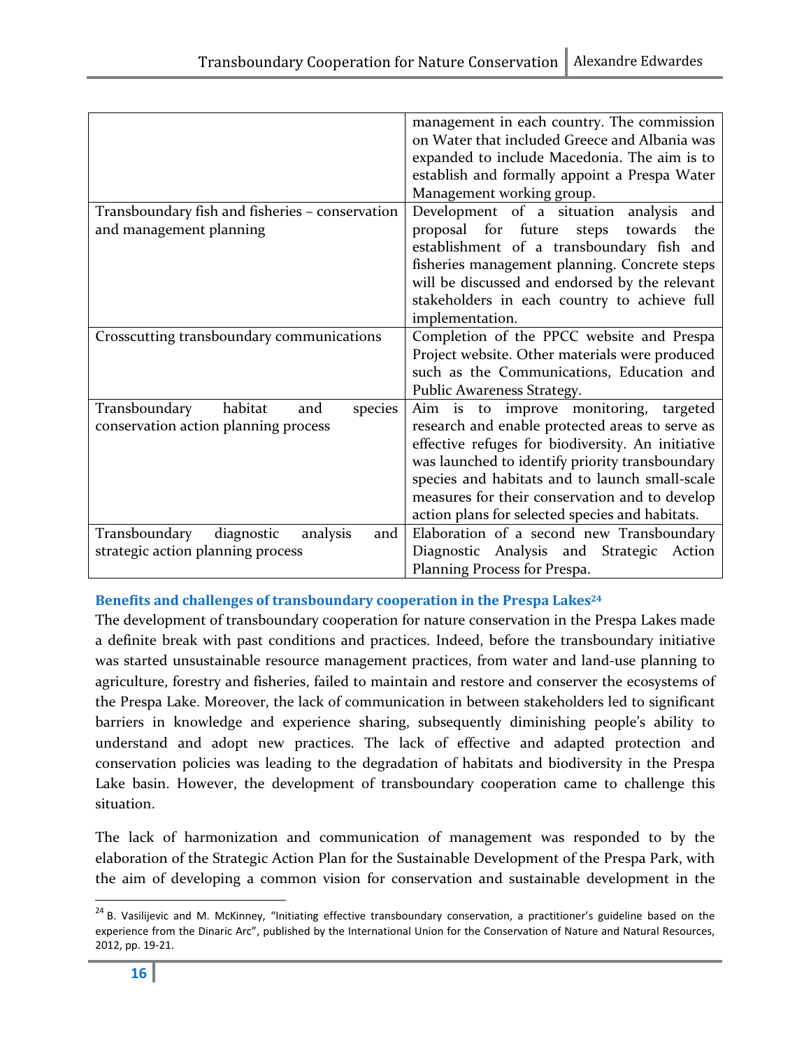| | |
|---|---|
| | management in each country. The commission on Water that included Greece and Albania was expanded to include Macedonia. The aim is to establish and formally appoint a Prespa Water Management working group. |
| Transboundary fish and fisheries – conservation and management planning | Development of a situation analysis and proposal for future steps towards the establishment of a transboundary fish and fisheries management planning. Concrete steps will be discussed and endorsed by the relevant stakeholders in each country to achieve full implementation. |
| Crosscutting transboundary communications | Completion of the PPCC website and Prespa Project website. Other materials were produced such as the Communications, Education and Public Awareness Strategy. |
| Transboundary habitat and species conservation action planning process | Aim is to improve monitoring, targeted research and enable protected areas to serve as effective refuges for biodiversity. An initiative was launched to identify priority transboundary species and habitats and to launch small-scale measures for their conservation and to develop action plans for selected species and habitats. |
| Transboundary diagnostic analysis and strategic action planning process | Elaboration of a second new Transboundary Diagnostic Analysis and Strategic Action Planning Process for Prespa. |

### Benefits and challenges of transboundary cooperation in the Prespa Lakes[24]

The development of transboundary cooperation for nature conservation in the Prespa Lakes made a definite break with past conditions and practices. Indeed, before the transboundary initiative was started unsustainable resource management practices, from water and land-use planning to agriculture, forestry and fisheries, failed to maintain and restore and conserver the ecosystems of the Prespa Lake. Moreover, the lack of communication in between stakeholders led to significant barriers in knowledge and experience sharing, subsequently diminishing people's ability to understand and adopt new practices. The lack of effective and adapted protection and conservation policies was leading to the degradation of habitats and biodiversity in the Prespa Lake basin. However, the development of transboundary cooperation came to challenge this situation.

The lack of harmonization and communication of management was responded to by the elaboration of the Strategic Action Plan for the Sustainable Development of the Prespa Park, with the aim of developing a common vision for conservation and sustainable development in the

[24] B. Vasilijevic and M. McKinney, "Initiating effective transboundary conservation, a practitioner's guideline based on the experience from the Dinaric Arc", published by the International Union for the Conservation of Nature and Natural Resources, 2012, pp. 19-21.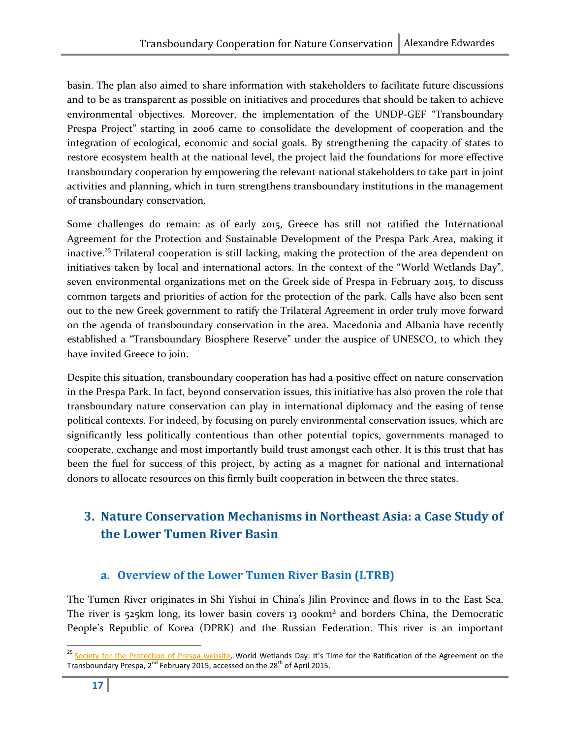basin. The plan also aimed to share information with stakeholders to facilitate future discussions and to be as transparent as possible on initiatives and procedures that should be taken to achieve environmental objectives. Moreover, the implementation of the UNDP-GEF "Transboundary Prespa Project" starting in 2006 came to consolidate the development of cooperation and the integration of ecological, economic and social goals. By strengthening the capacity of states to restore ecosystem health at the national level, the project laid the foundations for more effective transboundary cooperation by empowering the relevant national stakeholders to take part in joint activities and planning, which in turn strengthens transboundary institutions in the management of transboundary conservation.

Some challenges do remain: as of early 2015, Greece has still not ratified the International Agreement for the Protection and Sustainable Development of the Prespa Park Area, making it inactive.[25] Trilateral cooperation is still lacking, making the protection of the area dependent on initiatives taken by local and international actors. In the context of the "World Wetlands Day", seven environmental organizations met on the Greek side of Prespa in February 2015, to discuss common targets and priorities of action for the protection of the park. Calls have also been sent out to the new Greek government to ratify the Trilateral Agreement in order truly move forward on the agenda of transboundary conservation in the area. Macedonia and Albania have recently established a "Transboundary Biosphere Reserve" under the auspice of UNESCO, to which they have invited Greece to join.

Despite this situation, transboundary cooperation has had a positive effect on nature conservation in the Prespa Park. In fact, beyond conservation issues, this initiative has also proven the role that transboundary nature conservation can play in international diplomacy and the easing of tense political contexts. For indeed, by focusing on purely environmental conservation issues, which are significantly less politically contentious than other potential topics, governments managed to cooperate, exchange and most importantly build trust amongst each other. It is this trust that has been the fuel for success of this project, by acting as a magnet for national and international donors to allocate resources on this firmly built cooperation in between the three states.

## 3. Nature Conservation Mechanisms in Northeast Asia: a Case Study of the Lower Tumen River Basin

### a. Overview of the Lower Tumen River Basin (LTRB)

The Tumen River originates in Shi Yishui in China's Jilin Province and flows in to the East Sea. The river is 525km long, its lower basin covers 13 000km² and borders China, the Democratic People's Republic of Korea (DPRK) and the Russian Federation. This river is an important

---

[25] Society for the Protection of Prespa website, World Wetlands Day: It's Time for the Ratification of the Agreement on the Transboundary Prespa, 2nd February 2015, accessed on the 28th of April 2015.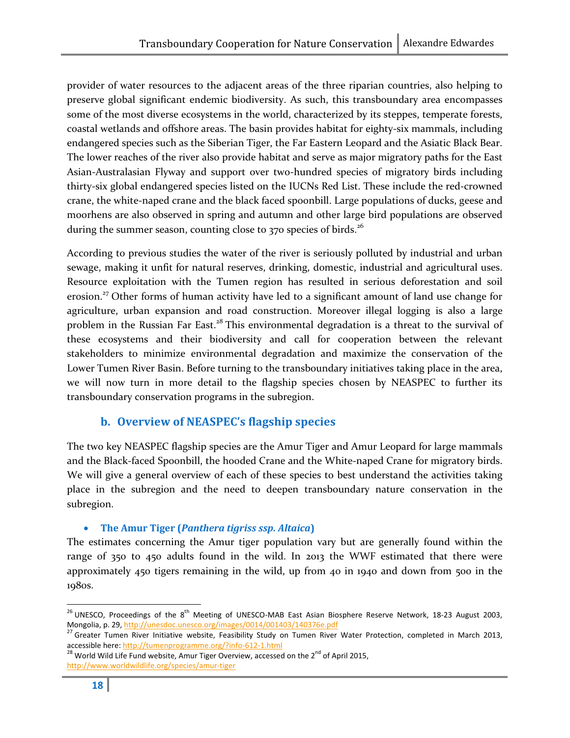provider of water resources to the adjacent areas of the three riparian countries, also helping to preserve global significant endemic biodiversity. As such, this transboundary area encompasses some of the most diverse ecosystems in the world, characterized by its steppes, temperate forests, coastal wetlands and offshore areas. The basin provides habitat for eighty-six mammals, including endangered species such as the Siberian Tiger, the Far Eastern Leopard and the Asiatic Black Bear. The lower reaches of the river also provide habitat and serve as major migratory paths for the East Asian-Australasian Flyway and support over two-hundred species of migratory birds including thirty-six global endangered species listed on the IUCNs Red List. These include the red-crowned crane, the white-naped crane and the black faced spoonbill. Large populations of ducks, geese and moorhens are also observed in spring and autumn and other large bird populations are observed during the summer season, counting close to 370 species of birds.[26]

According to previous studies the water of the river is seriously polluted by industrial and urban sewage, making it unfit for natural reserves, drinking, domestic, industrial and agricultural uses. Resource exploitation with the Tumen region has resulted in serious deforestation and soil erosion.[27] Other forms of human activity have led to a significant amount of land use change for agriculture, urban expansion and road construction. Moreover illegal logging is also a large problem in the Russian Far East.[28] This environmental degradation is a threat to the survival of these ecosystems and their biodiversity and call for cooperation between the relevant stakeholders to minimize environmental degradation and maximize the conservation of the Lower Tumen River Basin. Before turning to the transboundary initiatives taking place in the area, we will now turn in more detail to the flagship species chosen by NEASPEC to further its transboundary conservation programs in the subregion.

### b. Overview of NEASPEC's flagship species

The two key NEASPEC flagship species are the Amur Tiger and Amur Leopard for large mammals and the Black-faced Spoonbill, the hooded Crane and the White-naped Crane for migratory birds. We will give a general overview of each of these species to best understand the activities taking place in the subregion and the need to deepen transboundary nature conservation in the subregion.

- **The Amur Tiger (*Panthera tigriss ssp. Altaica*)**

The estimates concerning the Amur tiger population vary but are generally found within the range of 350 to 450 adults found in the wild. In 2013 the WWF estimated that there were approximately 450 tigers remaining in the wild, up from 40 in 1940 and down from 500 in the 1980s.

---

[26] UNESCO, Proceedings of the 8th Meeting of UNESCO-MAB East Asian Biosphere Reserve Network, 18-23 August 2003, Mongolia, p. 29, http://unesdoc.unesco.org/images/0014/001403/140376e.pdf

[27] Greater Tumen River Initiative website, Feasibility Study on Tumen River Water Protection, completed in March 2013, accessible here: http://tumenprogramme.org/?info-612-1.html

[28] World Wild Life Fund website, Amur Tiger Overview, accessed on the 2nd of April 2015, http://www.worldwildlife.org/species/amur-tiger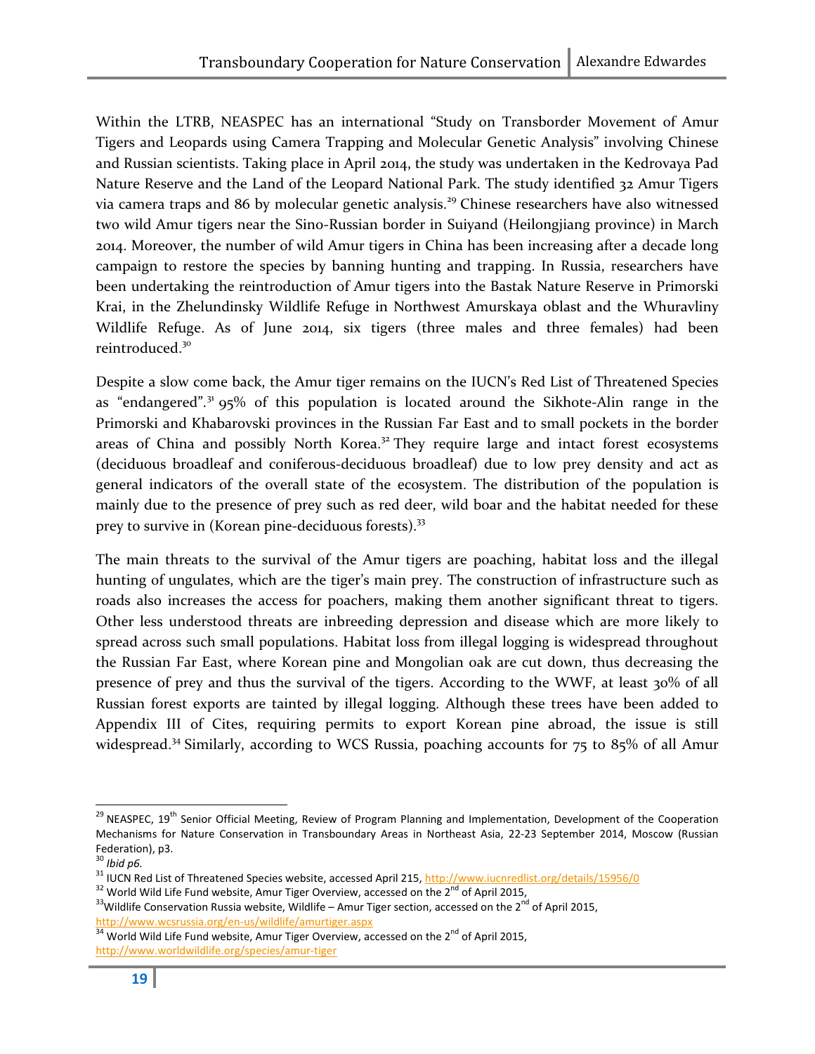Within the LTRB, NEASPEC has an international "Study on Transborder Movement of Amur Tigers and Leopards using Camera Trapping and Molecular Genetic Analysis" involving Chinese and Russian scientists. Taking place in April 2014, the study was undertaken in the Kedrovaya Pad Nature Reserve and the Land of the Leopard National Park. The study identified 32 Amur Tigers via camera traps and 86 by molecular genetic analysis.[29] Chinese researchers have also witnessed two wild Amur tigers near the Sino-Russian border in Suiyand (Heilongjiang province) in March 2014. Moreover, the number of wild Amur tigers in China has been increasing after a decade long campaign to restore the species by banning hunting and trapping. In Russia, researchers have been undertaking the reintroduction of Amur tigers into the Bastak Nature Reserve in Primorski Krai, in the Zhelundinsky Wildlife Refuge in Northwest Amurskaya oblast and the Whuravliny Wildlife Refuge. As of June 2014, six tigers (three males and three females) had been reintroduced.[30]

Despite a slow come back, the Amur tiger remains on the IUCN's Red List of Threatened Species as "endangered".[31] 95% of this population is located around the Sikhote-Alin range in the Primorski and Khabarovski provinces in the Russian Far East and to small pockets in the border areas of China and possibly North Korea.[32] They require large and intact forest ecosystems (deciduous broadleaf and coniferous-deciduous broadleaf) due to low prey density and act as general indicators of the overall state of the ecosystem. The distribution of the population is mainly due to the presence of prey such as red deer, wild boar and the habitat needed for these prey to survive in (Korean pine-deciduous forests).[33]

The main threats to the survival of the Amur tigers are poaching, habitat loss and the illegal hunting of ungulates, which are the tiger's main prey. The construction of infrastructure such as roads also increases the access for poachers, making them another significant threat to tigers. Other less understood threats are inbreeding depression and disease which are more likely to spread across such small populations. Habitat loss from illegal logging is widespread throughout the Russian Far East, where Korean pine and Mongolian oak are cut down, thus decreasing the presence of prey and thus the survival of the tigers. According to the WWF, at least 30% of all Russian forest exports are tainted by illegal logging. Although these trees have been added to Appendix III of Cites, requiring permits to export Korean pine abroad, the issue is still widespread.[34] Similarly, according to WCS Russia, poaching accounts for 75 to 85% of all Amur

---

[29] NEASPEC, 19th Senior Official Meeting, Review of Program Planning and Implementation, Development of the Cooperation Mechanisms for Nature Conservation in Transboundary Areas in Northeast Asia, 22-23 September 2014, Moscow (Russian Federation), p3.

[30] *Ibid p6.*

[31] IUCN Red List of Threatened Species website, accessed April 215, http://www.iucnredlist.org/details/15956/0

[32] World Wild Life Fund website, Amur Tiger Overview, accessed on the 2nd of April 2015,

[33] Wildlife Conservation Russia website, Wildlife – Amur Tiger section, accessed on the 2nd of April 2015, http://www.wcsrussia.org/en-us/wildlife/amurtiger.aspx

[34] World Wild Life Fund website, Amur Tiger Overview, accessed on the 2nd of April 2015, http://www.worldwildlife.org/species/amur-tiger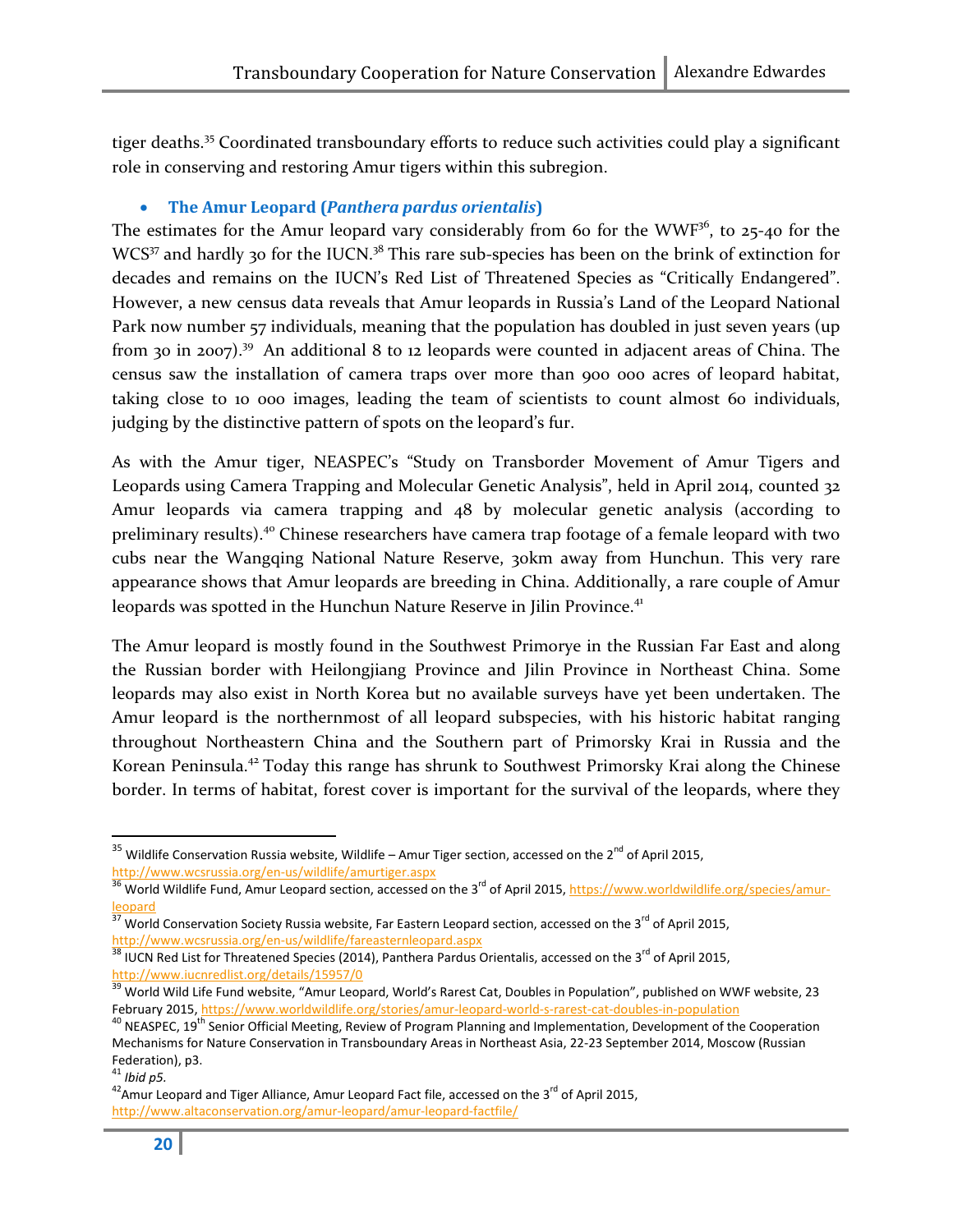tiger deaths.[35] Coordinated transboundary efforts to reduce such activities could play a significant role in conserving and restoring Amur tigers within this subregion.

- **The Amur Leopard (*Panthera pardus orientalis*)**

The estimates for the Amur leopard vary considerably from 60 for the WWF[36], to 25-40 for the WCS[37] and hardly 30 for the IUCN.[38] This rare sub-species has been on the brink of extinction for decades and remains on the IUCN's Red List of Threatened Species as "Critically Endangered". However, a new census data reveals that Amur leopards in Russia's Land of the Leopard National Park now number 57 individuals, meaning that the population has doubled in just seven years (up from 30 in 2007).[39] An additional 8 to 12 leopards were counted in adjacent areas of China. The census saw the installation of camera traps over more than 900 000 acres of leopard habitat, taking close to 10 000 images, leading the team of scientists to count almost 60 individuals, judging by the distinctive pattern of spots on the leopard's fur.

As with the Amur tiger, NEASPEC's "Study on Transborder Movement of Amur Tigers and Leopards using Camera Trapping and Molecular Genetic Analysis", held in April 2014, counted 32 Amur leopards via camera trapping and 48 by molecular genetic analysis (according to preliminary results).[40] Chinese researchers have camera trap footage of a female leopard with two cubs near the Wangqing National Nature Reserve, 30km away from Hunchun. This very rare appearance shows that Amur leopards are breeding in China. Additionally, a rare couple of Amur leopards was spotted in the Hunchun Nature Reserve in Jilin Province.[41]

The Amur leopard is mostly found in the Southwest Primorye in the Russian Far East and along the Russian border with Heilongjiang Province and Jilin Province in Northeast China. Some leopards may also exist in North Korea but no available surveys have yet been undertaken. The Amur leopard is the northernmost of all leopard subspecies, with his historic habitat ranging throughout Northeastern China and the Southern part of Primorsky Krai in Russia and the Korean Peninsula.[42] Today this range has shrunk to Southwest Primorsky Krai along the Chinese border. In terms of habitat, forest cover is important for the survival of the leopards, where they

---

[35] Wildlife Conservation Russia website, Wildlife – Amur Tiger section, accessed on the 2nd of April 2015, http://www.wcsrussia.org/en-us/wildlife/amurtiger.aspx

[36] World Wildlife Fund, Amur Leopard section, accessed on the 3rd of April 2015, https://www.worldwildlife.org/species/amur-leopard

[37] World Conservation Society Russia website, Far Eastern Leopard section, accessed on the 3rd of April 2015, http://www.wcsrussia.org/en-us/wildlife/fareasternleopard.aspx

[38] IUCN Red List for Threatened Species (2014), Panthera Pardus Orientalis, accessed on the 3rd of April 2015, http://www.iucnredlist.org/details/15957/0

[39] World Wild Life Fund website, "Amur Leopard, World's Rarest Cat, Doubles in Population", published on WWF website, 23 February 2015, https://www.worldwildlife.org/stories/amur-leopard-world-s-rarest-cat-doubles-in-population

[40] NEASPEC, 19th Senior Official Meeting, Review of Program Planning and Implementation, Development of the Cooperation Mechanisms for Nature Conservation in Transboundary Areas in Northeast Asia, 22-23 September 2014, Moscow (Russian Federation), p3.

[41] *Ibid p5.*

[42] Amur Leopard and Tiger Alliance, Amur Leopard Fact file, accessed on the 3rd of April 2015, http://www.altaconservation.org/amur-leopard/amur-leopard-factfile/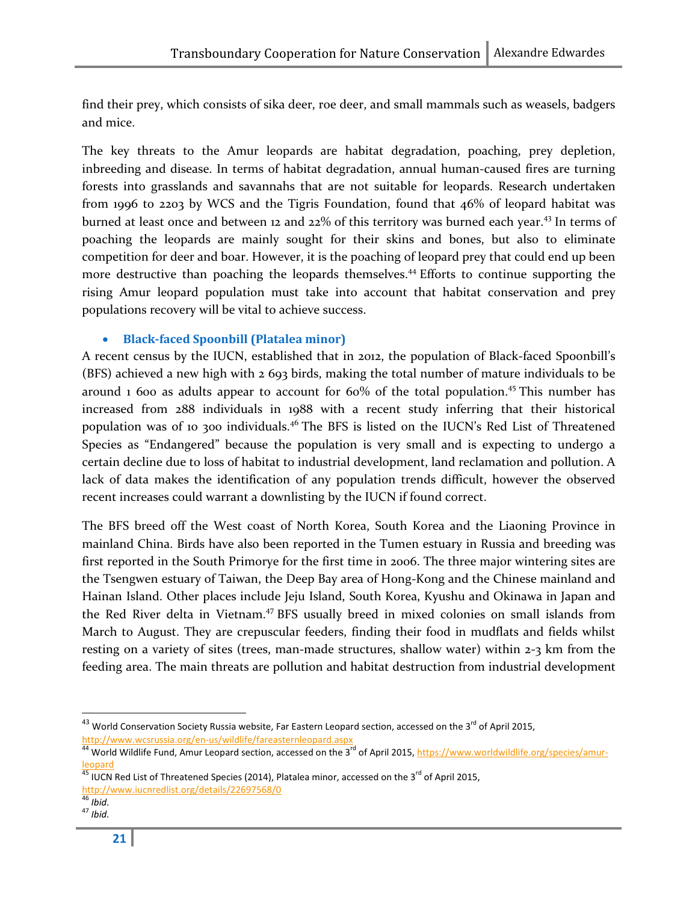find their prey, which consists of sika deer, roe deer, and small mammals such as weasels, badgers and mice.

The key threats to the Amur leopards are habitat degradation, poaching, prey depletion, inbreeding and disease. In terms of habitat degradation, annual human-caused fires are turning forests into grasslands and savannahs that are not suitable for leopards. Research undertaken from 1996 to 2203 by WCS and the Tigris Foundation, found that 46% of leopard habitat was burned at least once and between 12 and 22% of this territory was burned each year.[43] In terms of poaching the leopards are mainly sought for their skins and bones, but also to eliminate competition for deer and boar. However, it is the poaching of leopard prey that could end up been more destructive than poaching the leopards themselves.[44] Efforts to continue supporting the rising Amur leopard population must take into account that habitat conservation and prey populations recovery will be vital to achieve success.

- **Black-faced Spoonbill (Platalea minor)**

A recent census by the IUCN, established that in 2012, the population of Black-faced Spoonbill's (BFS) achieved a new high with 2 693 birds, making the total number of mature individuals to be around 1 600 as adults appear to account for 60% of the total population.[45] This number has increased from 288 individuals in 1988 with a recent study inferring that their historical population was of 10 300 individuals.[46] The BFS is listed on the IUCN's Red List of Threatened Species as "Endangered" because the population is very small and is expecting to undergo a certain decline due to loss of habitat to industrial development, land reclamation and pollution. A lack of data makes the identification of any population trends difficult, however the observed recent increases could warrant a downlisting by the IUCN if found correct.

The BFS breed off the West coast of North Korea, South Korea and the Liaoning Province in mainland China. Birds have also been reported in the Tumen estuary in Russia and breeding was first reported in the South Primorye for the first time in 2006. The three major wintering sites are the Tsengwen estuary of Taiwan, the Deep Bay area of Hong-Kong and the Chinese mainland and Hainan Island. Other places include Jeju Island, South Korea, Kyushu and Okinawa in Japan and the Red River delta in Vietnam.[47] BFS usually breed in mixed colonies on small islands from March to August. They are crepuscular feeders, finding their food in mudflats and fields whilst resting on a variety of sites (trees, man-made structures, shallow water) within 2-3 km from the feeding area. The main threats are pollution and habitat destruction from industrial development

---

[43] World Conservation Society Russia website, Far Eastern Leopard section, accessed on the 3rd of April 2015, http://www.wcsrussia.org/en-us/wildlife/fareasternleopard.aspx

[44] World Wildlife Fund, Amur Leopard section, accessed on the 3rd of April 2015, https://www.worldwildlife.org/species/amur-leopard

[45] IUCN Red List of Threatened Species (2014), Platalea minor, accessed on the 3rd of April 2015, http://www.iucnredlist.org/details/22697568/0

[46] *Ibid.*

[47] *Ibid.*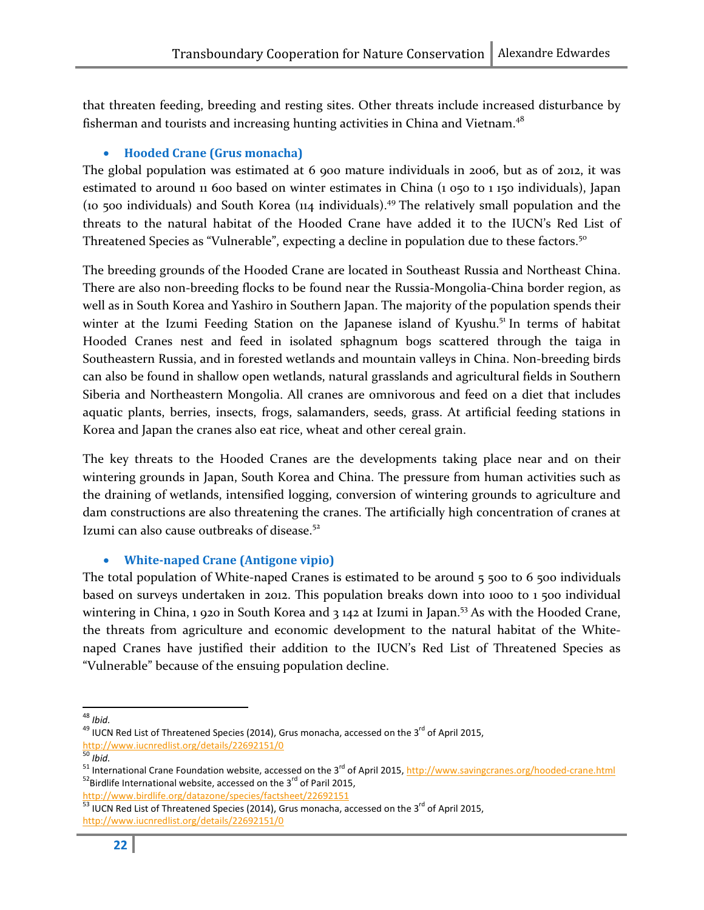that threaten feeding, breeding and resting sites. Other threats include increased disturbance by fisherman and tourists and increasing hunting activities in China and Vietnam.[48]

- **Hooded Crane (Grus monacha)**

The global population was estimated at 6 900 mature individuals in 2006, but as of 2012, it was estimated to around 11 600 based on winter estimates in China (1 050 to 1 150 individuals), Japan (10 500 individuals) and South Korea (114 individuals).[49] The relatively small population and the threats to the natural habitat of the Hooded Crane have added it to the IUCN's Red List of Threatened Species as "Vulnerable", expecting a decline in population due to these factors.[50]

The breeding grounds of the Hooded Crane are located in Southeast Russia and Northeast China. There are also non-breeding flocks to be found near the Russia-Mongolia-China border region, as well as in South Korea and Yashiro in Southern Japan. The majority of the population spends their winter at the Izumi Feeding Station on the Japanese island of Kyushu.[51] In terms of habitat Hooded Cranes nest and feed in isolated sphagnum bogs scattered through the taiga in Southeastern Russia, and in forested wetlands and mountain valleys in China. Non-breeding birds can also be found in shallow open wetlands, natural grasslands and agricultural fields in Southern Siberia and Northeastern Mongolia. All cranes are omnivorous and feed on a diet that includes aquatic plants, berries, insects, frogs, salamanders, seeds, grass. At artificial feeding stations in Korea and Japan the cranes also eat rice, wheat and other cereal grain.

The key threats to the Hooded Cranes are the developments taking place near and on their wintering grounds in Japan, South Korea and China. The pressure from human activities such as the draining of wetlands, intensified logging, conversion of wintering grounds to agriculture and dam constructions are also threatening the cranes. The artificially high concentration of cranes at Izumi can also cause outbreaks of disease.[52]

- **White-naped Crane (Antigone vipio)**

The total population of White-naped Cranes is estimated to be around 5 500 to 6 500 individuals based on surveys undertaken in 2012. This population breaks down into 1000 to 1 500 individual wintering in China, 1 920 in South Korea and 3 142 at Izumi in Japan.[53] As with the Hooded Crane, the threats from agriculture and economic development to the natural habitat of the White-naped Cranes have justified their addition to the IUCN's Red List of Threatened Species as "Vulnerable" because of the ensuing population decline.

---

[48] *Ibid.*

[49] IUCN Red List of Threatened Species (2014), Grus monacha, accessed on the 3rd of April 2015, http://www.iucnredlist.org/details/22692151/0

[50] *Ibid.*

[51] International Crane Foundation website, accessed on the 3rd of April 2015, http://www.savingcranes.org/hooded-crane.html

[52] Birdlife International website, accessed on the 3rd of Paril 2015, http://www.birdlife.org/datazone/species/factsheet/22692151

[53] IUCN Red List of Threatened Species (2014), Grus monacha, accessed on the 3rd of April 2015, http://www.iucnredlist.org/details/22692151/0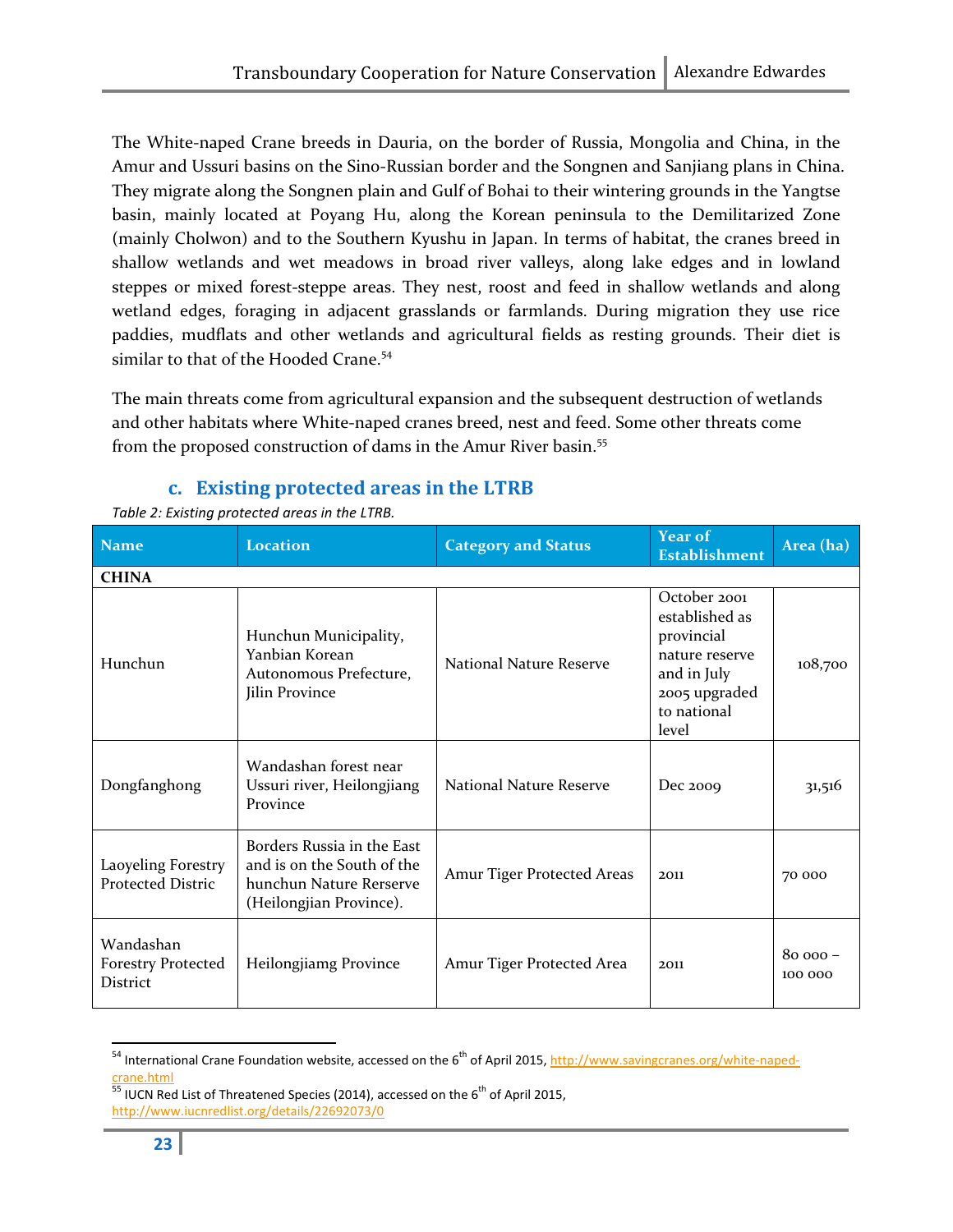The White-naped Crane breeds in Dauria, on the border of Russia, Mongolia and China, in the Amur and Ussuri basins on the Sino-Russian border and the Songnen and Sanjiang plans in China. They migrate along the Songnen plain and Gulf of Bohai to their wintering grounds in the Yangtse basin, mainly located at Poyang Hu, along the Korean peninsula to the Demilitarized Zone (mainly Cholwon) and to the Southern Kyushu in Japan. In terms of habitat, the cranes breed in shallow wetlands and wet meadows in broad river valleys, along lake edges and in lowland steppes or mixed forest-steppe areas. They nest, roost and feed in shallow wetlands and along wetland edges, foraging in adjacent grasslands or farmlands. During migration they use rice paddies, mudflats and other wetlands and agricultural fields as resting grounds. Their diet is similar to that of the Hooded Crane.[54]

The main threats come from agricultural expansion and the subsequent destruction of wetlands and other habitats where White-naped cranes breed, nest and feed. Some other threats come from the proposed construction of dams in the Amur River basin.[55]

### c. Existing protected areas in the LTRB

*Table 2: Existing protected areas in the LTRB.*

| Name | Location | Category and Status | Year of Establishment | Area (ha) |
|---|---|---|---|---|
| **CHINA** | | | | |
| Hunchun | Hunchun Municipality, Yanbian Korean Autonomous Prefecture, Jilin Province | National Nature Reserve | October 2001 established as provincial nature reserve and in July 2005 upgraded to national level | 108,700 |
| Dongfanghong | Wandashan forest near Ussuri river, Heilongjiang Province | National Nature Reserve | Dec 2009 | 31,516 |
| Laoyeling Forestry Protected Distric | Borders Russia in the East and is on the South of the hunchun Nature Rerserve (Heilongjian Province). | Amur Tiger Protected Areas | 2011 | 70 000 |
| Wandashan Forestry Protected District | Heilongjiamg Province | Amur Tiger Protected Area | 2011 | 80 000 – 100 000 |

[54] International Crane Foundation website, accessed on the 6th of April 2015, http://www.savingcranes.org/white-naped-crane.html

[55] IUCN Red List of Threatened Species (2014), accessed on the 6th of April 2015, http://www.iucnredlist.org/details/22692073/0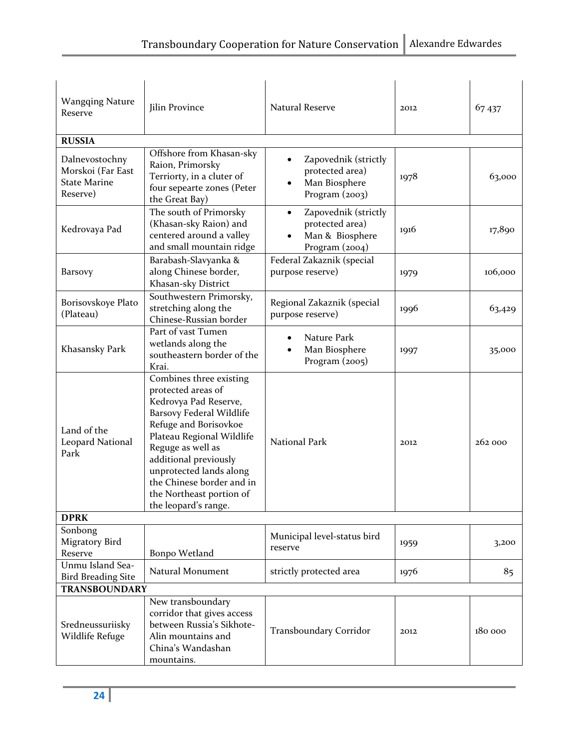| | | | | |
|---|---|---|---|---|
| Wangqing Nature Reserve | Jilin Province | Natural Reserve | 2012 | 67 437 |
| **RUSSIA** | | | | |
| Dalnevostochny Morskoi (Far East State Marine Reserve) | Offshore from Khasan-sky Raion, Primorsky Terriorty, in a cluter of four sepearte zones (Peter the Great Bay) | • Zapovednik (strictly protected area)<br>• Man Biosphere Program (2003) | 1978 | 63,000 |
| Kedrovaya Pad | The south of Primorsky (Khasan-sky Raion) and centered around a valley and small mountain ridge | • Zapovednik (strictly protected area)<br>• Man & Biosphere Program (2004) | 1916 | 17,890 |
| Barsovy | Barabash-Slavyanka & along Chinese border, Khasan-sky District | Federal Zakaznik (special purpose reserve) | 1979 | 106,000 |
| Borisovskoye Plato (Plateau) | Southwestern Primorsky, stretching along the Chinese-Russian border | Regional Zakaznik (special purpose reserve) | 1996 | 63,429 |
| Khasansky Park | Part of vast Tumen wetlands along the southeastern border of the Krai. | • Nature Park<br>• Man Biosphere Program (2005) | 1997 | 35,000 |
| Land of the Leopard National Park | Combines three existing protected areas of Kedrovya Pad Reserve, Barsovy Federal Wildlife Refuge and Borisovkoe Plateau Regional Wildlife Reguge as well as additional previously unprotected lands along the Chinese border and in the Northeast portion of the leopard's range. | National Park | 2012 | 262 000 |
| **DPRK** | | | | |
| Sonbong Migratory Bird Reserve | Bonpo Wetland | Municipal level-status bird reserve | 1959 | 3,200 |
| Unmu Island Sea-Bird Breading Site | Natural Monument | strictly protected area | 1976 | 85 |
| **TRANSBOUNDARY** | | | | |
| Sredneussuriisky Wildlife Refuge | New transboundary corridor that gives access between Russia's Sikhote-Alin mountains and China's Wandashan mountains. | Transboundary Corridor | 2012 | 180 000 |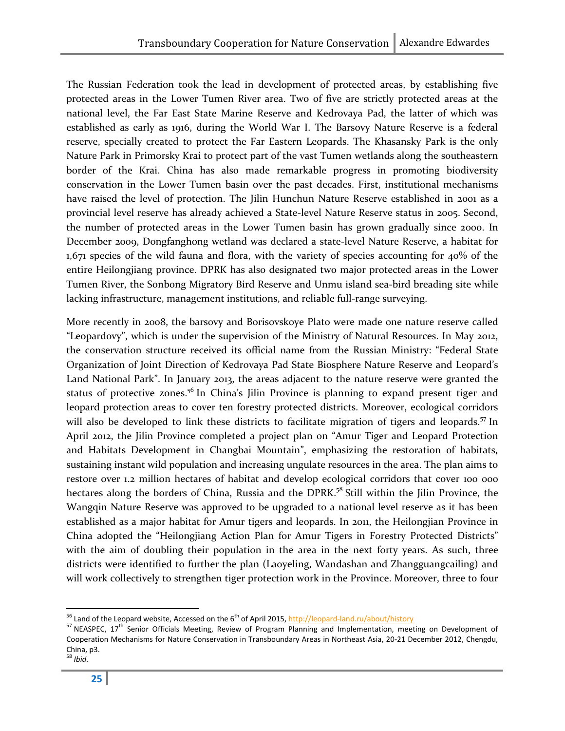The Russian Federation took the lead in development of protected areas, by establishing five protected areas in the Lower Tumen River area. Two of five are strictly protected areas at the national level, the Far East State Marine Reserve and Kedrovaya Pad, the latter of which was established as early as 1916, during the World War I. The Barsovy Nature Reserve is a federal reserve, specially created to protect the Far Eastern Leopards. The Khasansky Park is the only Nature Park in Primorsky Krai to protect part of the vast Tumen wetlands along the southeastern border of the Krai. China has also made remarkable progress in promoting biodiversity conservation in the Lower Tumen basin over the past decades. First, institutional mechanisms have raised the level of protection. The Jilin Hunchun Nature Reserve established in 2001 as a provincial level reserve has already achieved a State-level Nature Reserve status in 2005. Second, the number of protected areas in the Lower Tumen basin has grown gradually since 2000. In December 2009, Dongfanghong wetland was declared a state-level Nature Reserve, a habitat for 1,671 species of the wild fauna and flora, with the variety of species accounting for 40% of the entire Heilongjiang province. DPRK has also designated two major protected areas in the Lower Tumen River, the Sonbong Migratory Bird Reserve and Unmu island sea-bird breading site while lacking infrastructure, management institutions, and reliable full-range surveying.

More recently in 2008, the barsovy and Borisovskoye Plato were made one nature reserve called "Leopardovy", which is under the supervision of the Ministry of Natural Resources. In May 2012, the conservation structure received its official name from the Russian Ministry: "Federal State Organization of Joint Direction of Kedrovaya Pad State Biosphere Nature Reserve and Leopard's Land National Park". In January 2013, the areas adjacent to the nature reserve were granted the status of protective zones.[56] In China's Jilin Province is planning to expand present tiger and leopard protection areas to cover ten forestry protected districts. Moreover, ecological corridors will also be developed to link these districts to facilitate migration of tigers and leopards.[57] In April 2012, the Jilin Province completed a project plan on "Amur Tiger and Leopard Protection and Habitats Development in Changbai Mountain", emphasizing the restoration of habitats, sustaining instant wild population and increasing ungulate resources in the area. The plan aims to restore over 1.2 million hectares of habitat and develop ecological corridors that cover 100 000 hectares along the borders of China, Russia and the DPRK.[58] Still within the Jilin Province, the Wangqin Nature Reserve was approved to be upgraded to a national level reserve as it has been established as a major habitat for Amur tigers and leopards. In 2011, the Heilongjian Province in China adopted the "Heilongjiang Action Plan for Amur Tigers in Forestry Protected Districts" with the aim of doubling their population in the area in the next forty years. As such, three districts were identified to further the plan (Laoyeling, Wandashan and Zhangguangcailing) and will work collectively to strengthen tiger protection work in the Province. Moreover, three to four

---

[56] Land of the Leopard website, Accessed on the 6th of April 2015, http://leopard-land.ru/about/history

[57] NEASPEC, 17th Senior Officials Meeting, Review of Program Planning and Implementation, meeting on Development of Cooperation Mechanisms for Nature Conservation in Transboundary Areas in Northeast Asia, 20-21 December 2012, Chengdu, China, p3.

[58] *Ibid.*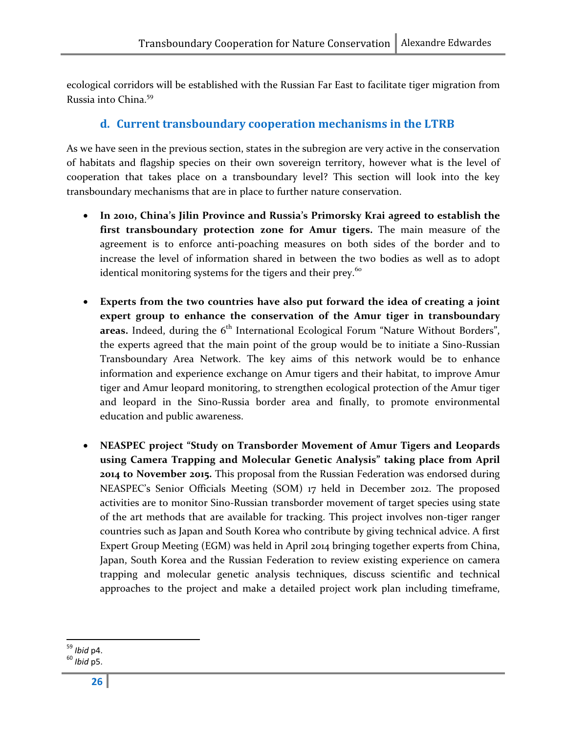ecological corridors will be established with the Russian Far East to facilitate tiger migration from Russia into China.[59]

### d. Current transboundary cooperation mechanisms in the LTRB

As we have seen in the previous section, states in the subregion are very active in the conservation of habitats and flagship species on their own sovereign territory, however what is the level of cooperation that takes place on a transboundary level? This section will look into the key transboundary mechanisms that are in place to further nature conservation.

- **In 2010, China's Jilin Province and Russia's Primorsky Krai agreed to establish the first transboundary protection zone for Amur tigers.** The main measure of the agreement is to enforce anti-poaching measures on both sides of the border and to increase the level of information shared in between the two bodies as well as to adopt identical monitoring systems for the tigers and their prey.[60]

- **Experts from the two countries have also put forward the idea of creating a joint expert group to enhance the conservation of the Amur tiger in transboundary areas.** Indeed, during the 6th International Ecological Forum "Nature Without Borders", the experts agreed that the main point of the group would be to initiate a Sino-Russian Transboundary Area Network. The key aims of this network would be to enhance information and experience exchange on Amur tigers and their habitat, to improve Amur tiger and Amur leopard monitoring, to strengthen ecological protection of the Amur tiger and leopard in the Sino-Russia border area and finally, to promote environmental education and public awareness.

- **NEASPEC project "Study on Transborder Movement of Amur Tigers and Leopards using Camera Trapping and Molecular Genetic Analysis" taking place from April 2014 to November 2015.** This proposal from the Russian Federation was endorsed during NEASPEC's Senior Officials Meeting (SOM) 17 held in December 2012. The proposed activities are to monitor Sino-Russian transborder movement of target species using state of the art methods that are available for tracking. This project involves non-tiger ranger countries such as Japan and South Korea who contribute by giving technical advice. A first Expert Group Meeting (EGM) was held in April 2014 bringing together experts from China, Japan, South Korea and the Russian Federation to review existing experience on camera trapping and molecular genetic analysis techniques, discuss scientific and technical approaches to the project and make a detailed project work plan including timeframe,

---

[59] *Ibid* p4.

[60] *Ibid* p5.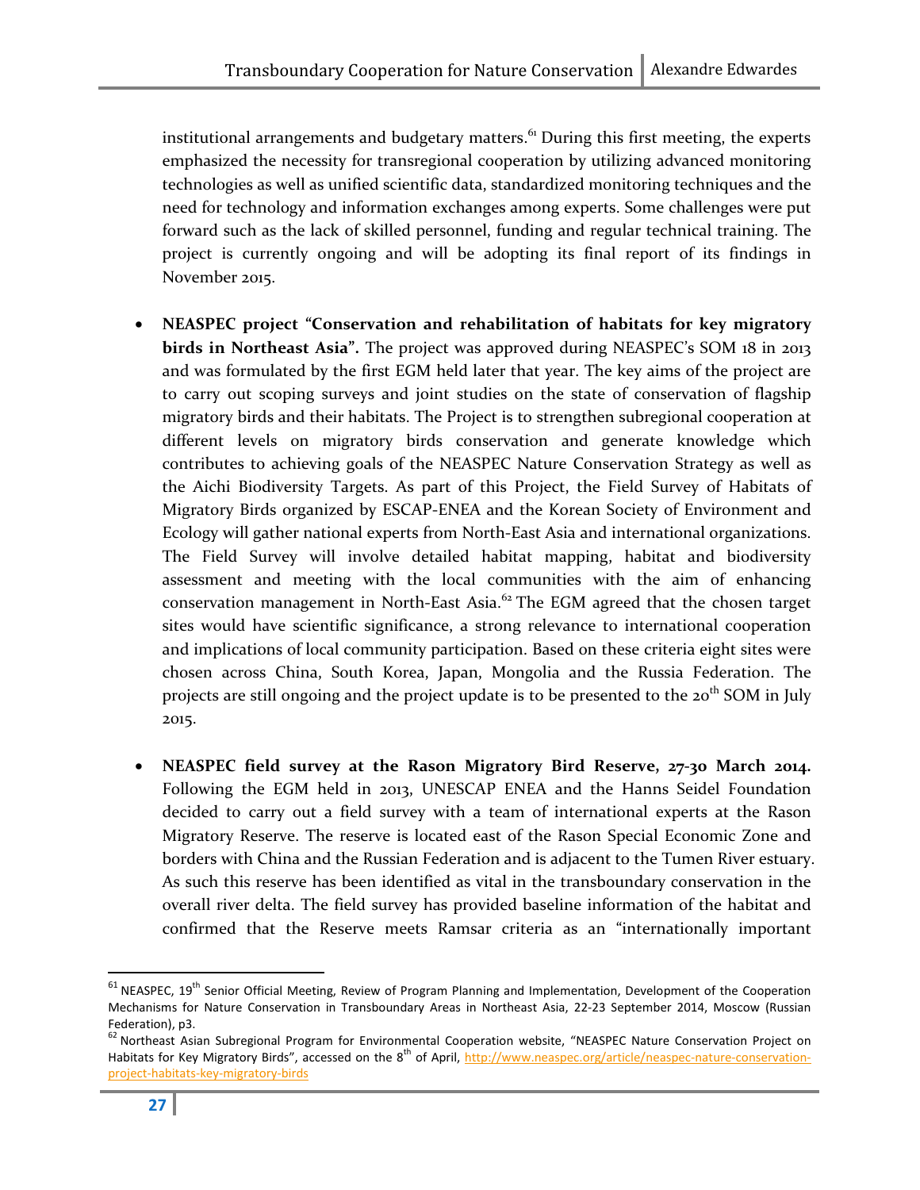institutional arrangements and budgetary matters.[61] During this first meeting, the experts emphasized the necessity for transregional cooperation by utilizing advanced monitoring technologies as well as unified scientific data, standardized monitoring techniques and the need for technology and information exchanges among experts. Some challenges were put forward such as the lack of skilled personnel, funding and regular technical training. The project is currently ongoing and will be adopting its final report of its findings in November 2015.

- **NEASPEC project "Conservation and rehabilitation of habitats for key migratory birds in Northeast Asia".** The project was approved during NEASPEC's SOM 18 in 2013 and was formulated by the first EGM held later that year. The key aims of the project are to carry out scoping surveys and joint studies on the state of conservation of flagship migratory birds and their habitats. The Project is to strengthen subregional cooperation at different levels on migratory birds conservation and generate knowledge which contributes to achieving goals of the NEASPEC Nature Conservation Strategy as well as the Aichi Biodiversity Targets. As part of this Project, the Field Survey of Habitats of Migratory Birds organized by ESCAP-ENEA and the Korean Society of Environment and Ecology will gather national experts from North-East Asia and international organizations. The Field Survey will involve detailed habitat mapping, habitat and biodiversity assessment and meeting with the local communities with the aim of enhancing conservation management in North-East Asia.[62] The EGM agreed that the chosen target sites would have scientific significance, a strong relevance to international cooperation and implications of local community participation. Based on these criteria eight sites were chosen across China, South Korea, Japan, Mongolia and the Russia Federation. The projects are still ongoing and the project update is to be presented to the 20th SOM in July 2015.

- **NEASPEC field survey at the Rason Migratory Bird Reserve, 27-30 March 2014.** Following the EGM held in 2013, UNESCAP ENEA and the Hanns Seidel Foundation decided to carry out a field survey with a team of international experts at the Rason Migratory Reserve. The reserve is located east of the Rason Special Economic Zone and borders with China and the Russian Federation and is adjacent to the Tumen River estuary. As such this reserve has been identified as vital in the transboundary conservation in the overall river delta. The field survey has provided baseline information of the habitat and confirmed that the Reserve meets Ramsar criteria as an "internationally important

---

[61] NEASPEC, 19th Senior Official Meeting, Review of Program Planning and Implementation, Development of the Cooperation Mechanisms for Nature Conservation in Transboundary Areas in Northeast Asia, 22-23 September 2014, Moscow (Russian Federation), p3.

[62] Northeast Asian Subregional Program for Environmental Cooperation website, "NEASPEC Nature Conservation Project on Habitats for Key Migratory Birds", accessed on the 8th of April, http://www.neaspec.org/article/neaspec-nature-conservation-project-habitats-key-migratory-birds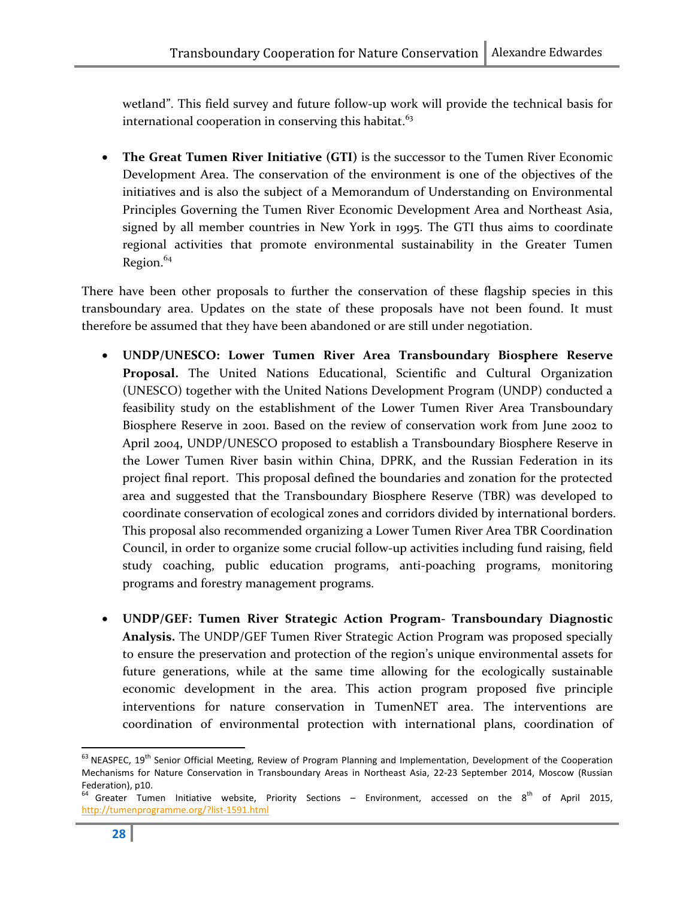wetland". This field survey and future follow-up work will provide the technical basis for international cooperation in conserving this habitat.[63]

- **The Great Tumen River Initiative (GTI)** is the successor to the Tumen River Economic Development Area. The conservation of the environment is one of the objectives of the initiatives and is also the subject of a Memorandum of Understanding on Environmental Principles Governing the Tumen River Economic Development Area and Northeast Asia, signed by all member countries in New York in 1995. The GTI thus aims to coordinate regional activities that promote environmental sustainability in the Greater Tumen Region.[64]

There have been other proposals to further the conservation of these flagship species in this transboundary area. Updates on the state of these proposals have not been found. It must therefore be assumed that they have been abandoned or are still under negotiation.

- **UNDP/UNESCO: Lower Tumen River Area Transboundary Biosphere Reserve Proposal.** The United Nations Educational, Scientific and Cultural Organization (UNESCO) together with the United Nations Development Program (UNDP) conducted a feasibility study on the establishment of the Lower Tumen River Area Transboundary Biosphere Reserve in 2001. Based on the review of conservation work from June 2002 to April 2004, UNDP/UNESCO proposed to establish a Transboundary Biosphere Reserve in the Lower Tumen River basin within China, DPRK, and the Russian Federation in its project final report. This proposal defined the boundaries and zonation for the protected area and suggested that the Transboundary Biosphere Reserve (TBR) was developed to coordinate conservation of ecological zones and corridors divided by international borders. This proposal also recommended organizing a Lower Tumen River Area TBR Coordination Council, in order to organize some crucial follow-up activities including fund raising, field study coaching, public education programs, anti-poaching programs, monitoring programs and forestry management programs.

- **UNDP/GEF: Tumen River Strategic Action Program- Transboundary Diagnostic Analysis.** The UNDP/GEF Tumen River Strategic Action Program was proposed specially to ensure the preservation and protection of the region's unique environmental assets for future generations, while at the same time allowing for the ecologically sustainable economic development in the area. This action program proposed five principle interventions for nature conservation in TumenNET area. The interventions are coordination of environmental protection with international plans, coordination of

---

[63] NEASPEC, 19th Senior Official Meeting, Review of Program Planning and Implementation, Development of the Cooperation Mechanisms for Nature Conservation in Transboundary Areas in Northeast Asia, 22-23 September 2014, Moscow (Russian Federation), p10.

[64] Greater Tumen Initiative website, Priority Sections – Environment, accessed on the 8th of April 2015, http://tumenprogramme.org/?list-1591.html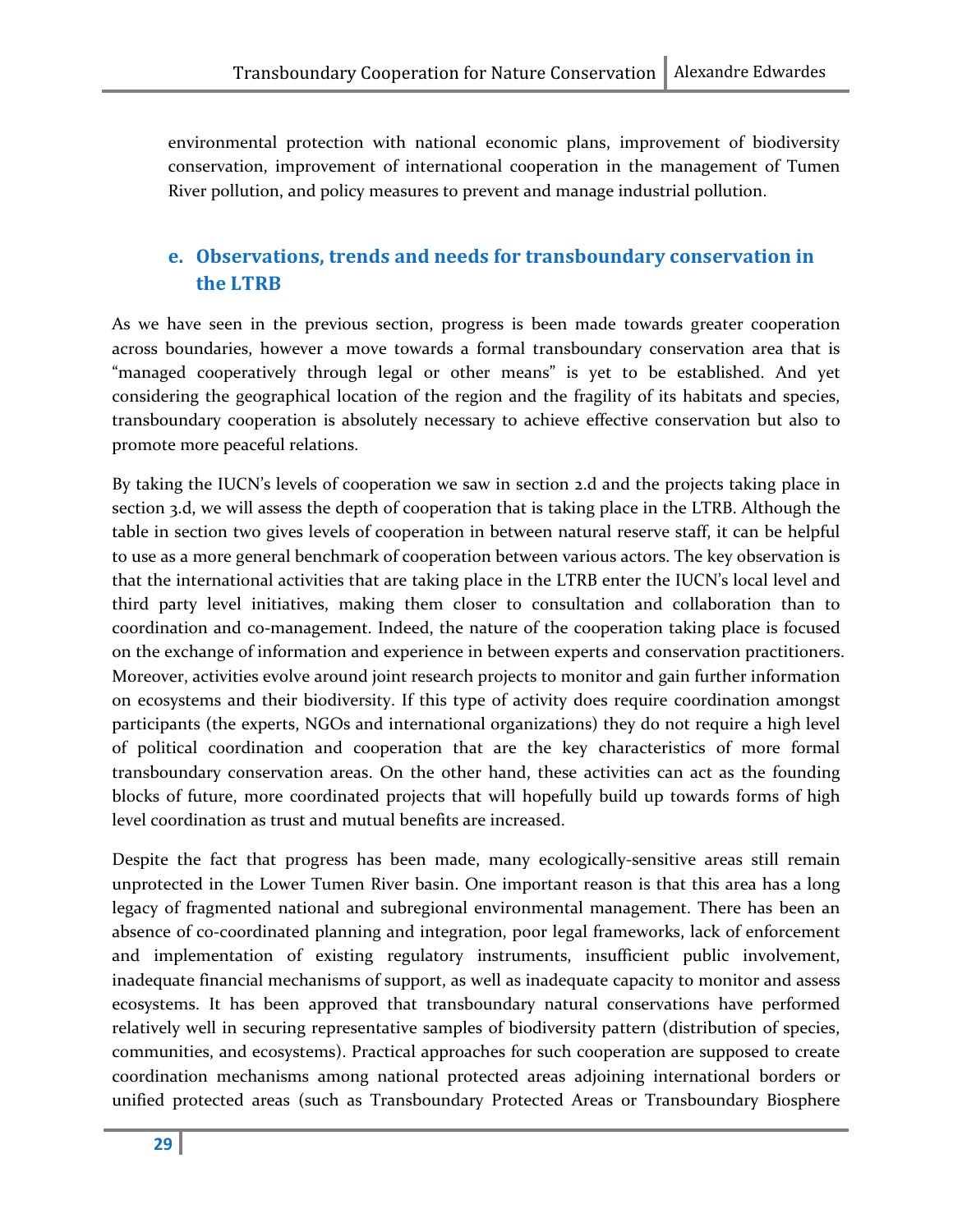environmental protection with national economic plans, improvement of biodiversity conservation, improvement of international cooperation in the management of Tumen River pollution, and policy measures to prevent and manage industrial pollution.

## e. Observations, trends and needs for transboundary conservation in the LTRB

As we have seen in the previous section, progress is been made towards greater cooperation across boundaries, however a move towards a formal transboundary conservation area that is "managed cooperatively through legal or other means" is yet to be established. And yet considering the geographical location of the region and the fragility of its habitats and species, transboundary cooperation is absolutely necessary to achieve effective conservation but also to promote more peaceful relations.

By taking the IUCN's levels of cooperation we saw in section 2.d and the projects taking place in section 3.d, we will assess the depth of cooperation that is taking place in the LTRB. Although the table in section two gives levels of cooperation in between natural reserve staff, it can be helpful to use as a more general benchmark of cooperation between various actors. The key observation is that the international activities that are taking place in the LTRB enter the IUCN's local level and third party level initiatives, making them closer to consultation and collaboration than to coordination and co-management. Indeed, the nature of the cooperation taking place is focused on the exchange of information and experience in between experts and conservation practitioners. Moreover, activities evolve around joint research projects to monitor and gain further information on ecosystems and their biodiversity. If this type of activity does require coordination amongst participants (the experts, NGOs and international organizations) they do not require a high level of political coordination and cooperation that are the key characteristics of more formal transboundary conservation areas. On the other hand, these activities can act as the founding blocks of future, more coordinated projects that will hopefully build up towards forms of high level coordination as trust and mutual benefits are increased.

Despite the fact that progress has been made, many ecologically-sensitive areas still remain unprotected in the Lower Tumen River basin. One important reason is that this area has a long legacy of fragmented national and subregional environmental management. There has been an absence of co-coordinated planning and integration, poor legal frameworks, lack of enforcement and implementation of existing regulatory instruments, insufficient public involvement, inadequate financial mechanisms of support, as well as inadequate capacity to monitor and assess ecosystems. It has been approved that transboundary natural conservations have performed relatively well in securing representative samples of biodiversity pattern (distribution of species, communities, and ecosystems). Practical approaches for such cooperation are supposed to create coordination mechanisms among national protected areas adjoining international borders or unified protected areas (such as Transboundary Protected Areas or Transboundary Biosphere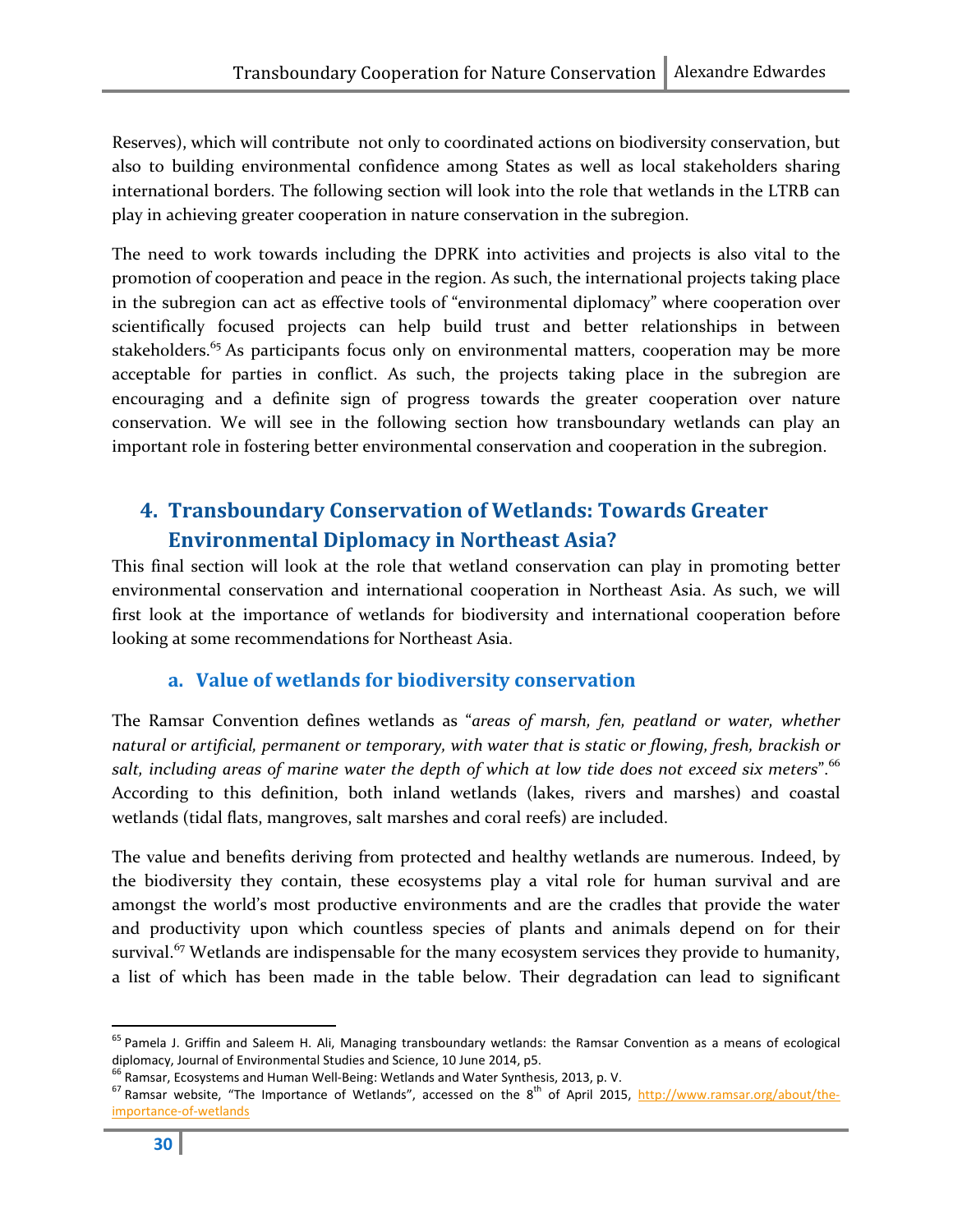Reserves), which will contribute not only to coordinated actions on biodiversity conservation, but also to building environmental confidence among States as well as local stakeholders sharing international borders. The following section will look into the role that wetlands in the LTRB can play in achieving greater cooperation in nature conservation in the subregion.

The need to work towards including the DPRK into activities and projects is also vital to the promotion of cooperation and peace in the region. As such, the international projects taking place in the subregion can act as effective tools of "environmental diplomacy" where cooperation over scientifically focused projects can help build trust and better relationships in between stakeholders.[65] As participants focus only on environmental matters, cooperation may be more acceptable for parties in conflict. As such, the projects taking place in the subregion are encouraging and a definite sign of progress towards the greater cooperation over nature conservation. We will see in the following section how transboundary wetlands can play an important role in fostering better environmental conservation and cooperation in the subregion.

## 4. Transboundary Conservation of Wetlands: Towards Greater Environmental Diplomacy in Northeast Asia?

This final section will look at the role that wetland conservation can play in promoting better environmental conservation and international cooperation in Northeast Asia. As such, we will first look at the importance of wetlands for biodiversity and international cooperation before looking at some recommendations for Northeast Asia.

### a. Value of wetlands for biodiversity conservation

The Ramsar Convention defines wetlands as "*areas of marsh, fen, peatland or water, whether natural or artificial, permanent or temporary, with water that is static or flowing, fresh, brackish or salt, including areas of marine water the depth of which at low tide does not exceed six meters*".[66] According to this definition, both inland wetlands (lakes, rivers and marshes) and coastal wetlands (tidal flats, mangroves, salt marshes and coral reefs) are included.

The value and benefits deriving from protected and healthy wetlands are numerous. Indeed, by the biodiversity they contain, these ecosystems play a vital role for human survival and are amongst the world's most productive environments and are the cradles that provide the water and productivity upon which countless species of plants and animals depend on for their survival.[67] Wetlands are indispensable for the many ecosystem services they provide to humanity, a list of which has been made in the table below. Their degradation can lead to significant

---

[65] Pamela J. Griffin and Saleem H. Ali, Managing transboundary wetlands: the Ramsar Convention as a means of ecological diplomacy, Journal of Environmental Studies and Science, 10 June 2014, p5.

[66] Ramsar, Ecosystems and Human Well-Being: Wetlands and Water Synthesis, 2013, p. V.

[67] Ramsar website, "The Importance of Wetlands", accessed on the 8th of April 2015, http://www.ramsar.org/about/the-importance-of-wetlands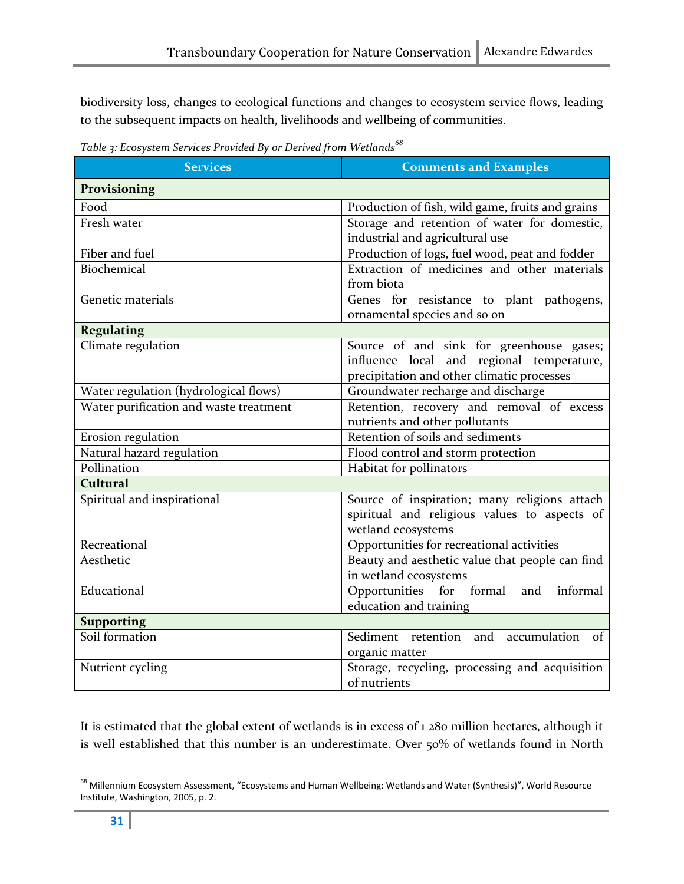biodiversity loss, changes to ecological functions and changes to ecosystem service flows, leading to the subsequent impacts on health, livelihoods and wellbeing of communities.

*Table 3: Ecosystem Services Provided By or Derived from Wetlands*[68]

| Services | Comments and Examples |
|---|---|
| **Provisioning** | |
| Food | Production of fish, wild game, fruits and grains |
| Fresh water | Storage and retention of water for domestic, industrial and agricultural use |
| Fiber and fuel | Production of logs, fuel wood, peat and fodder |
| Biochemical | Extraction of medicines and other materials from biota |
| Genetic materials | Genes for resistance to plant pathogens, ornamental species and so on |
| **Regulating** | |
| Climate regulation | Source of and sink for greenhouse gases; influence local and regional temperature, precipitation and other climatic processes |
| Water regulation (hydrological flows) | Groundwater recharge and discharge |
| Water purification and waste treatment | Retention, recovery and removal of excess nutrients and other pollutants |
| Erosion regulation | Retention of soils and sediments |
| Natural hazard regulation | Flood control and storm protection |
| Pollination | Habitat for pollinators |
| **Cultural** | |
| Spiritual and inspirational | Source of inspiration; many religions attach spiritual and religious values to aspects of wetland ecosystems |
| Recreational | Opportunities for recreational activities |
| Aesthetic | Beauty and aesthetic value that people can find in wetland ecosystems |
| Educational | Opportunities for formal and informal education and training |
| **Supporting** | |
| Soil formation | Sediment retention and accumulation of organic matter |
| Nutrient cycling | Storage, recycling, processing and acquisition of nutrients |

It is estimated that the global extent of wetlands is in excess of 1 280 million hectares, although it is well established that this number is an underestimate. Over 50% of wetlands found in North

[68] Millennium Ecosystem Assessment, "Ecosystems and Human Wellbeing: Wetlands and Water (Synthesis)", World Resource Institute, Washington, 2005, p. 2.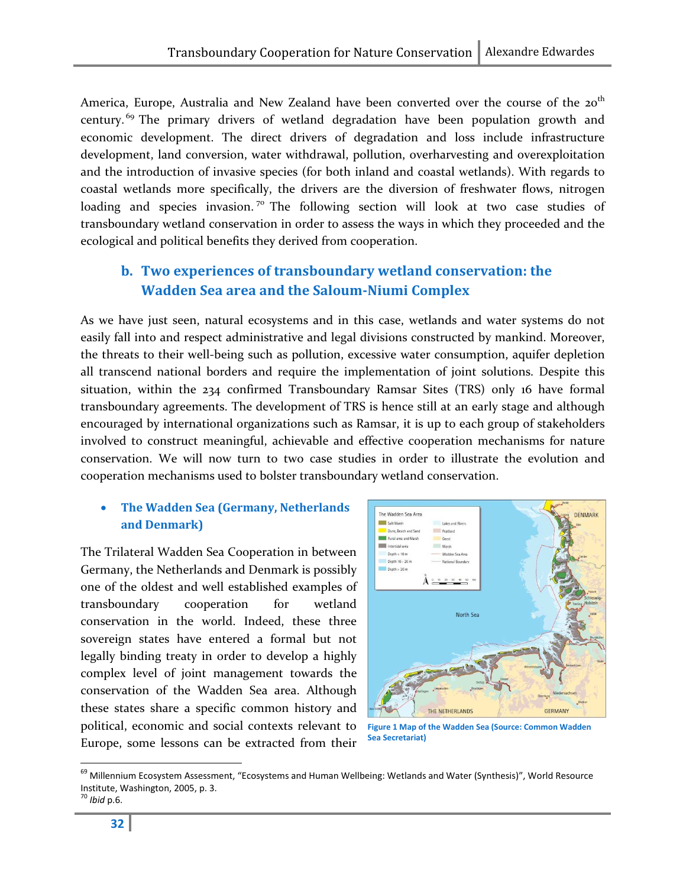America, Europe, Australia and New Zealand have been converted over the course of the 20th century.[69] The primary drivers of wetland degradation have been population growth and economic development. The direct drivers of degradation and loss include infrastructure development, land conversion, water withdrawal, pollution, overharvesting and overexploitation and the introduction of invasive species (for both inland and coastal wetlands). With regards to coastal wetlands more specifically, the drivers are the diversion of freshwater flows, nitrogen loading and species invasion.[70] The following section will look at two case studies of transboundary wetland conservation in order to assess the ways in which they proceeded and the ecological and political benefits they derived from cooperation.

### b. Two experiences of transboundary wetland conservation: the Wadden Sea area and the Saloum-Niumi Complex

As we have just seen, natural ecosystems and in this case, wetlands and water systems do not easily fall into and respect administrative and legal divisions constructed by mankind. Moreover, the threats to their well-being such as pollution, excessive water consumption, aquifer depletion all transcend national borders and require the implementation of joint solutions. Despite this situation, within the 234 confirmed Transboundary Ramsar Sites (TRS) only 16 have formal transboundary agreements. The development of TRS is hence still at an early stage and although encouraged by international organizations such as Ramsar, it is up to each group of stakeholders involved to construct meaningful, achievable and effective cooperation mechanisms for nature conservation. We will now turn to two case studies in order to illustrate the evolution and cooperation mechanisms used to bolster transboundary wetland conservation.

- **The Wadden Sea (Germany, Netherlands and Denmark)**

The Trilateral Wadden Sea Cooperation in between Germany, the Netherlands and Denmark is possibly one of the oldest and well established examples of transboundary cooperation for wetland conservation in the world. Indeed, these three sovereign states have entered a formal but not legally binding treaty in order to develop a highly complex level of joint management towards the conservation of the Wadden Sea area. Although these states share a specific common history and political, economic and social contexts relevant to Europe, some lessons can be extracted from their

**Figure 1 Map of the Wadden Sea (Source: Common Wadden Sea Secretariat)**

---

[69] Millennium Ecosystem Assessment, "Ecosystems and Human Wellbeing: Wetlands and Water (Synthesis)", World Resource Institute, Washington, 2005, p. 3.

[70] *Ibid* p.6.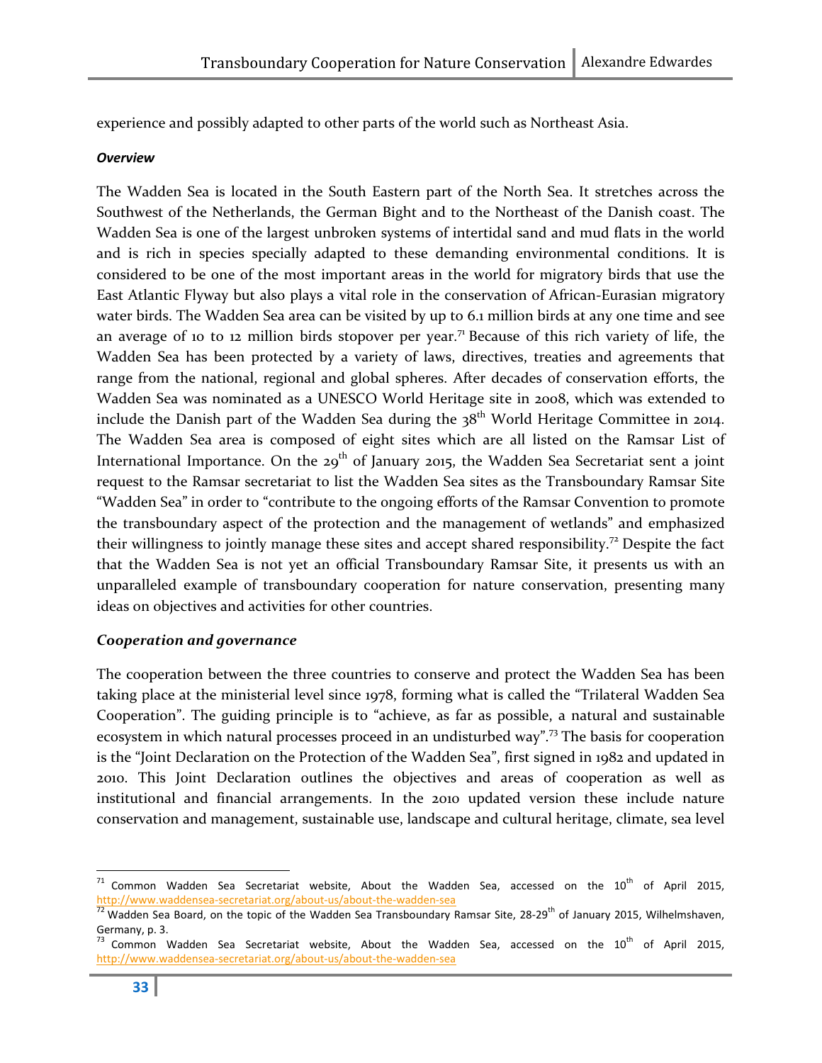experience and possibly adapted to other parts of the world such as Northeast Asia.

***Overview***

The Wadden Sea is located in the South Eastern part of the North Sea. It stretches across the Southwest of the Netherlands, the German Bight and to the Northeast of the Danish coast. The Wadden Sea is one of the largest unbroken systems of intertidal sand and mud flats in the world and is rich in species specially adapted to these demanding environmental conditions. It is considered to be one of the most important areas in the world for migratory birds that use the East Atlantic Flyway but also plays a vital role in the conservation of African-Eurasian migratory water birds. The Wadden Sea area can be visited by up to 6.1 million birds at any one time and see an average of 10 to 12 million birds stopover per year.[71] Because of this rich variety of life, the Wadden Sea has been protected by a variety of laws, directives, treaties and agreements that range from the national, regional and global spheres. After decades of conservation efforts, the Wadden Sea was nominated as a UNESCO World Heritage site in 2008, which was extended to include the Danish part of the Wadden Sea during the 38th World Heritage Committee in 2014. The Wadden Sea area is composed of eight sites which are all listed on the Ramsar List of International Importance. On the 29th of January 2015, the Wadden Sea Secretariat sent a joint request to the Ramsar secretariat to list the Wadden Sea sites as the Transboundary Ramsar Site "Wadden Sea" in order to "contribute to the ongoing efforts of the Ramsar Convention to promote the transboundary aspect of the protection and the management of wetlands" and emphasized their willingness to jointly manage these sites and accept shared responsibility.[72] Despite the fact that the Wadden Sea is not yet an official Transboundary Ramsar Site, it presents us with an unparalleled example of transboundary cooperation for nature conservation, presenting many ideas on objectives and activities for other countries.

***Cooperation and governance***

The cooperation between the three countries to conserve and protect the Wadden Sea has been taking place at the ministerial level since 1978, forming what is called the "Trilateral Wadden Sea Cooperation". The guiding principle is to "achieve, as far as possible, a natural and sustainable ecosystem in which natural processes proceed in an undisturbed way".[73] The basis for cooperation is the "Joint Declaration on the Protection of the Wadden Sea", first signed in 1982 and updated in 2010. This Joint Declaration outlines the objectives and areas of cooperation as well as institutional and financial arrangements. In the 2010 updated version these include nature conservation and management, sustainable use, landscape and cultural heritage, climate, sea level

---

[71] Common Wadden Sea Secretariat website, About the Wadden Sea, accessed on the 10th of April 2015, http://www.waddensea-secretariat.org/about-us/about-the-wadden-sea

[72] Wadden Sea Board, on the topic of the Wadden Sea Transboundary Ramsar Site, 28-29th of January 2015, Wilhelmshaven, Germany, p. 3.

[73] Common Wadden Sea Secretariat website, About the Wadden Sea, accessed on the 10th of April 2015, http://www.waddensea-secretariat.org/about-us/about-the-wadden-sea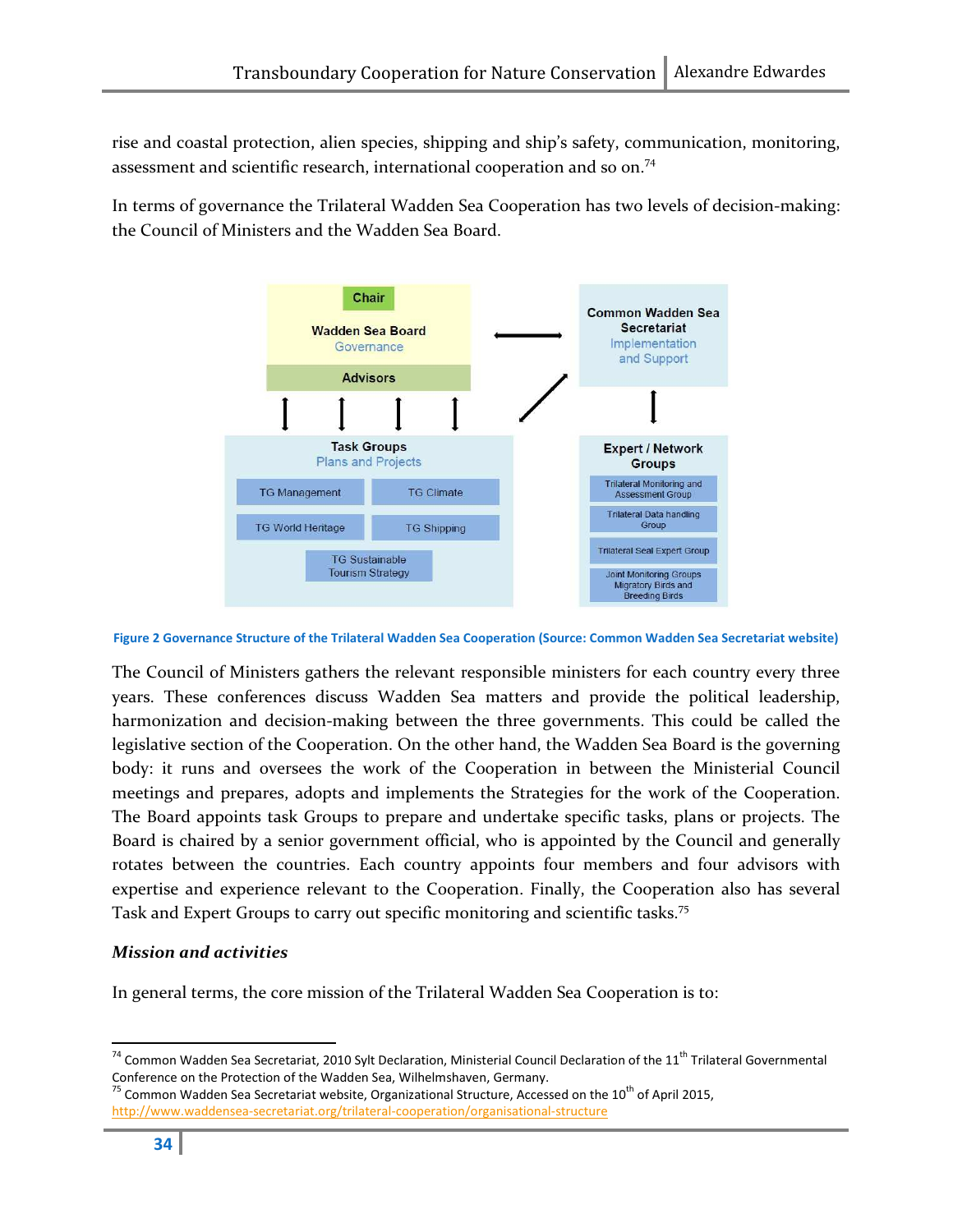rise and coastal protection, alien species, shipping and ship's safety, communication, monitoring, assessment and scientific research, international cooperation and so on.[74]

In terms of governance the Trilateral Wadden Sea Cooperation has two levels of decision-making: the Council of Ministers and the Wadden Sea Board.

**Figure 2 Governance Structure of the Trilateral Wadden Sea Cooperation (Source: Common Wadden Sea Secretariat website)**

The Council of Ministers gathers the relevant responsible ministers for each country every three years. These conferences discuss Wadden Sea matters and provide the political leadership, harmonization and decision-making between the three governments. This could be called the legislative section of the Cooperation. On the other hand, the Wadden Sea Board is the governing body: it runs and oversees the work of the Cooperation in between the Ministerial Council meetings and prepares, adopts and implements the Strategies for the work of the Cooperation. The Board appoints task Groups to prepare and undertake specific tasks, plans or projects. The Board is chaired by a senior government official, who is appointed by the Council and generally rotates between the countries. Each country appoints four members and four advisors with expertise and experience relevant to the Cooperation. Finally, the Cooperation also has several Task and Expert Groups to carry out specific monitoring and scientific tasks.[75]

***Mission and activities***

In general terms, the core mission of the Trilateral Wadden Sea Cooperation is to:

---

[74] Common Wadden Sea Secretariat, 2010 Sylt Declaration, Ministerial Council Declaration of the 11th Trilateral Governmental Conference on the Protection of the Wadden Sea, Wilhelmshaven, Germany.

[75] Common Wadden Sea Secretariat website, Organizational Structure, Accessed on the 10th of April 2015, http://www.waddensea-secretariat.org/trilateral-cooperation/organisational-structure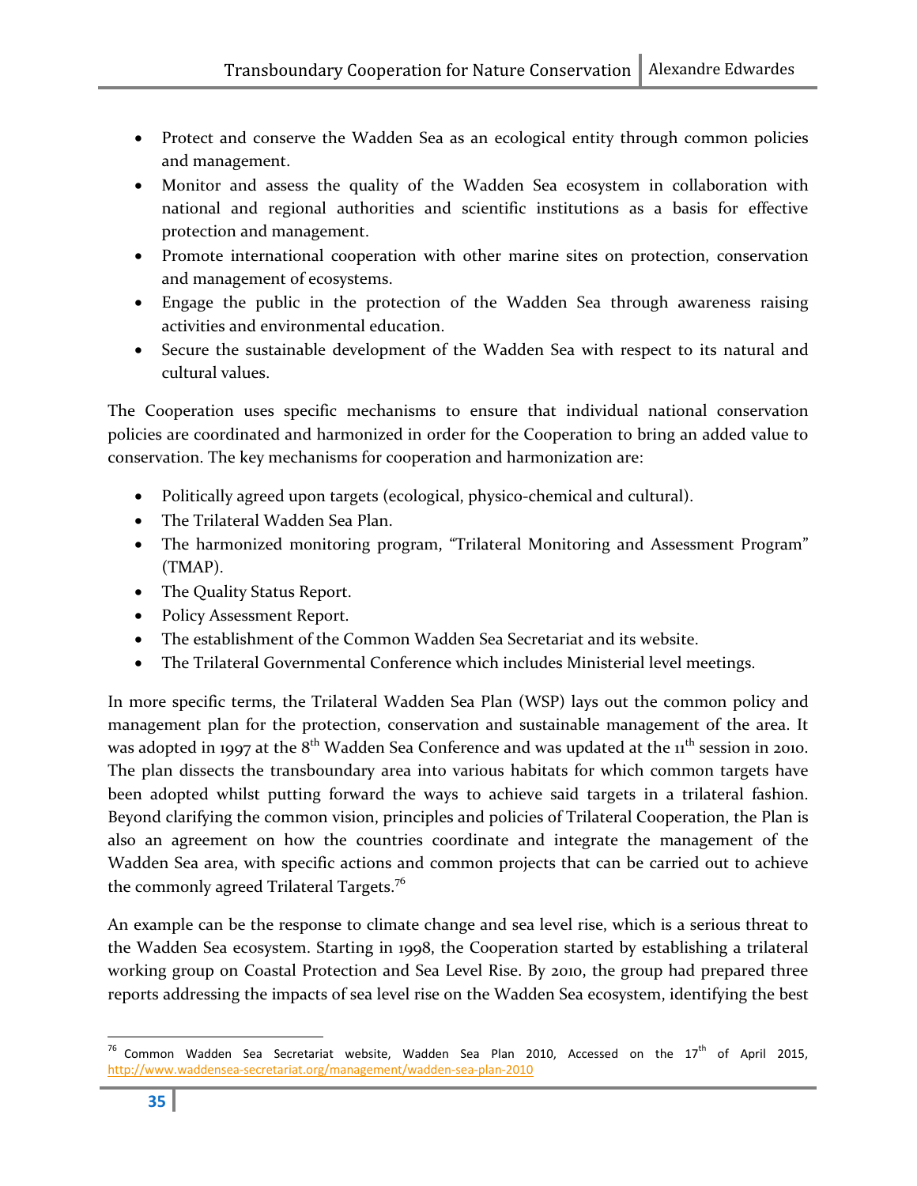- Protect and conserve the Wadden Sea as an ecological entity through common policies and management.
- Monitor and assess the quality of the Wadden Sea ecosystem in collaboration with national and regional authorities and scientific institutions as a basis for effective protection and management.
- Promote international cooperation with other marine sites on protection, conservation and management of ecosystems.
- Engage the public in the protection of the Wadden Sea through awareness raising activities and environmental education.
- Secure the sustainable development of the Wadden Sea with respect to its natural and cultural values.

The Cooperation uses specific mechanisms to ensure that individual national conservation policies are coordinated and harmonized in order for the Cooperation to bring an added value to conservation. The key mechanisms for cooperation and harmonization are:

- Politically agreed upon targets (ecological, physico-chemical and cultural).
- The Trilateral Wadden Sea Plan.
- The harmonized monitoring program, "Trilateral Monitoring and Assessment Program" (TMAP).
- The Quality Status Report.
- Policy Assessment Report.
- The establishment of the Common Wadden Sea Secretariat and its website.
- The Trilateral Governmental Conference which includes Ministerial level meetings.

In more specific terms, the Trilateral Wadden Sea Plan (WSP) lays out the common policy and management plan for the protection, conservation and sustainable management of the area. It was adopted in 1997 at the 8th Wadden Sea Conference and was updated at the 11th session in 2010. The plan dissects the transboundary area into various habitats for which common targets have been adopted whilst putting forward the ways to achieve said targets in a trilateral fashion. Beyond clarifying the common vision, principles and policies of Trilateral Cooperation, the Plan is also an agreement on how the countries coordinate and integrate the management of the Wadden Sea area, with specific actions and common projects that can be carried out to achieve the commonly agreed Trilateral Targets.[76]

An example can be the response to climate change and sea level rise, which is a serious threat to the Wadden Sea ecosystem. Starting in 1998, the Cooperation started by establishing a trilateral working group on Coastal Protection and Sea Level Rise. By 2010, the group had prepared three reports addressing the impacts of sea level rise on the Wadden Sea ecosystem, identifying the best

---

[76] Common Wadden Sea Secretariat website, Wadden Sea Plan 2010, Accessed on the 17th of April 2015, http://www.waddensea-secretariat.org/management/wadden-sea-plan-2010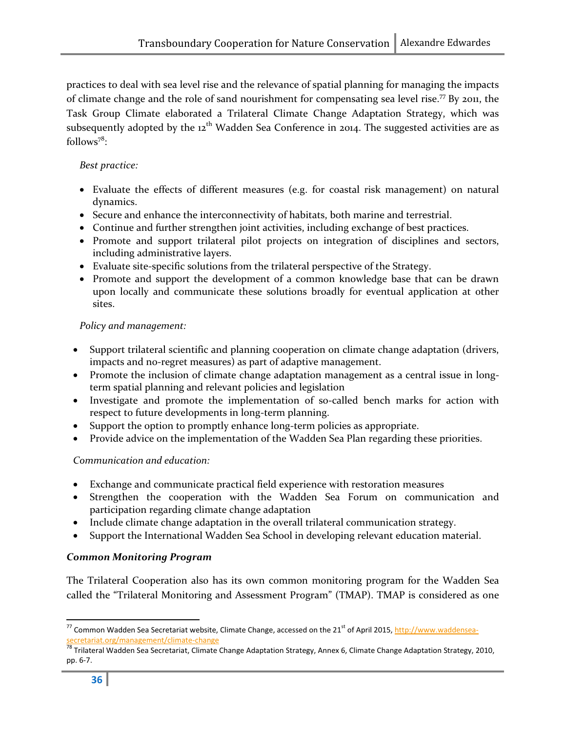practices to deal with sea level rise and the relevance of spatial planning for managing the impacts of climate change and the role of sand nourishment for compensating sea level rise.[77] By 2011, the Task Group Climate elaborated a Trilateral Climate Change Adaptation Strategy, which was subsequently adopted by the 12th Wadden Sea Conference in 2014. The suggested activities are as follows[78]:

*Best practice:*

- Evaluate the effects of different measures (e.g. for coastal risk management) on natural dynamics.
- Secure and enhance the interconnectivity of habitats, both marine and terrestrial.
- Continue and further strengthen joint activities, including exchange of best practices.
- Promote and support trilateral pilot projects on integration of disciplines and sectors, including administrative layers.
- Evaluate site-specific solutions from the trilateral perspective of the Strategy.
- Promote and support the development of a common knowledge base that can be drawn upon locally and communicate these solutions broadly for eventual application at other sites.

*Policy and management:*

- Support trilateral scientific and planning cooperation on climate change adaptation (drivers, impacts and no-regret measures) as part of adaptive management.
- Promote the inclusion of climate change adaptation management as a central issue in long-term spatial planning and relevant policies and legislation
- Investigate and promote the implementation of so-called bench marks for action with respect to future developments in long-term planning.
- Support the option to promptly enhance long-term policies as appropriate.
- Provide advice on the implementation of the Wadden Sea Plan regarding these priorities.

*Communication and education:*

- Exchange and communicate practical field experience with restoration measures
- Strengthen the cooperation with the Wadden Sea Forum on communication and participation regarding climate change adaptation
- Include climate change adaptation in the overall trilateral communication strategy.
- Support the International Wadden Sea School in developing relevant education material.

***Common Monitoring Program***

The Trilateral Cooperation also has its own common monitoring program for the Wadden Sea called the "Trilateral Monitoring and Assessment Program" (TMAP). TMAP is considered as one

---

[77] Common Wadden Sea Secretariat website, Climate Change, accessed on the 21st of April 2015, http://www.waddensea-secretariat.org/management/climate-change

[78] Trilateral Wadden Sea Secretariat, Climate Change Adaptation Strategy, Annex 6, Climate Change Adaptation Strategy, 2010, pp. 6-7.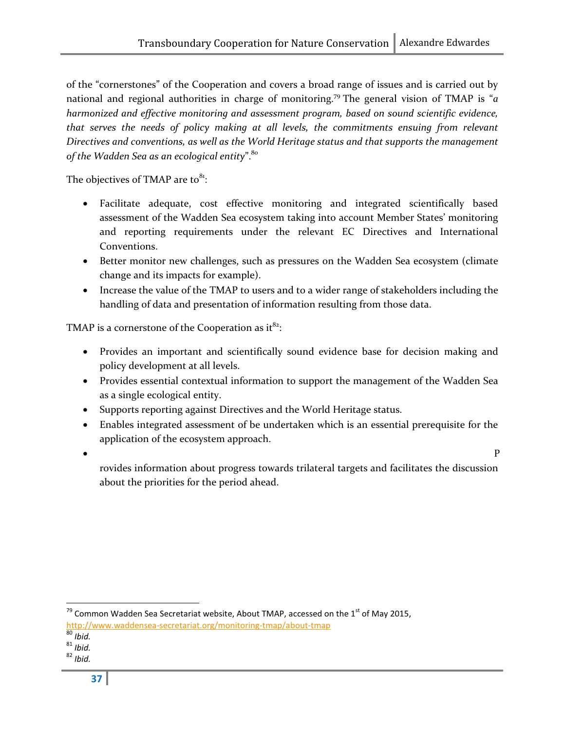of the "cornerstones" of the Cooperation and covers a broad range of issues and is carried out by national and regional authorities in charge of monitoring.[79] The general vision of TMAP is "*a harmonized and effective monitoring and assessment program, based on sound scientific evidence, that serves the needs of policy making at all levels, the commitments ensuing from relevant Directives and conventions, as well as the World Heritage status and that supports the management of the Wadden Sea as an ecological entity*".[80]

The objectives of TMAP are to[81]:

- Facilitate adequate, cost effective monitoring and integrated scientifically based assessment of the Wadden Sea ecosystem taking into account Member States' monitoring and reporting requirements under the relevant EC Directives and International Conventions.
- Better monitor new challenges, such as pressures on the Wadden Sea ecosystem (climate change and its impacts for example).
- Increase the value of the TMAP to users and to a wider range of stakeholders including the handling of data and presentation of information resulting from those data.

TMAP is a cornerstone of the Cooperation as it[82]:

- Provides an important and scientifically sound evidence base for decision making and policy development at all levels.
- Provides essential contextual information to support the management of the Wadden Sea as a single ecological entity.
- Supports reporting against Directives and the World Heritage status.
- Enables integrated assessment of be undertaken which is an essential prerequisite for the application of the ecosystem approach.
- Provides information about progress towards trilateral targets and facilitates the discussion about the priorities for the period ahead.

---

[79] Common Wadden Sea Secretariat website, About TMAP, accessed on the 1st of May 2015, http://www.waddensea-secretariat.org/monitoring-tmap/about-tmap

[80] *Ibid.*

[81] *Ibid.*

[82] *Ibid.*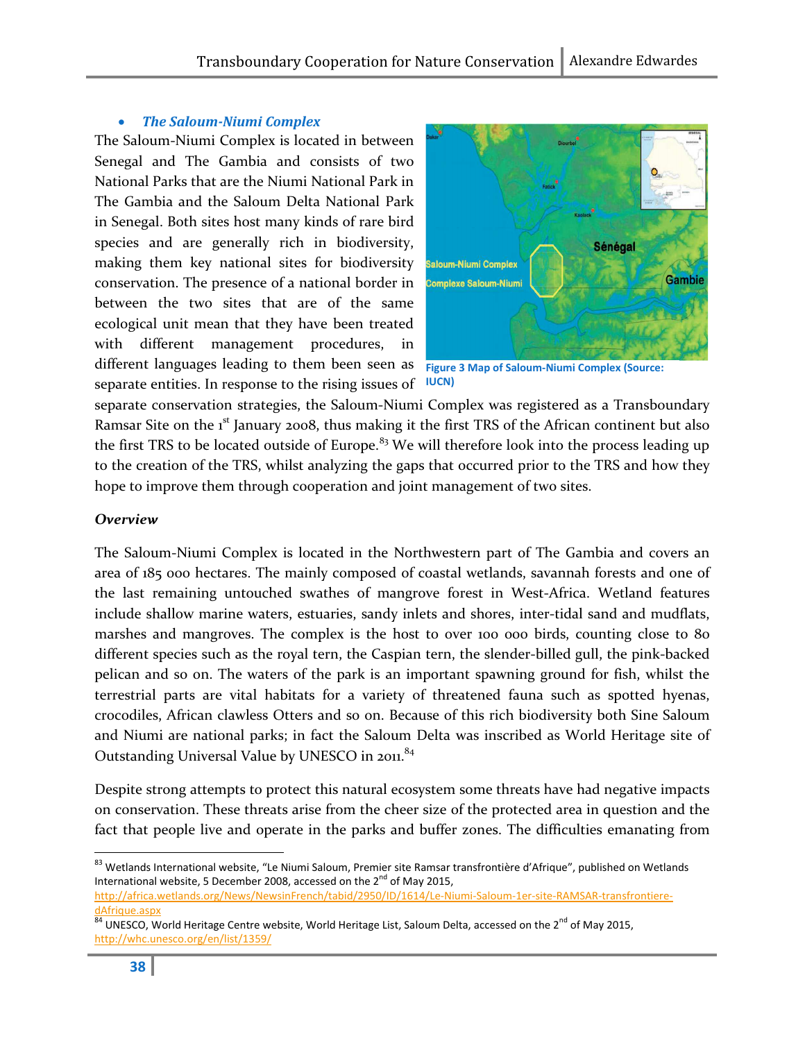- ***The Saloum-Niumi Complex***

The Saloum-Niumi Complex is located in between Senegal and The Gambia and consists of two National Parks that are the Niumi National Park in The Gambia and the Saloum Delta National Park in Senegal. Both sites host many kinds of rare bird species and are generally rich in biodiversity, making them key national sites for biodiversity conservation. The presence of a national border in between the two sites that are of the same ecological unit mean that they have been treated with different management procedures, in different languages leading to them been seen as separate entities. In response to the rising issues of separate conservation strategies, the Saloum-Niumi Complex was registered as a Transboundary Ramsar Site on the 1st January 2008, thus making it the first TRS of the African continent but also the first TRS to be located outside of Europe.[83] We will therefore look into the process leading up to the creation of the TRS, whilst analyzing the gaps that occurred prior to the TRS and how they hope to improve them through cooperation and joint management of two sites.

**Figure 3 Map of Saloum-Niumi Complex (Source: IUCN)**

***Overview***

The Saloum-Niumi Complex is located in the Northwestern part of The Gambia and covers an area of 185 000 hectares. The mainly composed of coastal wetlands, savannah forests and one of the last remaining untouched swathes of mangrove forest in West-Africa. Wetland features include shallow marine waters, estuaries, sandy inlets and shores, inter-tidal sand and mudflats, marshes and mangroves. The complex is the host to over 100 000 birds, counting close to 80 different species such as the royal tern, the Caspian tern, the slender-billed gull, the pink-backed pelican and so on. The waters of the park is an important spawning ground for fish, whilst the terrestrial parts are vital habitats for a variety of threatened fauna such as spotted hyenas, crocodiles, African clawless Otters and so on. Because of this rich biodiversity both Sine Saloum and Niumi are national parks; in fact the Saloum Delta was inscribed as World Heritage site of Outstanding Universal Value by UNESCO in 2011.[84]

Despite strong attempts to protect this natural ecosystem some threats have had negative impacts on conservation. These threats arise from the cheer size of the protected area in question and the fact that people live and operate in the parks and buffer zones. The difficulties emanating from

---

[83] Wetlands International website, "Le Niumi Saloum, Premier site Ramsar transfrontière d'Afrique", published on Wetlands International website, 5 December 2008, accessed on the 2nd of May 2015, http://africa.wetlands.org/News/NewsinFrench/tabid/2950/ID/1614/Le-Niumi-Saloum-1er-site-RAMSAR-transfrontiere-dAfrique.aspx

[84] UNESCO, World Heritage Centre website, World Heritage List, Saloum Delta, accessed on the 2nd of May 2015, http://whc.unesco.org/en/list/1359/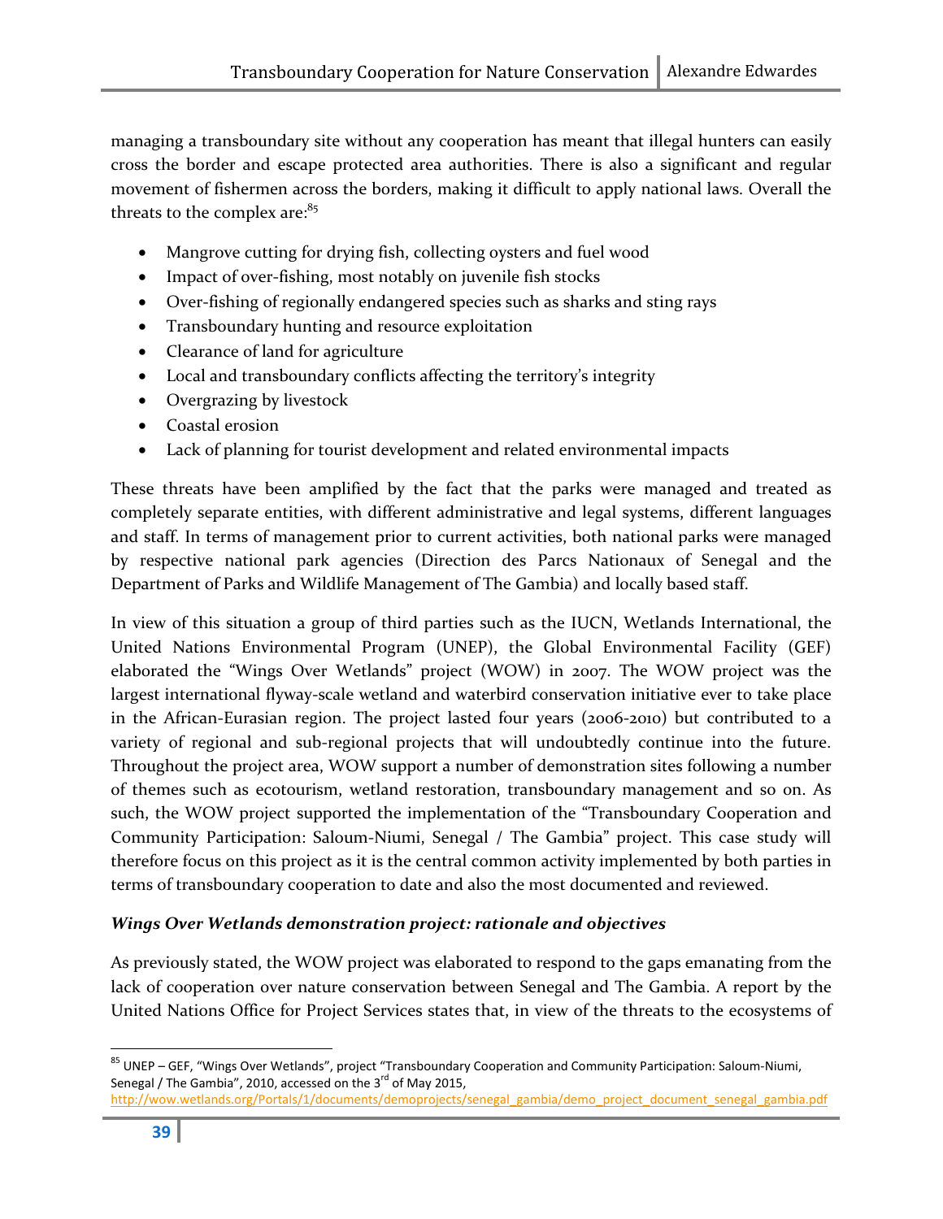managing a transboundary site without any cooperation has meant that illegal hunters can easily cross the border and escape protected area authorities. There is also a significant and regular movement of fishermen across the borders, making it difficult to apply national laws. Overall the threats to the complex are:[85]

- Mangrove cutting for drying fish, collecting oysters and fuel wood
- Impact of over-fishing, most notably on juvenile fish stocks
- Over-fishing of regionally endangered species such as sharks and sting rays
- Transboundary hunting and resource exploitation
- Clearance of land for agriculture
- Local and transboundary conflicts affecting the territory's integrity
- Overgrazing by livestock
- Coastal erosion
- Lack of planning for tourist development and related environmental impacts

These threats have been amplified by the fact that the parks were managed and treated as completely separate entities, with different administrative and legal systems, different languages and staff. In terms of management prior to current activities, both national parks were managed by respective national park agencies (Direction des Parcs Nationaux of Senegal and the Department of Parks and Wildlife Management of The Gambia) and locally based staff.

In view of this situation a group of third parties such as the IUCN, Wetlands International, the United Nations Environmental Program (UNEP), the Global Environmental Facility (GEF) elaborated the "Wings Over Wetlands" project (WOW) in 2007. The WOW project was the largest international flyway-scale wetland and waterbird conservation initiative ever to take place in the African-Eurasian region. The project lasted four years (2006-2010) but contributed to a variety of regional and sub-regional projects that will undoubtedly continue into the future. Throughout the project area, WOW support a number of demonstration sites following a number of themes such as ecotourism, wetland restoration, transboundary management and so on. As such, the WOW project supported the implementation of the "Transboundary Cooperation and Community Participation: Saloum-Niumi, Senegal / The Gambia" project. This case study will therefore focus on this project as it is the central common activity implemented by both parties in terms of transboundary cooperation to date and also the most documented and reviewed.

### *Wings Over Wetlands demonstration project: rationale and objectives*

As previously stated, the WOW project was elaborated to respond to the gaps emanating from the lack of cooperation over nature conservation between Senegal and The Gambia. A report by the United Nations Office for Project Services states that, in view of the threats to the ecosystems of

---

[85] UNEP – GEF, "Wings Over Wetlands", project "Transboundary Cooperation and Community Participation: Saloum-Niumi, Senegal / The Gambia", 2010, accessed on the 3rd of May 2015, http://wow.wetlands.org/Portals/1/documents/demoprojects/senegal_gambia/demo_project_document_senegal_gambia.pdf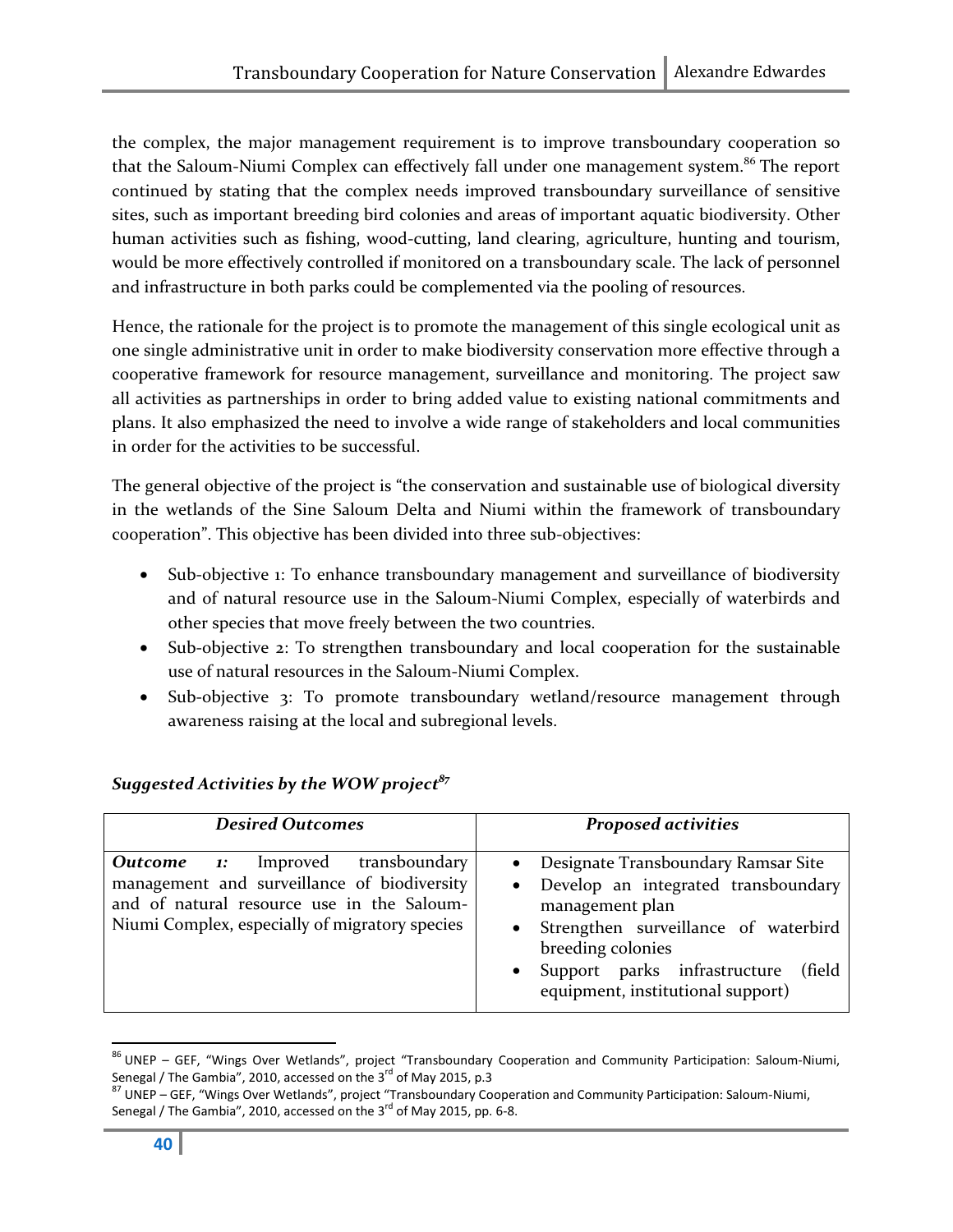the complex, the major management requirement is to improve transboundary cooperation so that the Saloum-Niumi Complex can effectively fall under one management system.[86] The report continued by stating that the complex needs improved transboundary surveillance of sensitive sites, such as important breeding bird colonies and areas of important aquatic biodiversity. Other human activities such as fishing, wood-cutting, land clearing, agriculture, hunting and tourism, would be more effectively controlled if monitored on a transboundary scale. The lack of personnel and infrastructure in both parks could be complemented via the pooling of resources.

Hence, the rationale for the project is to promote the management of this single ecological unit as one single administrative unit in order to make biodiversity conservation more effective through a cooperative framework for resource management, surveillance and monitoring. The project saw all activities as partnerships in order to bring added value to existing national commitments and plans. It also emphasized the need to involve a wide range of stakeholders and local communities in order for the activities to be successful.

The general objective of the project is "the conservation and sustainable use of biological diversity in the wetlands of the Sine Saloum Delta and Niumi within the framework of transboundary cooperation". This objective has been divided into three sub-objectives:

- Sub-objective 1: To enhance transboundary management and surveillance of biodiversity and of natural resource use in the Saloum-Niumi Complex, especially of waterbirds and other species that move freely between the two countries.
- Sub-objective 2: To strengthen transboundary and local cooperation for the sustainable use of natural resources in the Saloum-Niumi Complex.
- Sub-objective 3: To promote transboundary wetland/resource management through awareness raising at the local and subregional levels.

***Suggested Activities by the WOW project***[87]

| ***Desired Outcomes*** | ***Proposed activities*** |
|---|---|
| ***Outcome 1:*** Improved transboundary management and surveillance of biodiversity and of natural resource use in the Saloum-Niumi Complex, especially of migratory species | • Designate Transboundary Ramsar Site<br>• Develop an integrated transboundary management plan<br>• Strengthen surveillance of waterbird breeding colonies<br>• Support parks infrastructure (field equipment, institutional support) |

[86] UNEP – GEF, "Wings Over Wetlands", project "Transboundary Cooperation and Community Participation: Saloum-Niumi, Senegal / The Gambia", 2010, accessed on the 3rd of May 2015, p.3

[87] UNEP – GEF, "Wings Over Wetlands", project "Transboundary Cooperation and Community Participation: Saloum-Niumi, Senegal / The Gambia", 2010, accessed on the 3rd of May 2015, pp. 6-8.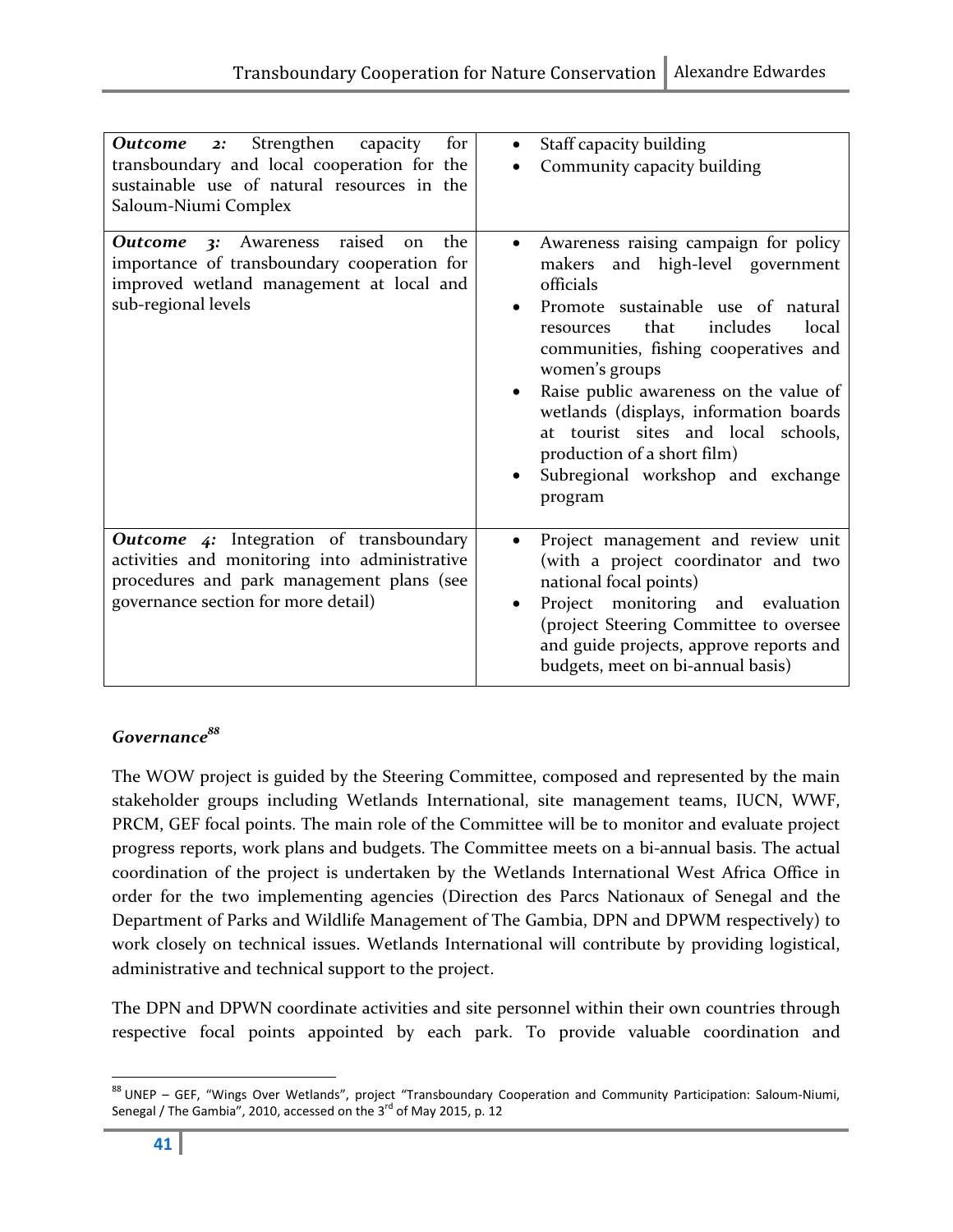| | |
|---|---|
| ***Outcome 2:*** Strengthen capacity for transboundary and local cooperation for the sustainable use of natural resources in the Saloum-Niumi Complex | • Staff capacity building<br>• Community capacity building |
| ***Outcome 3:*** Awareness raised on the importance of transboundary cooperation for improved wetland management at local and sub-regional levels | • Awareness raising campaign for policy makers and high-level government officials<br>• Promote sustainable use of natural resources that includes local communities, fishing cooperatives and women's groups<br>• Raise public awareness on the value of wetlands (displays, information boards at tourist sites and local schools, production of a short film)<br>• Subregional workshop and exchange program |
| ***Outcome 4:*** Integration of transboundary activities and monitoring into administrative procedures and park management plans (see governance section for more detail) | • Project management and review unit (with a project coordinator and two national focal points)<br>• Project monitoring and evaluation (project Steering Committee to oversee and guide projects, approve reports and budgets, meet on bi-annual basis) |

***Governance***[88]

The WOW project is guided by the Steering Committee, composed and represented by the main stakeholder groups including Wetlands International, site management teams, IUCN, WWF, PRCM, GEF focal points. The main role of the Committee will be to monitor and evaluate project progress reports, work plans and budgets. The Committee meets on a bi-annual basis. The actual coordination of the project is undertaken by the Wetlands International West Africa Office in order for the two implementing agencies (Direction des Parcs Nationaux of Senegal and the Department of Parks and Wildlife Management of The Gambia, DPN and DPWM respectively) to work closely on technical issues. Wetlands International will contribute by providing logistical, administrative and technical support to the project.

The DPN and DPWN coordinate activities and site personnel within their own countries through respective focal points appointed by each park. To provide valuable coordination and

[88] UNEP – GEF, "Wings Over Wetlands", project "Transboundary Cooperation and Community Participation: Saloum-Niumi, Senegal / The Gambia", 2010, accessed on the 3rd of May 2015, p. 12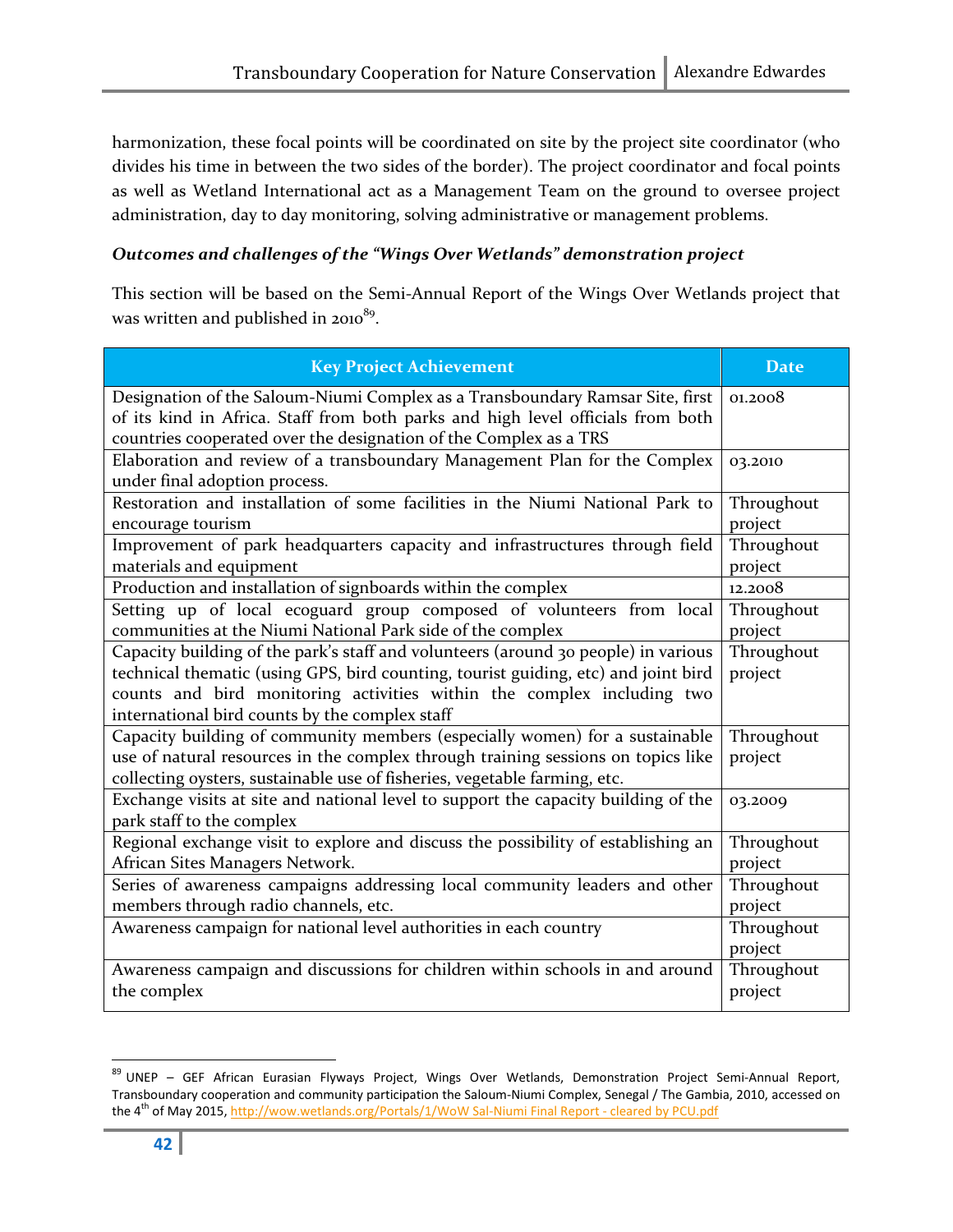harmonization, these focal points will be coordinated on site by the project site coordinator (who divides his time in between the two sides of the border). The project coordinator and focal points as well as Wetland International act as a Management Team on the ground to oversee project administration, day to day monitoring, solving administrative or management problems.

***Outcomes and challenges of the "Wings Over Wetlands" demonstration project***

This section will be based on the Semi-Annual Report of the Wings Over Wetlands project that was written and published in 2010[89].

| Key Project Achievement | Date |
| --- | --- |
| Designation of the Saloum-Niumi Complex as a Transboundary Ramsar Site, first of its kind in Africa. Staff from both parks and high level officials from both countries cooperated over the designation of the Complex as a TRS | 01.2008 |
| Elaboration and review of a transboundary Management Plan for the Complex under final adoption process. | 03.2010 |
| Restoration and installation of some facilities in the Niumi National Park to encourage tourism | Throughout project |
| Improvement of park headquarters capacity and infrastructures through field materials and equipment | Throughout project |
| Production and installation of signboards within the complex | 12.2008 |
| Setting up of local ecoguard group composed of volunteers from local communities at the Niumi National Park side of the complex | Throughout project |
| Capacity building of the park's staff and volunteers (around 30 people) in various technical thematic (using GPS, bird counting, tourist guiding, etc) and joint bird counts and bird monitoring activities within the complex including two international bird counts by the complex staff | Throughout project |
| Capacity building of community members (especially women) for a sustainable use of natural resources in the complex through training sessions on topics like collecting oysters, sustainable use of fisheries, vegetable farming, etc. | Throughout project |
| Exchange visits at site and national level to support the capacity building of the park staff to the complex | 03.2009 |
| Regional exchange visit to explore and discuss the possibility of establishing an African Sites Managers Network. | Throughout project |
| Series of awareness campaigns addressing local community leaders and other members through radio channels, etc. | Throughout project |
| Awareness campaign for national level authorities in each country | Throughout project |
| Awareness campaign and discussions for children within schools in and around the complex | Throughout project |

[89] UNEP – GEF African Eurasian Flyways Project, Wings Over Wetlands, Demonstration Project Semi-Annual Report, Transboundary cooperation and community participation the Saloum-Niumi Complex, Senegal / The Gambia, 2010, accessed on the 4th of May 2015, http://wow.wetlands.org/Portals/1/WoW Sal-Niumi Final Report - cleared by PCU.pdf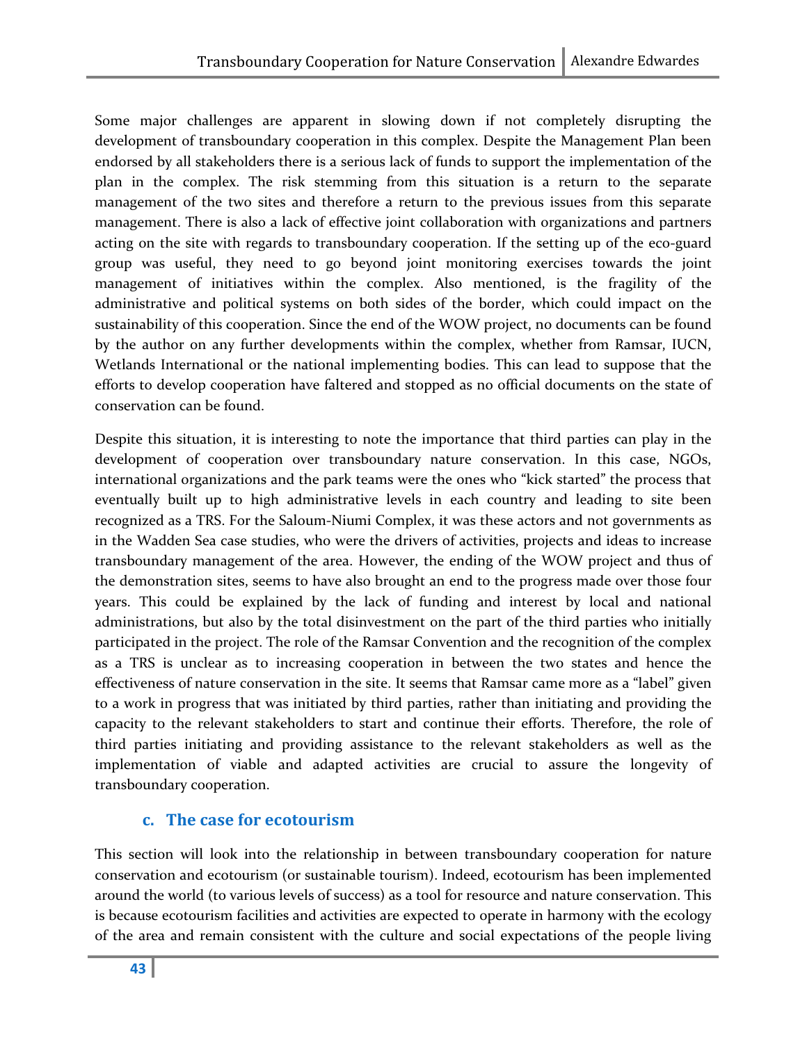Some major challenges are apparent in slowing down if not completely disrupting the development of transboundary cooperation in this complex. Despite the Management Plan been endorsed by all stakeholders there is a serious lack of funds to support the implementation of the plan in the complex. The risk stemming from this situation is a return to the separate management of the two sites and therefore a return to the previous issues from this separate management. There is also a lack of effective joint collaboration with organizations and partners acting on the site with regards to transboundary cooperation. If the setting up of the eco-guard group was useful, they need to go beyond joint monitoring exercises towards the joint management of initiatives within the complex. Also mentioned, is the fragility of the administrative and political systems on both sides of the border, which could impact on the sustainability of this cooperation. Since the end of the WOW project, no documents can be found by the author on any further developments within the complex, whether from Ramsar, IUCN, Wetlands International or the national implementing bodies. This can lead to suppose that the efforts to develop cooperation have faltered and stopped as no official documents on the state of conservation can be found.

Despite this situation, it is interesting to note the importance that third parties can play in the development of cooperation over transboundary nature conservation. In this case, NGOs, international organizations and the park teams were the ones who "kick started" the process that eventually built up to high administrative levels in each country and leading to site been recognized as a TRS. For the Saloum-Niumi Complex, it was these actors and not governments as in the Wadden Sea case studies, who were the drivers of activities, projects and ideas to increase transboundary management of the area. However, the ending of the WOW project and thus of the demonstration sites, seems to have also brought an end to the progress made over those four years. This could be explained by the lack of funding and interest by local and national administrations, but also by the total disinvestment on the part of the third parties who initially participated in the project. The role of the Ramsar Convention and the recognition of the complex as a TRS is unclear as to increasing cooperation in between the two states and hence the effectiveness of nature conservation in the site. It seems that Ramsar came more as a "label" given to a work in progress that was initiated by third parties, rather than initiating and providing the capacity to the relevant stakeholders to start and continue their efforts. Therefore, the role of third parties initiating and providing assistance to the relevant stakeholders as well as the implementation of viable and adapted activities are crucial to assure the longevity of transboundary cooperation.

### c. The case for ecotourism

This section will look into the relationship in between transboundary cooperation for nature conservation and ecotourism (or sustainable tourism). Indeed, ecotourism has been implemented around the world (to various levels of success) as a tool for resource and nature conservation. This is because ecotourism facilities and activities are expected to operate in harmony with the ecology of the area and remain consistent with the culture and social expectations of the people living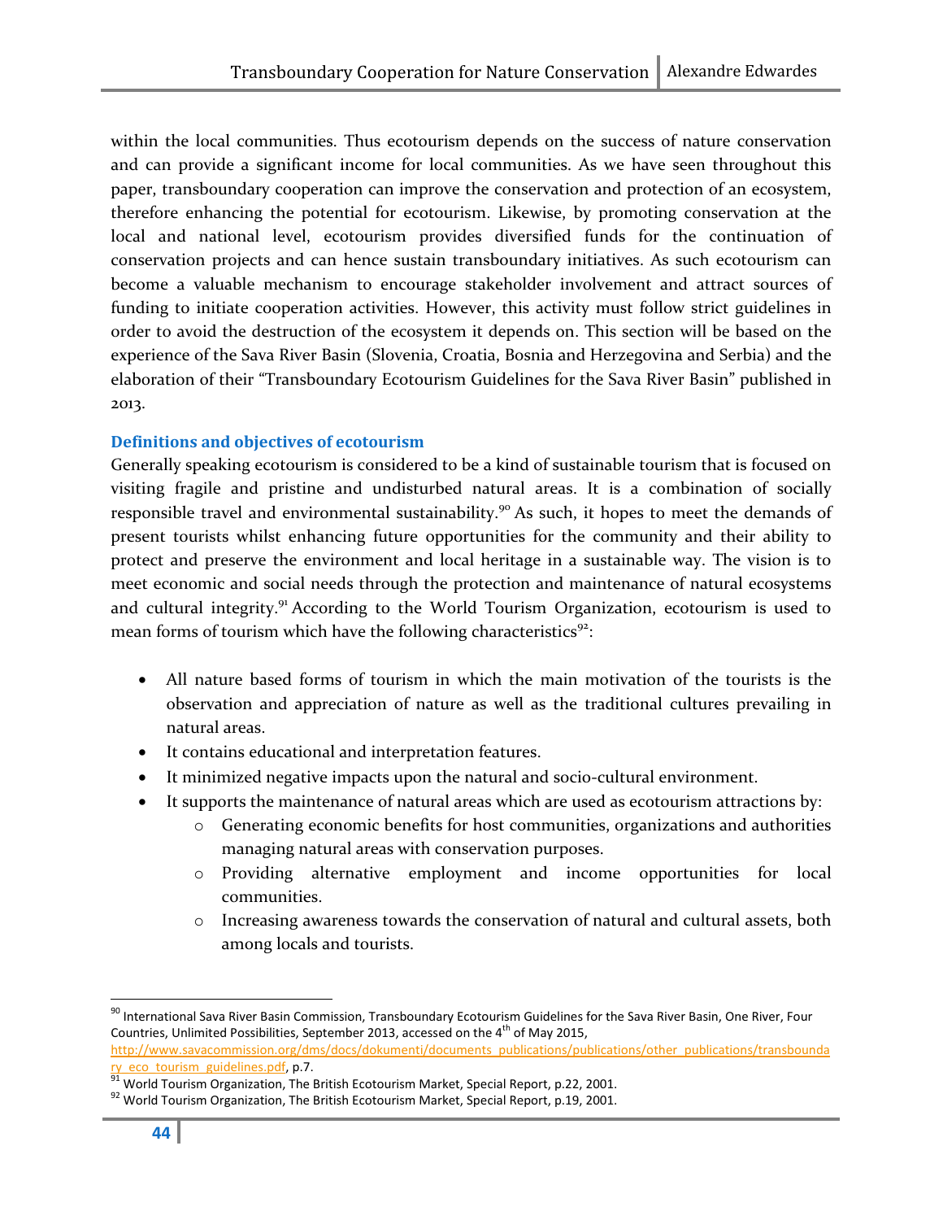within the local communities. Thus ecotourism depends on the success of nature conservation and can provide a significant income for local communities. As we have seen throughout this paper, transboundary cooperation can improve the conservation and protection of an ecosystem, therefore enhancing the potential for ecotourism. Likewise, by promoting conservation at the local and national level, ecotourism provides diversified funds for the continuation of conservation projects and can hence sustain transboundary initiatives. As such ecotourism can become a valuable mechanism to encourage stakeholder involvement and attract sources of funding to initiate cooperation activities. However, this activity must follow strict guidelines in order to avoid the destruction of the ecosystem it depends on. This section will be based on the experience of the Sava River Basin (Slovenia, Croatia, Bosnia and Herzegovina and Serbia) and the elaboration of their "Transboundary Ecotourism Guidelines for the Sava River Basin" published in 2013.

### Definitions and objectives of ecotourism

Generally speaking ecotourism is considered to be a kind of sustainable tourism that is focused on visiting fragile and pristine and undisturbed natural areas. It is a combination of socially responsible travel and environmental sustainability.[90] As such, it hopes to meet the demands of present tourists whilst enhancing future opportunities for the community and their ability to protect and preserve the environment and local heritage in a sustainable way. The vision is to meet economic and social needs through the protection and maintenance of natural ecosystems and cultural integrity.[91] According to the World Tourism Organization, ecotourism is used to mean forms of tourism which have the following characteristics[92]:

- All nature based forms of tourism in which the main motivation of the tourists is the observation and appreciation of nature as well as the traditional cultures prevailing in natural areas.
- It contains educational and interpretation features.
- It minimized negative impacts upon the natural and socio-cultural environment.
- It supports the maintenance of natural areas which are used as ecotourism attractions by:
    - Generating economic benefits for host communities, organizations and authorities managing natural areas with conservation purposes.
    - Providing alternative employment and income opportunities for local communities.
    - Increasing awareness towards the conservation of natural and cultural assets, both among locals and tourists.

---

[90] International Sava River Basin Commission, Transboundary Ecotourism Guidelines for the Sava River Basin, One River, Four Countries, Unlimited Possibilities, September 2013, accessed on the 4th of May 2015, http://www.savacommission.org/dms/docs/dokumenti/documents_publications/publications/other_publications/transboundary_eco_tourism_guidelines.pdf, p.7.

[91] World Tourism Organization, The British Ecotourism Market, Special Report, p.22, 2001.

[92] World Tourism Organization, The British Ecotourism Market, Special Report, p.19, 2001.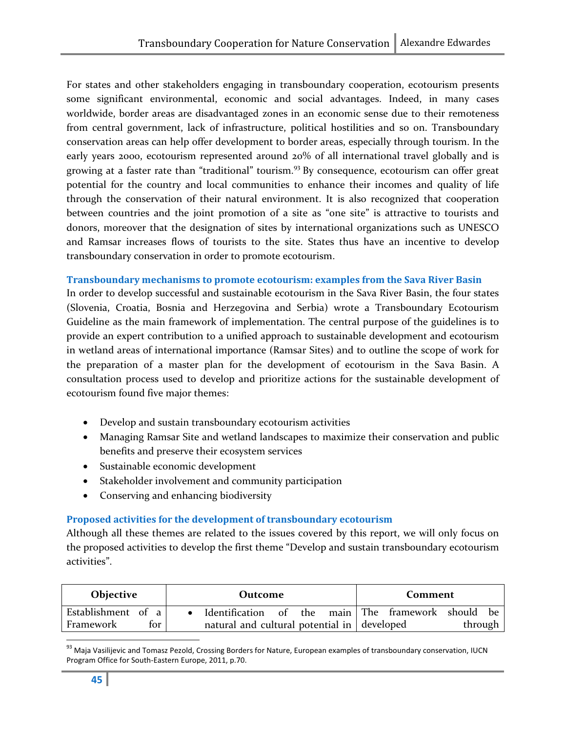For states and other stakeholders engaging in transboundary cooperation, ecotourism presents some significant environmental, economic and social advantages. Indeed, in many cases worldwide, border areas are disadvantaged zones in an economic sense due to their remoteness from central government, lack of infrastructure, political hostilities and so on. Transboundary conservation areas can help offer development to border areas, especially through tourism. In the early years 2000, ecotourism represented around 20% of all international travel globally and is growing at a faster rate than "traditional" tourism.[93] By consequence, ecotourism can offer great potential for the country and local communities to enhance their incomes and quality of life through the conservation of their natural environment. It is also recognized that cooperation between countries and the joint promotion of a site as "one site" is attractive to tourists and donors, moreover that the designation of sites by international organizations such as UNESCO and Ramsar increases flows of tourists to the site. States thus have an incentive to develop transboundary conservation in order to promote ecotourism.

### Transboundary mechanisms to promote ecotourism: examples from the Sava River Basin

In order to develop successful and sustainable ecotourism in the Sava River Basin, the four states (Slovenia, Croatia, Bosnia and Herzegovina and Serbia) wrote a Transboundary Ecotourism Guideline as the main framework of implementation. The central purpose of the guidelines is to provide an expert contribution to a unified approach to sustainable development and ecotourism in wetland areas of international importance (Ramsar Sites) and to outline the scope of work for the preparation of a master plan for the development of ecotourism in the Sava Basin. A consultation process used to develop and prioritize actions for the sustainable development of ecotourism found five major themes:

- Develop and sustain transboundary ecotourism activities
- Managing Ramsar Site and wetland landscapes to maximize their conservation and public benefits and preserve their ecosystem services
- Sustainable economic development
- Stakeholder involvement and community participation
- Conserving and enhancing biodiversity

### Proposed activities for the development of transboundary ecotourism

Although all these themes are related to the issues covered by this report, we will only focus on the proposed activities to develop the first theme "Develop and sustain transboundary ecotourism activities".

| Objective | Outcome | Comment |
|---|---|---|
| Establishment of a Framework for | • Identification of the main natural and cultural potential in | The framework should be developed through |

[93] Maja Vasilijevic and Tomasz Pezold, Crossing Borders for Nature, European examples of transboundary conservation, IUCN Program Office for South-Eastern Europe, 2011, p.70.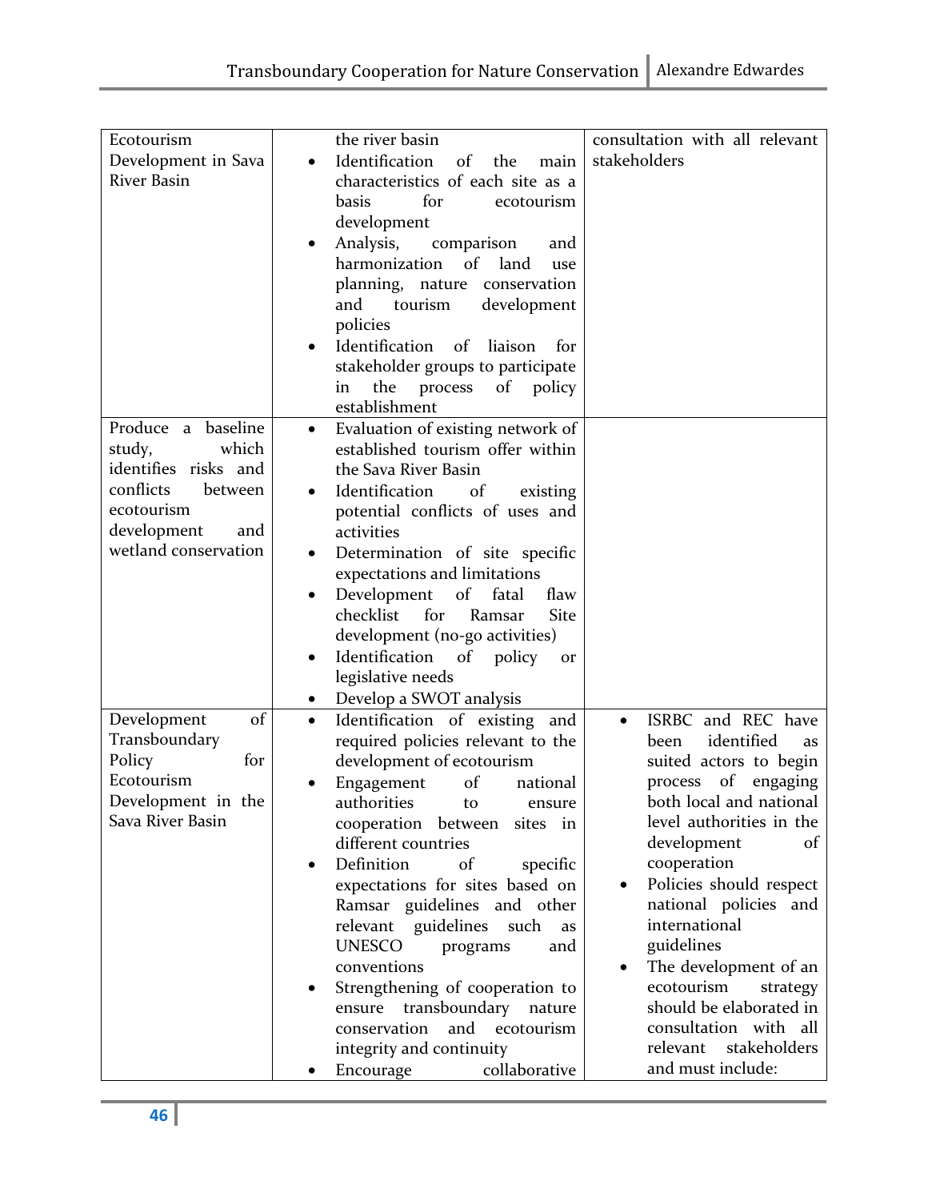| | | |
|---|---|---|
| Ecotourism Development in Sava River Basin | the river basin<br>• Identification of the main characteristics of each site as a basis for ecotourism development<br>• Analysis, comparison and harmonization of land use planning, nature conservation and tourism development policies<br>• Identification of liaison for stakeholder groups to participate in the process of policy establishment | consultation with all relevant stakeholders |
| Produce a baseline study, which identifies risks and conflicts between ecotourism development and wetland conservation | • Evaluation of existing network of established tourism offer within the Sava River Basin<br>• Identification of existing potential conflicts of uses and activities<br>• Determination of site specific expectations and limitations<br>• Development of fatal flaw checklist for Ramsar Site development (no-go activities)<br>• Identification of policy or legislative needs<br>• Develop a SWOT analysis | |
| Development of Transboundary Policy for Ecotourism Development in the Sava River Basin | • Identification of existing and required policies relevant to the development of ecotourism<br>• Engagement of national authorities to ensure cooperation between sites in different countries<br>• Definition of specific expectations for sites based on Ramsar guidelines and other relevant guidelines such as UNESCO programs and conventions<br>• Strengthening of cooperation to ensure transboundary nature conservation and ecotourism integrity and continuity<br>• Encourage collaborative | • ISRBC and REC have been identified as suited actors to begin process of engaging both local and national level authorities in the development of cooperation<br>• Policies should respect national policies and international guidelines<br>• The development of an ecotourism strategy should be elaborated in consultation with all relevant stakeholders and must include: |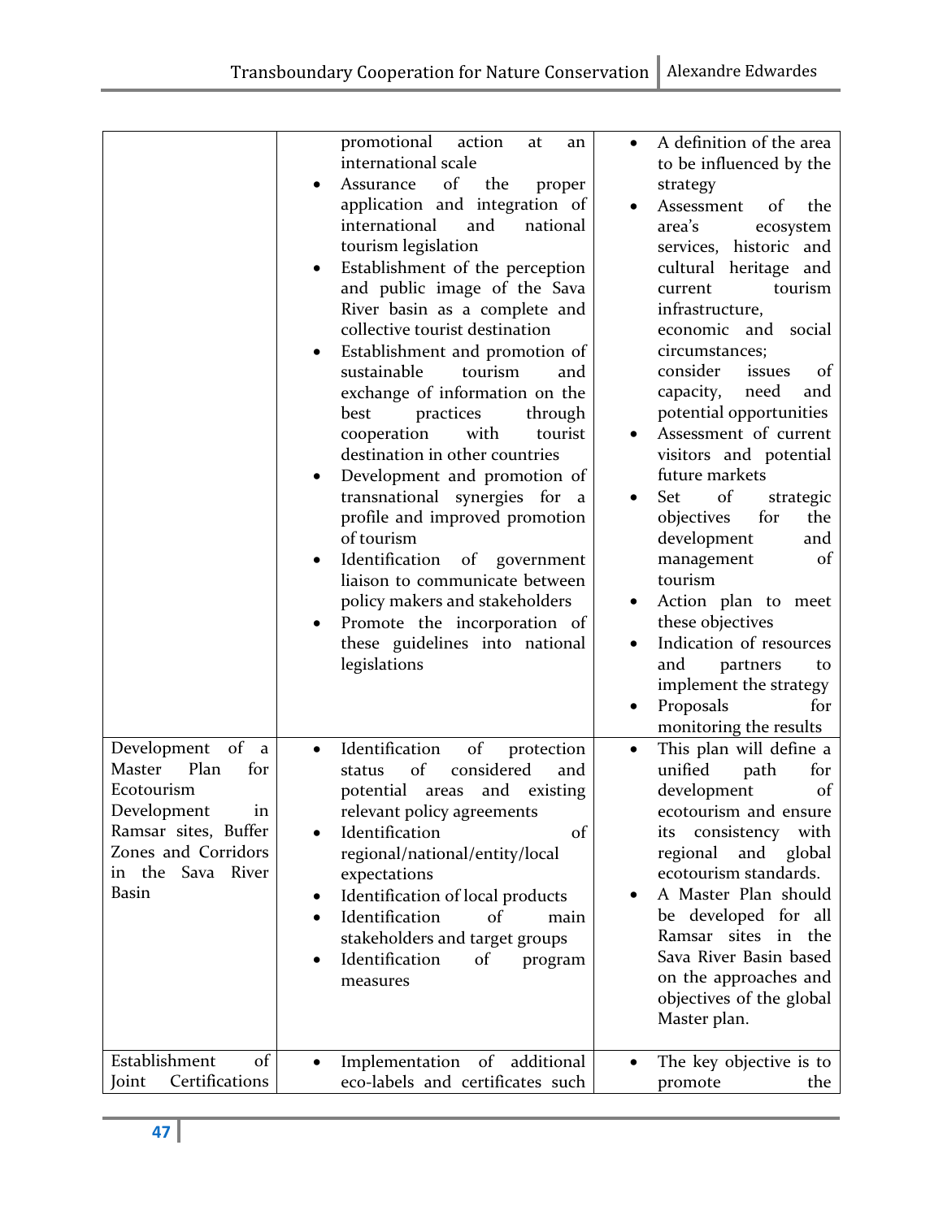| | | |
|---|---|---|
| | promotional action at an international scale<br>• Assurance of the proper application and integration of international and national tourism legislation<br>• Establishment of the perception and public image of the Sava River basin as a complete and collective tourist destination<br>• Establishment and promotion of sustainable tourism and exchange of information on the best practices through cooperation with tourist destination in other countries<br>• Development and promotion of transnational synergies for a profile and improved promotion of tourism<br>• Identification of government liaison to communicate between policy makers and stakeholders<br>• Promote the incorporation of these guidelines into national legislations | • A definition of the area to be influenced by the strategy<br>• Assessment of the area's ecosystem services, historic and cultural heritage and current tourism infrastructure, economic and social circumstances; consider issues of capacity, need and potential opportunities<br>• Assessment of current visitors and potential future markets<br>• Set of strategic objectives for the development and management of tourism<br>• Action plan to meet these objectives<br>• Indication of resources and partners to implement the strategy<br>• Proposals for monitoring the results |
| Development of a Master Plan for Ecotourism Development in Ramsar sites, Buffer Zones and Corridors in the Sava River Basin | • Identification of protection status of considered and potential areas and existing relevant policy agreements<br>• Identification of regional/national/entity/local expectations<br>• Identification of local products<br>• Identification of main stakeholders and target groups<br>• Identification of program measures | • This plan will define a unified path for development of ecotourism and ensure its consistency with regional and global ecotourism standards.<br>• A Master Plan should be developed for all Ramsar sites in the Sava River Basin based on the approaches and objectives of the global Master plan. |
| Establishment of Joint Certifications | • Implementation of additional eco-labels and certificates such | • The key objective is to promote the |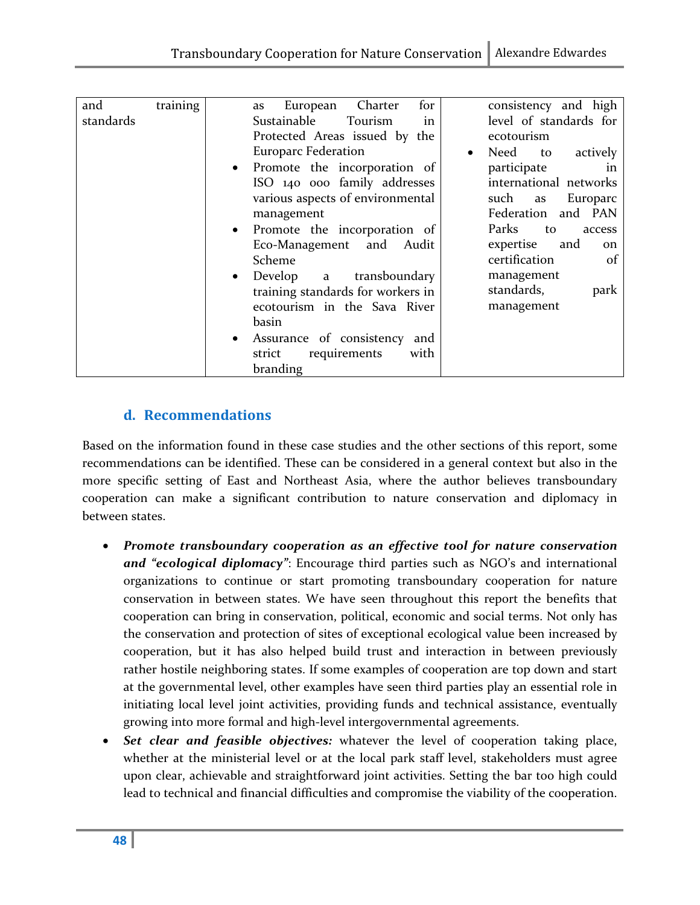| and training standards | • as European Charter for Sustainable Tourism in Protected Areas issued by the Europarc Federation<br>• Promote the incorporation of ISO 140 000 family addresses various aspects of environmental management<br>• Promote the incorporation of Eco-Management and Audit Scheme<br>• Develop a transboundary training standards for workers in ecotourism in the Sava River basin<br>• Assurance of consistency and strict requirements with branding | consistency and high level of standards for ecotourism<br>• Need to actively participate in international networks such as Europarc Federation and PAN Parks to access expertise and on certification of management standards, park management |
|---|---|---|

## d. Recommendations

Based on the information found in these case studies and the other sections of this report, some recommendations can be identified. These can be considered in a general context but also in the more specific setting of East and Northeast Asia, where the author believes transboundary cooperation can make a significant contribution to nature conservation and diplomacy in between states.

- ***Promote transboundary cooperation as an effective tool for nature conservation and "ecological diplomacy"***: Encourage third parties such as NGO's and international organizations to continue or start promoting transboundary cooperation for nature conservation in between states. We have seen throughout this report the benefits that cooperation can bring in conservation, political, economic and social terms. Not only has the conservation and protection of sites of exceptional ecological value been increased by cooperation, but it has also helped build trust and interaction in between previously rather hostile neighboring states. If some examples of cooperation are top down and start at the governmental level, other examples have seen third parties play an essential role in initiating local level joint activities, providing funds and technical assistance, eventually growing into more formal and high-level intergovernmental agreements.
- ***Set clear and feasible objectives:*** whatever the level of cooperation taking place, whether at the ministerial level or at the local park staff level, stakeholders must agree upon clear, achievable and straightforward joint activities. Setting the bar too high could lead to technical and financial difficulties and compromise the viability of the cooperation.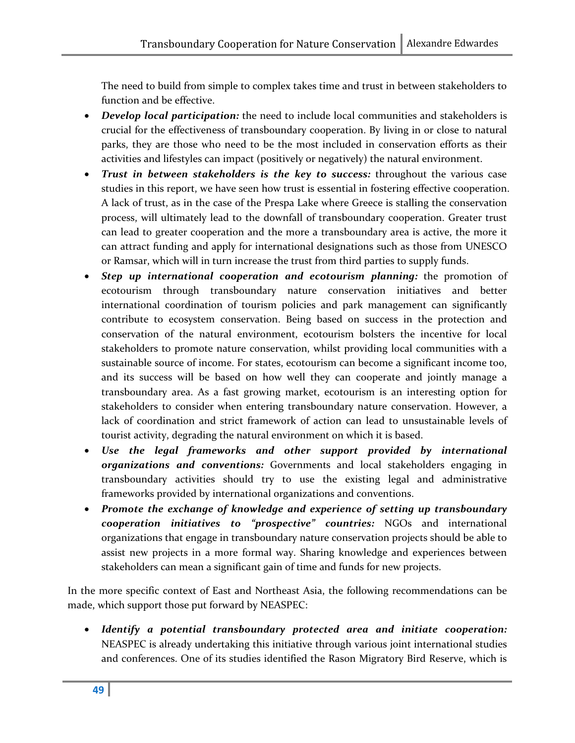The need to build from simple to complex takes time and trust in between stakeholders to function and be effective.

- ***Develop local participation:*** the need to include local communities and stakeholders is crucial for the effectiveness of transboundary cooperation. By living in or close to natural parks, they are those who need to be the most included in conservation efforts as their activities and lifestyles can impact (positively or negatively) the natural environment.
- ***Trust in between stakeholders is the key to success:*** throughout the various case studies in this report, we have seen how trust is essential in fostering effective cooperation. A lack of trust, as in the case of the Prespa Lake where Greece is stalling the conservation process, will ultimately lead to the downfall of transboundary cooperation. Greater trust can lead to greater cooperation and the more a transboundary area is active, the more it can attract funding and apply for international designations such as those from UNESCO or Ramsar, which will in turn increase the trust from third parties to supply funds.
- ***Step up international cooperation and ecotourism planning:*** the promotion of ecotourism through transboundary nature conservation initiatives and better international coordination of tourism policies and park management can significantly contribute to ecosystem conservation. Being based on success in the protection and conservation of the natural environment, ecotourism bolsters the incentive for local stakeholders to promote nature conservation, whilst providing local communities with a sustainable source of income. For states, ecotourism can become a significant income too, and its success will be based on how well they can cooperate and jointly manage a transboundary area. As a fast growing market, ecotourism is an interesting option for stakeholders to consider when entering transboundary nature conservation. However, a lack of coordination and strict framework of action can lead to unsustainable levels of tourist activity, degrading the natural environment on which it is based.
- ***Use the legal frameworks and other support provided by international organizations and conventions:*** Governments and local stakeholders engaging in transboundary activities should try to use the existing legal and administrative frameworks provided by international organizations and conventions.
- ***Promote the exchange of knowledge and experience of setting up transboundary cooperation initiatives to "prospective" countries:*** NGOs and international organizations that engage in transboundary nature conservation projects should be able to assist new projects in a more formal way. Sharing knowledge and experiences between stakeholders can mean a significant gain of time and funds for new projects.

In the more specific context of East and Northeast Asia, the following recommendations can be made, which support those put forward by NEASPEC:

- ***Identify a potential transboundary protected area and initiate cooperation:*** NEASPEC is already undertaking this initiative through various joint international studies and conferences. One of its studies identified the Rason Migratory Bird Reserve, which is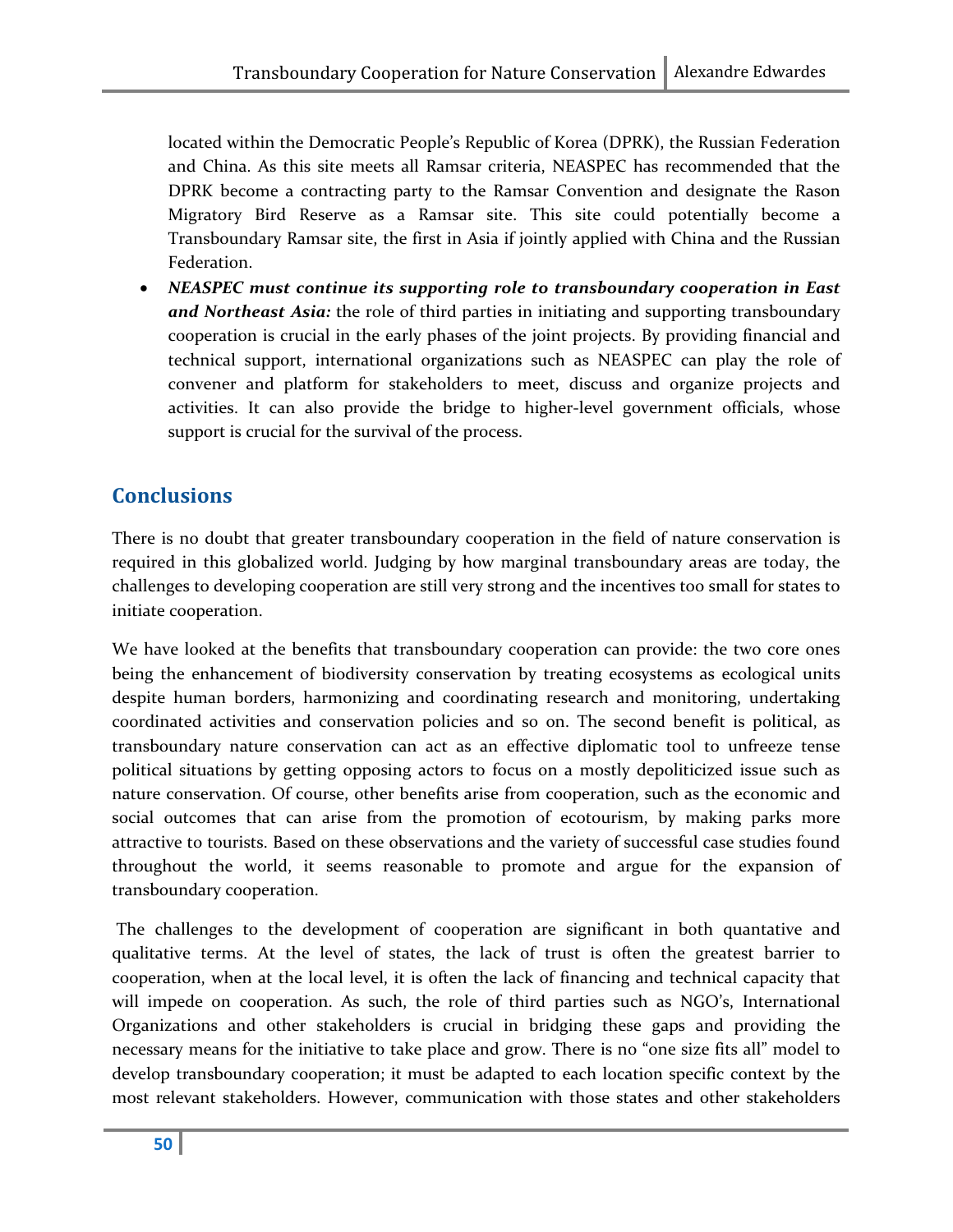located within the Democratic People's Republic of Korea (DPRK), the Russian Federation and China. As this site meets all Ramsar criteria, NEASPEC has recommended that the DPRK become a contracting party to the Ramsar Convention and designate the Rason Migratory Bird Reserve as a Ramsar site. This site could potentially become a Transboundary Ramsar site, the first in Asia if jointly applied with China and the Russian Federation.

- ***NEASPEC must continue its supporting role to transboundary cooperation in East and Northeast Asia:*** the role of third parties in initiating and supporting transboundary cooperation is crucial in the early phases of the joint projects. By providing financial and technical support, international organizations such as NEASPEC can play the role of convener and platform for stakeholders to meet, discuss and organize projects and activities. It can also provide the bridge to higher-level government officials, whose support is crucial for the survival of the process.

## Conclusions

There is no doubt that greater transboundary cooperation in the field of nature conservation is required in this globalized world. Judging by how marginal transboundary areas are today, the challenges to developing cooperation are still very strong and the incentives too small for states to initiate cooperation.

We have looked at the benefits that transboundary cooperation can provide: the two core ones being the enhancement of biodiversity conservation by treating ecosystems as ecological units despite human borders, harmonizing and coordinating research and monitoring, undertaking coordinated activities and conservation policies and so on. The second benefit is political, as transboundary nature conservation can act as an effective diplomatic tool to unfreeze tense political situations by getting opposing actors to focus on a mostly depoliticized issue such as nature conservation. Of course, other benefits arise from cooperation, such as the economic and social outcomes that can arise from the promotion of ecotourism, by making parks more attractive to tourists. Based on these observations and the variety of successful case studies found throughout the world, it seems reasonable to promote and argue for the expansion of transboundary cooperation.

The challenges to the development of cooperation are significant in both quantative and qualitative terms. At the level of states, the lack of trust is often the greatest barrier to cooperation, when at the local level, it is often the lack of financing and technical capacity that will impede on cooperation. As such, the role of third parties such as NGO's, International Organizations and other stakeholders is crucial in bridging these gaps and providing the necessary means for the initiative to take place and grow. There is no "one size fits all" model to develop transboundary cooperation; it must be adapted to each location specific context by the most relevant stakeholders. However, communication with those states and other stakeholders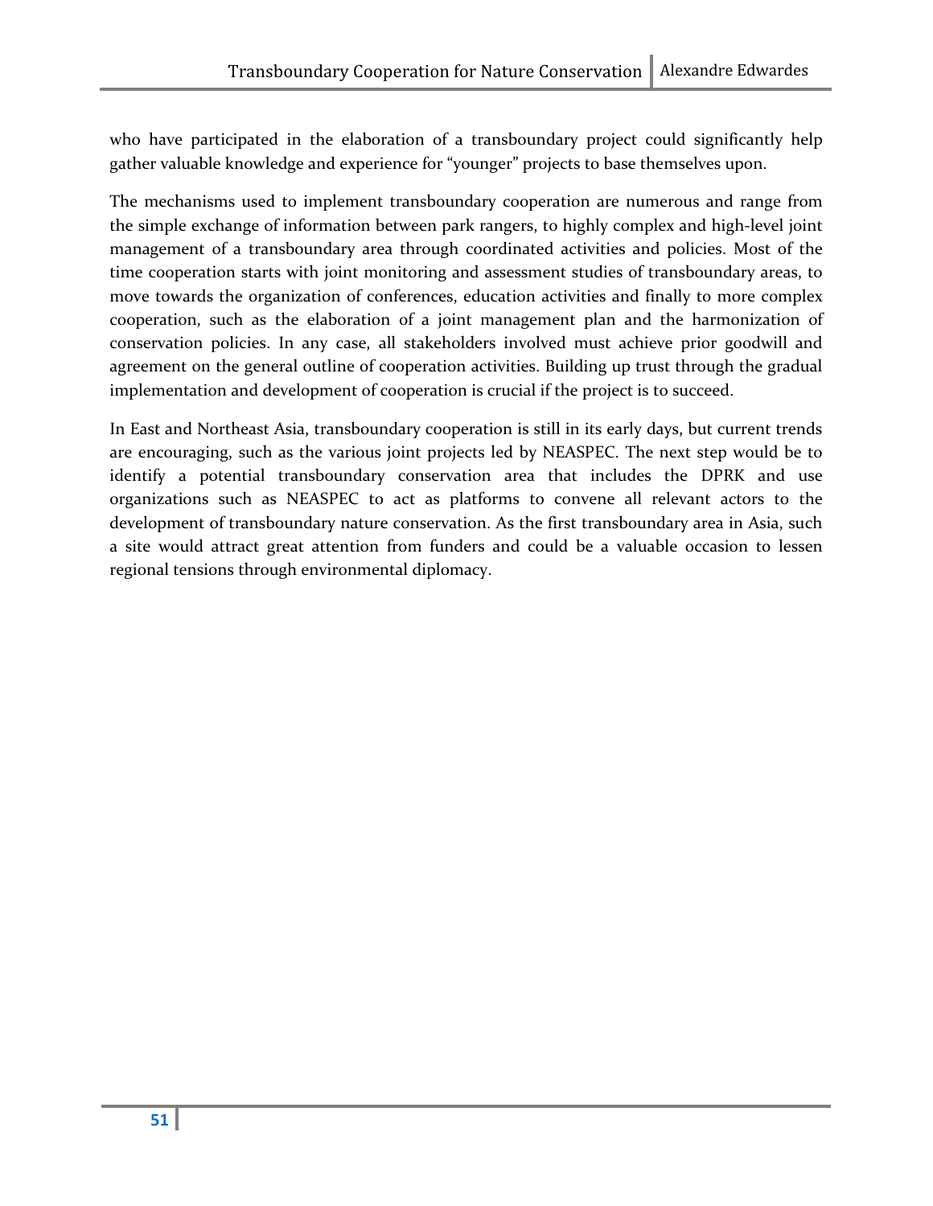who have participated in the elaboration of a transboundary project could significantly help gather valuable knowledge and experience for "younger" projects to base themselves upon.

The mechanisms used to implement transboundary cooperation are numerous and range from the simple exchange of information between park rangers, to highly complex and high-level joint management of a transboundary area through coordinated activities and policies. Most of the time cooperation starts with joint monitoring and assessment studies of transboundary areas, to move towards the organization of conferences, education activities and finally to more complex cooperation, such as the elaboration of a joint management plan and the harmonization of conservation policies. In any case, all stakeholders involved must achieve prior goodwill and agreement on the general outline of cooperation activities. Building up trust through the gradual implementation and development of cooperation is crucial if the project is to succeed.

In East and Northeast Asia, transboundary cooperation is still in its early days, but current trends are encouraging, such as the various joint projects led by NEASPEC. The next step would be to identify a potential transboundary conservation area that includes the DPRK and use organizations such as NEASPEC to act as platforms to convene all relevant actors to the development of transboundary nature conservation. As the first transboundary area in Asia, such a site would attract great attention from funders and could be a valuable occasion to lessen regional tensions through environmental diplomacy.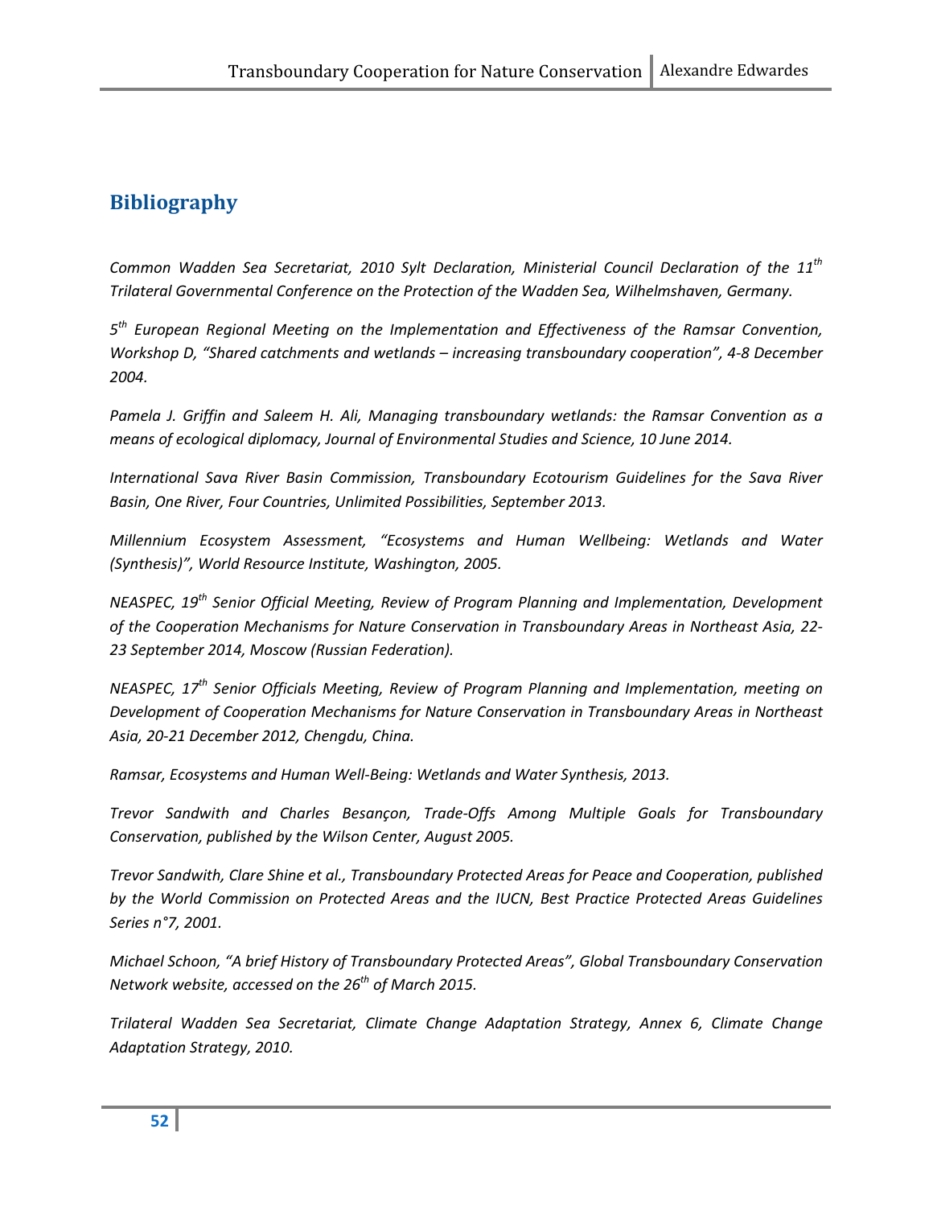## Bibliography

*Common Wadden Sea Secretariat, 2010 Sylt Declaration, Ministerial Council Declaration of the 11th Trilateral Governmental Conference on the Protection of the Wadden Sea, Wilhelmshaven, Germany.*

*5th European Regional Meeting on the Implementation and Effectiveness of the Ramsar Convention, Workshop D, "Shared catchments and wetlands – increasing transboundary cooperation", 4-8 December 2004.*

*Pamela J. Griffin and Saleem H. Ali, Managing transboundary wetlands: the Ramsar Convention as a means of ecological diplomacy, Journal of Environmental Studies and Science, 10 June 2014.*

*International Sava River Basin Commission, Transboundary Ecotourism Guidelines for the Sava River Basin, One River, Four Countries, Unlimited Possibilities, September 2013.*

*Millennium Ecosystem Assessment, "Ecosystems and Human Wellbeing: Wetlands and Water (Synthesis)", World Resource Institute, Washington, 2005.*

*NEASPEC, 19th Senior Official Meeting, Review of Program Planning and Implementation, Development of the Cooperation Mechanisms for Nature Conservation in Transboundary Areas in Northeast Asia, 22-23 September 2014, Moscow (Russian Federation).*

*NEASPEC, 17th Senior Officials Meeting, Review of Program Planning and Implementation, meeting on Development of Cooperation Mechanisms for Nature Conservation in Transboundary Areas in Northeast Asia, 20-21 December 2012, Chengdu, China.*

*Ramsar, Ecosystems and Human Well-Being: Wetlands and Water Synthesis, 2013.*

*Trevor Sandwith and Charles Besançon, Trade-Offs Among Multiple Goals for Transboundary Conservation, published by the Wilson Center, August 2005.*

*Trevor Sandwith, Clare Shine et al., Transboundary Protected Areas for Peace and Cooperation, published by the World Commission on Protected Areas and the IUCN, Best Practice Protected Areas Guidelines Series n°7, 2001.*

*Michael Schoon, "A brief History of Transboundary Protected Areas", Global Transboundary Conservation Network website, accessed on the 26th of March 2015.*

*Trilateral Wadden Sea Secretariat, Climate Change Adaptation Strategy, Annex 6, Climate Change Adaptation Strategy, 2010.*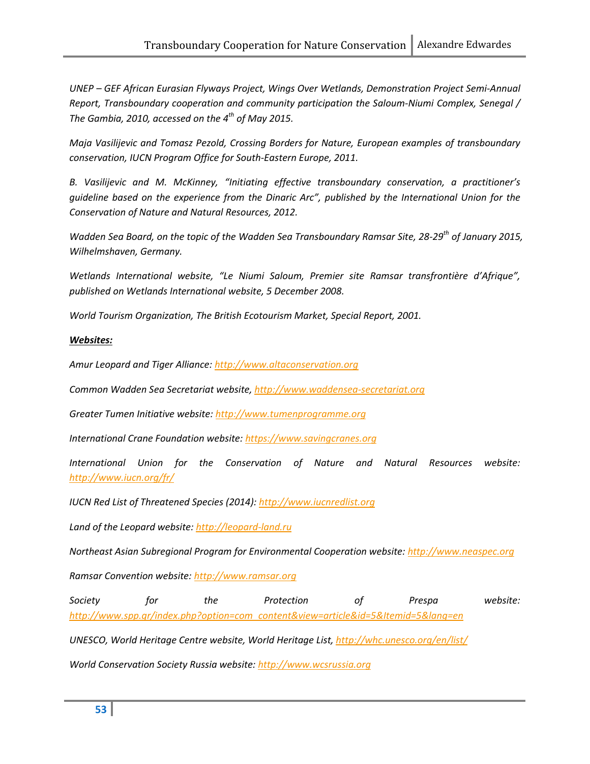*UNEP – GEF African Eurasian Flyways Project, Wings Over Wetlands, Demonstration Project Semi-Annual Report, Transboundary cooperation and community participation the Saloum-Niumi Complex, Senegal / The Gambia, 2010, accessed on the 4th of May 2015.*

*Maja Vasilijevic and Tomasz Pezold, Crossing Borders for Nature, European examples of transboundary conservation, IUCN Program Office for South-Eastern Europe, 2011.*

*B. Vasilijevic and M. McKinney, "Initiating effective transboundary conservation, a practitioner's guideline based on the experience from the Dinaric Arc", published by the International Union for the Conservation of Nature and Natural Resources, 2012.*

*Wadden Sea Board, on the topic of the Wadden Sea Transboundary Ramsar Site, 28-29th of January 2015, Wilhelmshaven, Germany.*

*Wetlands International website, "Le Niumi Saloum, Premier site Ramsar transfrontière d'Afrique", published on Wetlands International website, 5 December 2008.*

*World Tourism Organization, The British Ecotourism Market, Special Report, 2001.*

***Websites:***

*Amur Leopard and Tiger Alliance: http://www.altaconservation.org*

*Common Wadden Sea Secretariat website, http://www.waddensea-secretariat.org*

*Greater Tumen Initiative website: http://www.tumenprogramme.org*

*International Crane Foundation website: https://www.savingcranes.org*

*International Union for the Conservation of Nature and Natural Resources website: http://www.iucn.org/fr/*

*IUCN Red List of Threatened Species (2014): http://www.iucnredlist.org*

*Land of the Leopard website: http://leopard-land.ru*

*Northeast Asian Subregional Program for Environmental Cooperation website: http://www.neaspec.org*

*Ramsar Convention website: http://www.ramsar.org*

*Society for the Protection of Prespa website: http://www.spp.gr/index.php?option=com_content&view=article&id=5&Itemid=5&lang=en*

*UNESCO, World Heritage Centre website, World Heritage List, http://whc.unesco.org/en/list/*

*World Conservation Society Russia website: http://www.wcsrussia.org*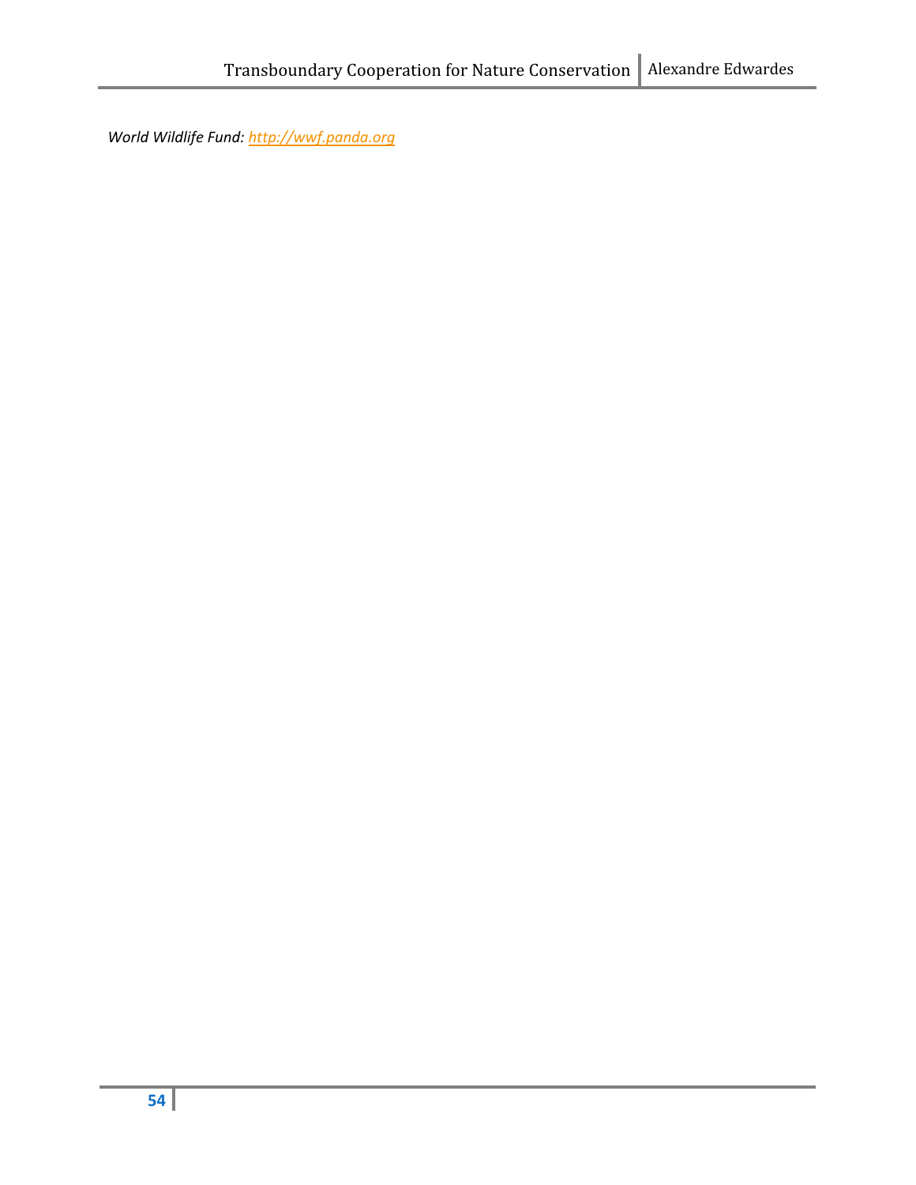*World Wildlife Fund: http://wwf.panda.org*